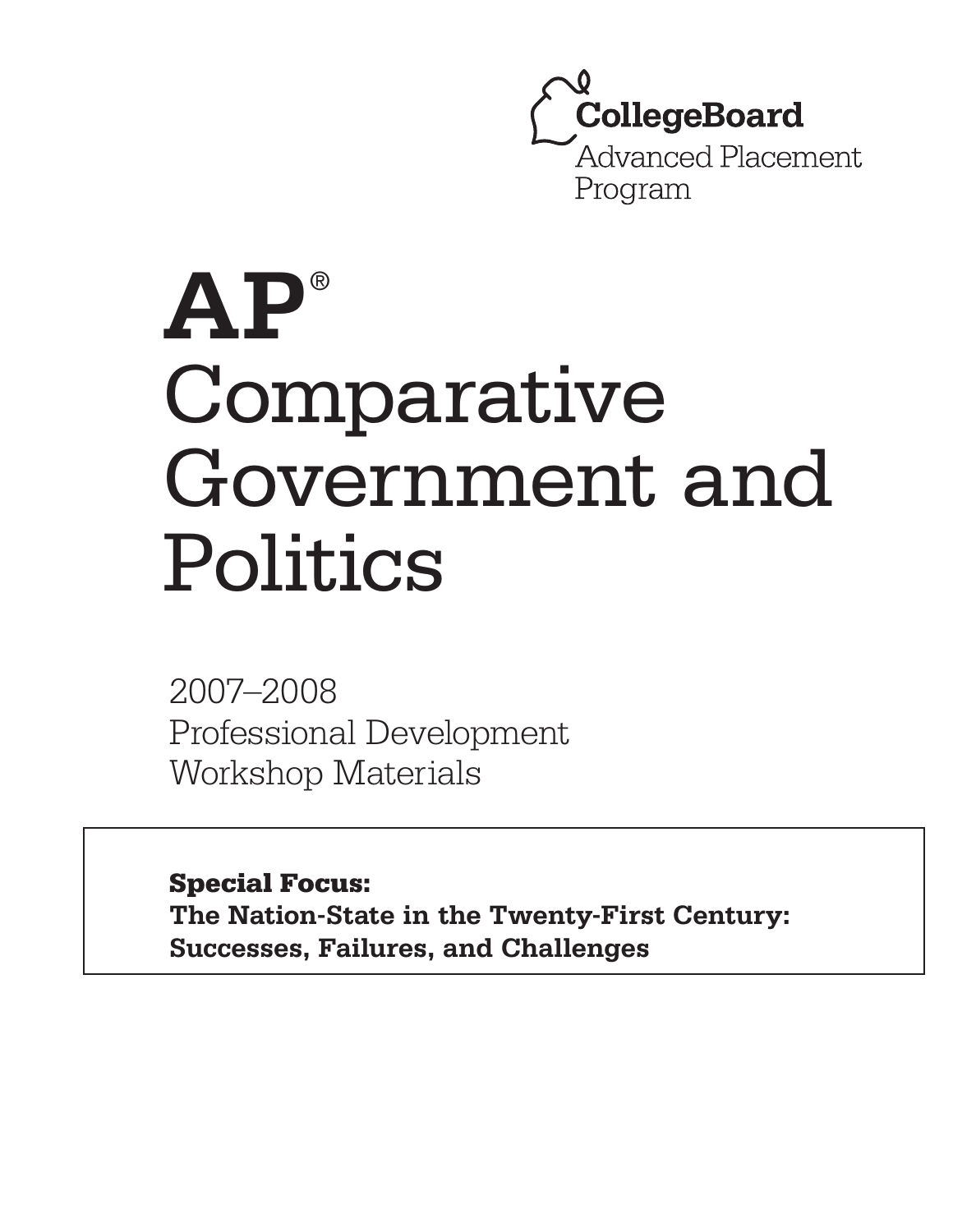CollegeBoard
Advanced Placement
Program

# AP® Comparative Government and Politics

2007–2008
Professional Development
Workshop Materials

**Special Focus:**
**The Nation-State in the Twenty-First Century: Successes, Failures, and Challenges**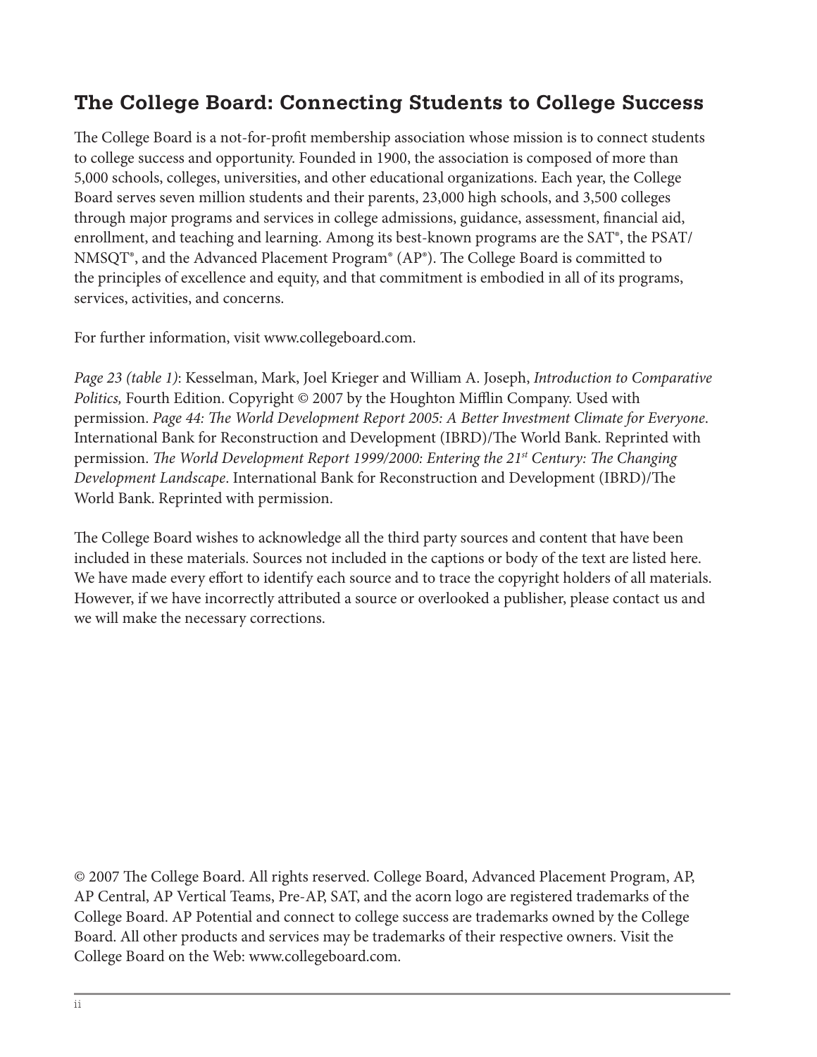## The College Board: Connecting Students to College Success

The College Board is a not-for-profit membership association whose mission is to connect students to college success and opportunity. Founded in 1900, the association is composed of more than 5,000 schools, colleges, universities, and other educational organizations. Each year, the College Board serves seven million students and their parents, 23,000 high schools, and 3,500 colleges through major programs and services in college admissions, guidance, assessment, financial aid, enrollment, and teaching and learning. Among its best-known programs are the SAT®, the PSAT/NMSQT®, and the Advanced Placement Program® (AP®). The College Board is committed to the principles of excellence and equity, and that commitment is embodied in all of its programs, services, activities, and concerns.

For further information, visit www.collegeboard.com.

*Page 23 (table 1)*: Kesselman, Mark, Joel Krieger and William A. Joseph, *Introduction to Comparative Politics,* Fourth Edition. Copyright © 2007 by the Houghton Mifflin Company. Used with permission. *Page 44: The World Development Report 2005: A Better Investment Climate for Everyone*. International Bank for Reconstruction and Development (IBRD)/The World Bank. Reprinted with permission. *The World Development Report 1999/2000: Entering the 21st Century: The Changing Development Landscape*. International Bank for Reconstruction and Development (IBRD)/The World Bank. Reprinted with permission.

The College Board wishes to acknowledge all the third party sources and content that have been included in these materials. Sources not included in the captions or body of the text are listed here. We have made every effort to identify each source and to trace the copyright holders of all materials. However, if we have incorrectly attributed a source or overlooked a publisher, please contact us and we will make the necessary corrections.

© 2007 The College Board. All rights reserved. College Board, Advanced Placement Program, AP, AP Central, AP Vertical Teams, Pre-AP, SAT, and the acorn logo are registered trademarks of the College Board. AP Potential and connect to college success are trademarks owned by the College Board. All other products and services may be trademarks of their respective owners. Visit the College Board on the Web: www.collegeboard.com.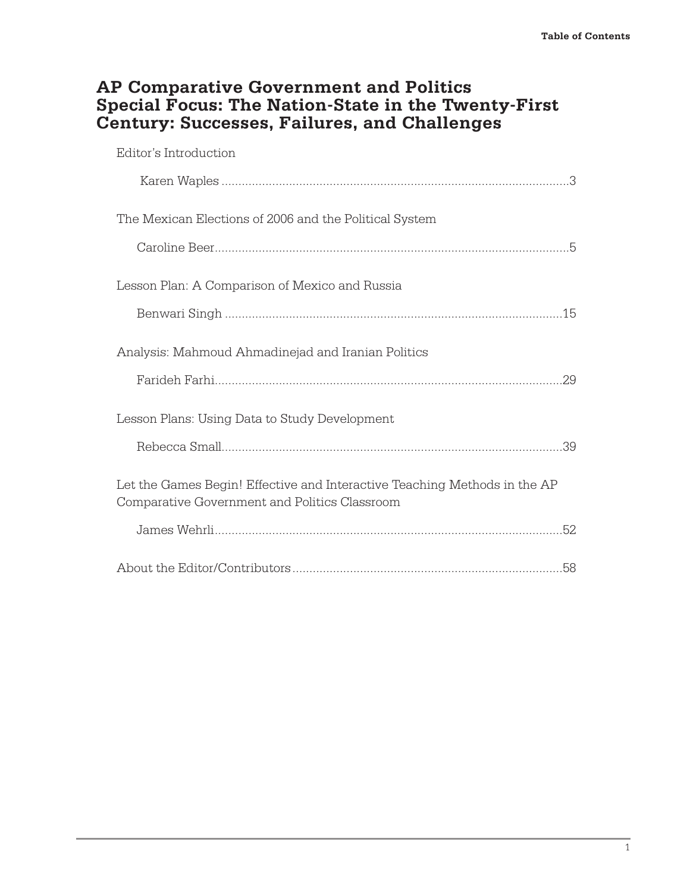# AP Comparative Government and Politics Special Focus: The Nation-State in the Twenty-First Century: Successes, Failures, and Challenges

Editor's Introduction

Karen Waples ........................................................................................................3

The Mexican Elections of 2006 and the Political System

Caroline Beer........................................................................................................5

Lesson Plan: A Comparison of Mexico and Russia

Benwari Singh ....................................................................................................15

Analysis: Mahmoud Ahmadinejad and Iranian Politics

Farideh Farhi.......................................................................................................29

Lesson Plans: Using Data to Study Development

Rebecca Small.....................................................................................................39

Let the Games Begin! Effective and Interactive Teaching Methods in the AP Comparative Government and Politics Classroom

James Wehrli.......................................................................................................52

About the Editor/Contributors ...............................................................................58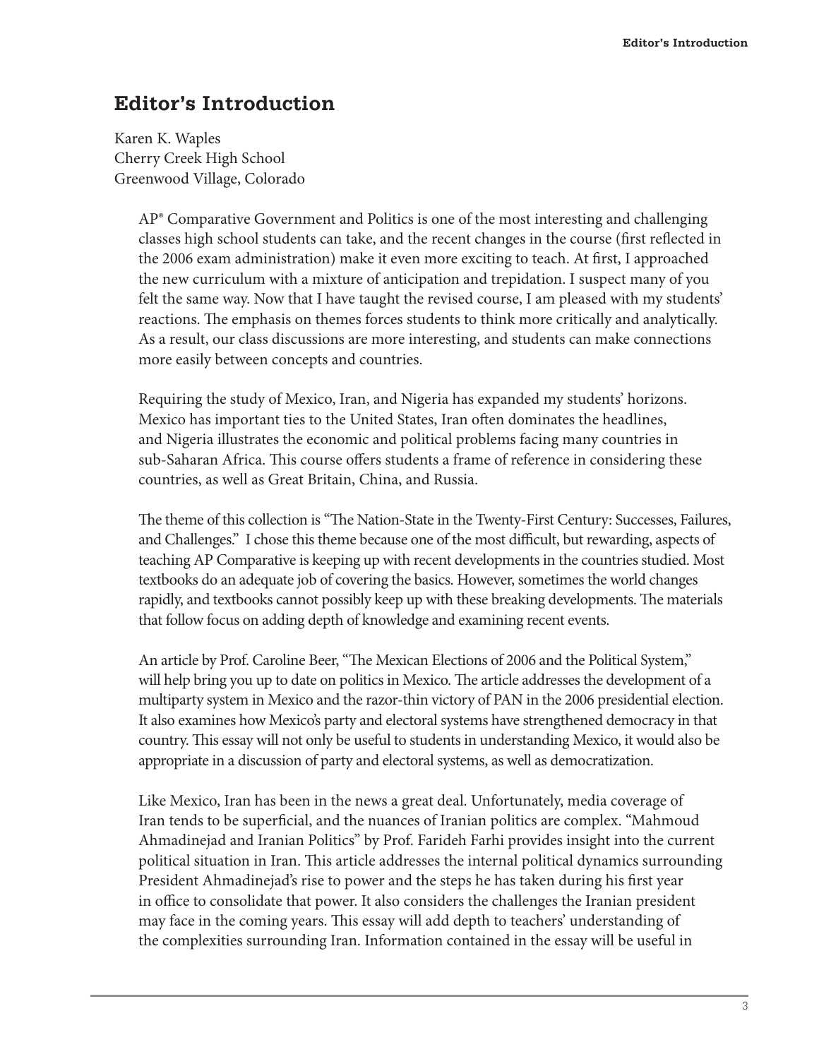## Editor's Introduction

Karen K. Waples
Cherry Creek High School
Greenwood Village, Colorado

AP® Comparative Government and Politics is one of the most interesting and challenging classes high school students can take, and the recent changes in the course (first reflected in the 2006 exam administration) make it even more exciting to teach. At first, I approached the new curriculum with a mixture of anticipation and trepidation. I suspect many of you felt the same way. Now that I have taught the revised course, I am pleased with my students' reactions. The emphasis on themes forces students to think more critically and analytically. As a result, our class discussions are more interesting, and students can make connections more easily between concepts and countries.

Requiring the study of Mexico, Iran, and Nigeria has expanded my students' horizons. Mexico has important ties to the United States, Iran often dominates the headlines, and Nigeria illustrates the economic and political problems facing many countries in sub-Saharan Africa. This course offers students a frame of reference in considering these countries, as well as Great Britain, China, and Russia.

The theme of this collection is "The Nation-State in the Twenty-First Century: Successes, Failures, and Challenges." I chose this theme because one of the most difficult, but rewarding, aspects of teaching AP Comparative is keeping up with recent developments in the countries studied. Most textbooks do an adequate job of covering the basics. However, sometimes the world changes rapidly, and textbooks cannot possibly keep up with these breaking developments. The materials that follow focus on adding depth of knowledge and examining recent events.

An article by Prof. Caroline Beer, "The Mexican Elections of 2006 and the Political System," will help bring you up to date on politics in Mexico. The article addresses the development of a multiparty system in Mexico and the razor-thin victory of PAN in the 2006 presidential election. It also examines how Mexico's party and electoral systems have strengthened democracy in that country. This essay will not only be useful to students in understanding Mexico, it would also be appropriate in a discussion of party and electoral systems, as well as democratization.

Like Mexico, Iran has been in the news a great deal. Unfortunately, media coverage of Iran tends to be superficial, and the nuances of Iranian politics are complex. "Mahmoud Ahmadinejad and Iranian Politics" by Prof. Farideh Farhi provides insight into the current political situation in Iran. This article addresses the internal political dynamics surrounding President Ahmadinejad's rise to power and the steps he has taken during his first year in office to consolidate that power. It also considers the challenges the Iranian president may face in the coming years. This essay will add depth to teachers' understanding of the complexities surrounding Iran. Information contained in the essay will be useful in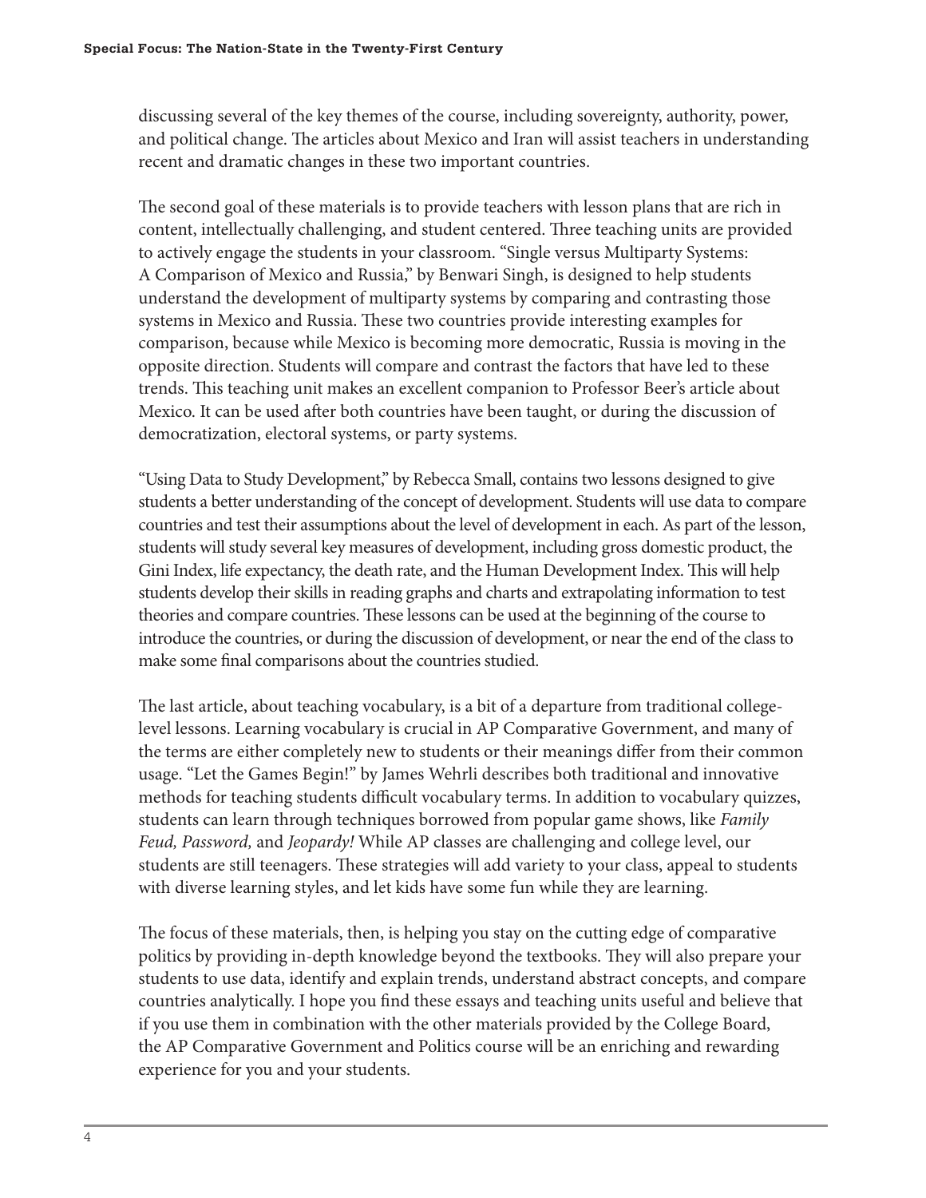discussing several of the key themes of the course, including sovereignty, authority, power, and political change. The articles about Mexico and Iran will assist teachers in understanding recent and dramatic changes in these two important countries.

The second goal of these materials is to provide teachers with lesson plans that are rich in content, intellectually challenging, and student centered. Three teaching units are provided to actively engage the students in your classroom. "Single versus Multiparty Systems: A Comparison of Mexico and Russia," by Benwari Singh, is designed to help students understand the development of multiparty systems by comparing and contrasting those systems in Mexico and Russia. These two countries provide interesting examples for comparison, because while Mexico is becoming more democratic, Russia is moving in the opposite direction. Students will compare and contrast the factors that have led to these trends. This teaching unit makes an excellent companion to Professor Beer's article about Mexico. It can be used after both countries have been taught, or during the discussion of democratization, electoral systems, or party systems.

"Using Data to Study Development," by Rebecca Small, contains two lessons designed to give students a better understanding of the concept of development. Students will use data to compare countries and test their assumptions about the level of development in each. As part of the lesson, students will study several key measures of development, including gross domestic product, the Gini Index, life expectancy, the death rate, and the Human Development Index. This will help students develop their skills in reading graphs and charts and extrapolating information to test theories and compare countries. These lessons can be used at the beginning of the course to introduce the countries, or during the discussion of development, or near the end of the class to make some final comparisons about the countries studied.

The last article, about teaching vocabulary, is a bit of a departure from traditional college-level lessons. Learning vocabulary is crucial in AP Comparative Government, and many of the terms are either completely new to students or their meanings differ from their common usage. "Let the Games Begin!" by James Wehrli describes both traditional and innovative methods for teaching students difficult vocabulary terms. In addition to vocabulary quizzes, students can learn through techniques borrowed from popular game shows, like *Family Feud, Password,* and *Jeopardy!* While AP classes are challenging and college level, our students are still teenagers. These strategies will add variety to your class, appeal to students with diverse learning styles, and let kids have some fun while they are learning.

The focus of these materials, then, is helping you stay on the cutting edge of comparative politics by providing in-depth knowledge beyond the textbooks. They will also prepare your students to use data, identify and explain trends, understand abstract concepts, and compare countries analytically. I hope you find these essays and teaching units useful and believe that if you use them in combination with the other materials provided by the College Board, the AP Comparative Government and Politics course will be an enriching and rewarding experience for you and your students.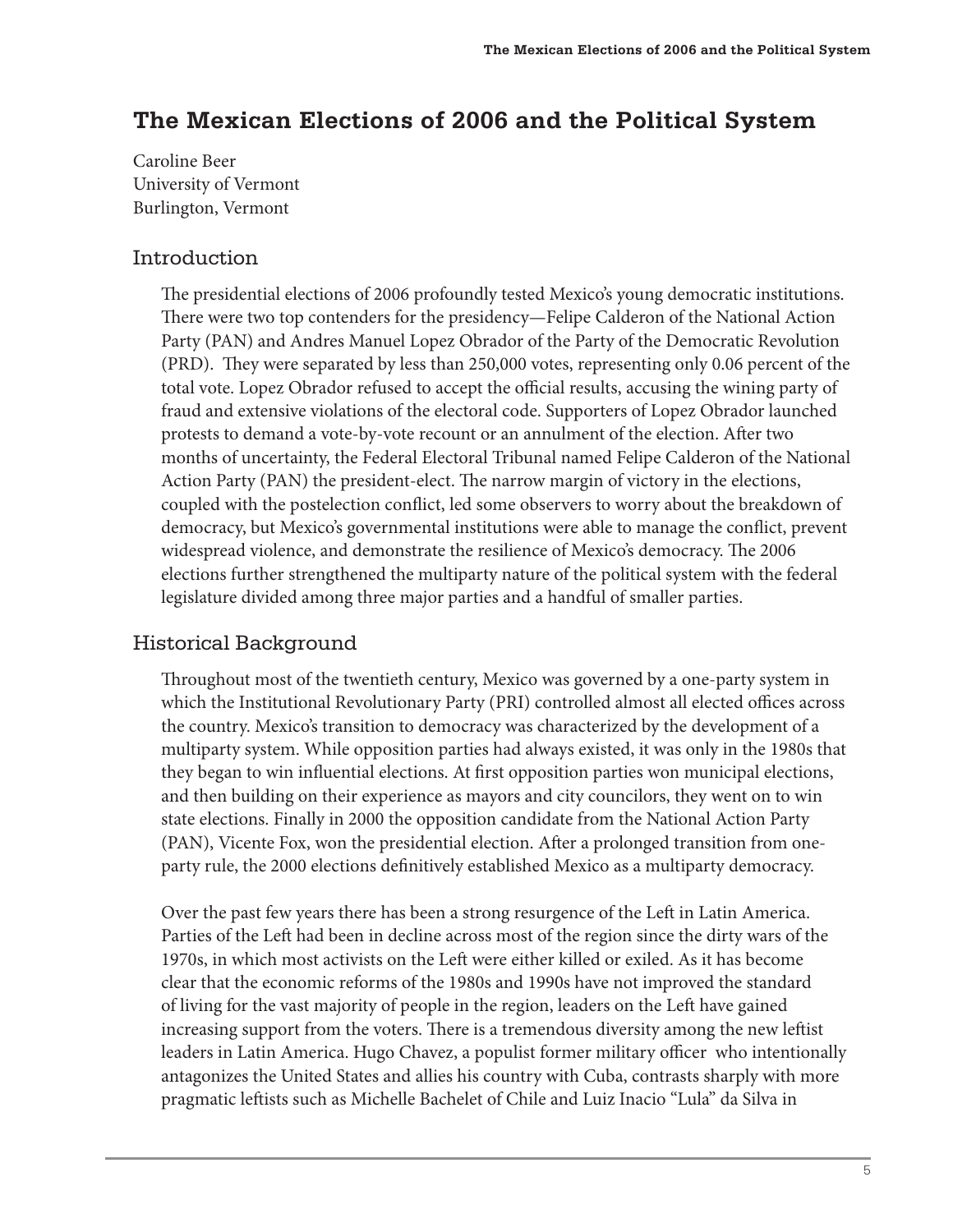# The Mexican Elections of 2006 and the Political System

Caroline Beer
University of Vermont
Burlington, Vermont

## Introduction

The presidential elections of 2006 profoundly tested Mexico's young democratic institutions. There were two top contenders for the presidency—Felipe Calderon of the National Action Party (PAN) and Andres Manuel Lopez Obrador of the Party of the Democratic Revolution (PRD). They were separated by less than 250,000 votes, representing only 0.06 percent of the total vote. Lopez Obrador refused to accept the official results, accusing the wining party of fraud and extensive violations of the electoral code. Supporters of Lopez Obrador launched protests to demand a vote-by-vote recount or an annulment of the election. After two months of uncertainty, the Federal Electoral Tribunal named Felipe Calderon of the National Action Party (PAN) the president-elect. The narrow margin of victory in the elections, coupled with the postelection conflict, led some observers to worry about the breakdown of democracy, but Mexico's governmental institutions were able to manage the conflict, prevent widespread violence, and demonstrate the resilience of Mexico's democracy. The 2006 elections further strengthened the multiparty nature of the political system with the federal legislature divided among three major parties and a handful of smaller parties.

## Historical Background

Throughout most of the twentieth century, Mexico was governed by a one-party system in which the Institutional Revolutionary Party (PRI) controlled almost all elected offices across the country. Mexico's transition to democracy was characterized by the development of a multiparty system. While opposition parties had always existed, it was only in the 1980s that they began to win influential elections. At first opposition parties won municipal elections, and then building on their experience as mayors and city councilors, they went on to win state elections. Finally in 2000 the opposition candidate from the National Action Party (PAN), Vicente Fox, won the presidential election. After a prolonged transition from one-party rule, the 2000 elections definitively established Mexico as a multiparty democracy.

Over the past few years there has been a strong resurgence of the Left in Latin America. Parties of the Left had been in decline across most of the region since the dirty wars of the 1970s, in which most activists on the Left were either killed or exiled. As it has become clear that the economic reforms of the 1980s and 1990s have not improved the standard of living for the vast majority of people in the region, leaders on the Left have gained increasing support from the voters. There is a tremendous diversity among the new leftist leaders in Latin America. Hugo Chavez, a populist former military officer who intentionally antagonizes the United States and allies his country with Cuba, contrasts sharply with more pragmatic leftists such as Michelle Bachelet of Chile and Luiz Inacio "Lula" da Silva in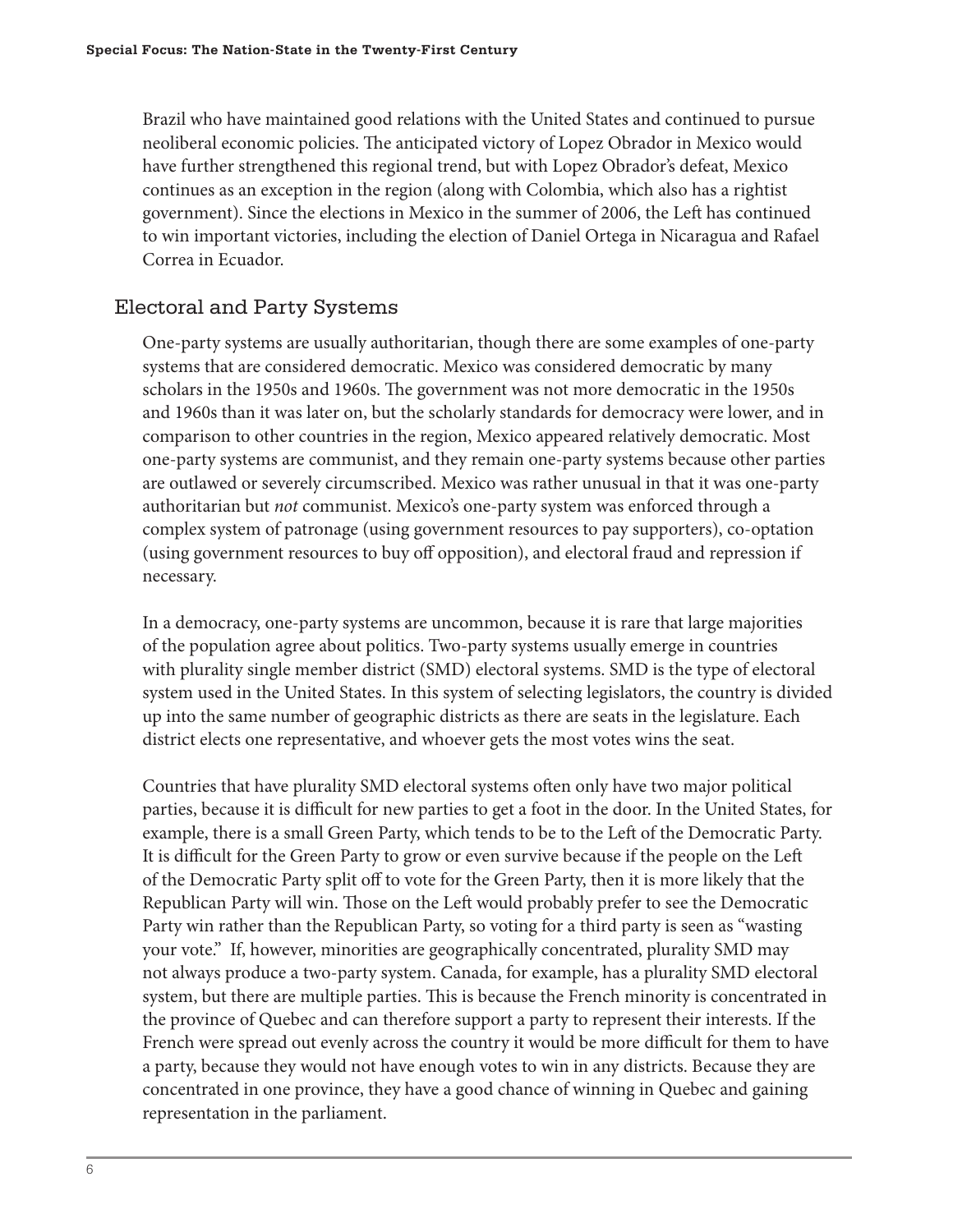Brazil who have maintained good relations with the United States and continued to pursue neoliberal economic policies. The anticipated victory of Lopez Obrador in Mexico would have further strengthened this regional trend, but with Lopez Obrador's defeat, Mexico continues as an exception in the region (along with Colombia, which also has a rightist government). Since the elections in Mexico in the summer of 2006, the Left has continued to win important victories, including the election of Daniel Ortega in Nicaragua and Rafael Correa in Ecuador.

## Electoral and Party Systems

One-party systems are usually authoritarian, though there are some examples of one-party systems that are considered democratic. Mexico was considered democratic by many scholars in the 1950s and 1960s. The government was not more democratic in the 1950s and 1960s than it was later on, but the scholarly standards for democracy were lower, and in comparison to other countries in the region, Mexico appeared relatively democratic. Most one-party systems are communist, and they remain one-party systems because other parties are outlawed or severely circumscribed. Mexico was rather unusual in that it was one-party authoritarian but *not* communist. Mexico's one-party system was enforced through a complex system of patronage (using government resources to pay supporters), co-optation (using government resources to buy off opposition), and electoral fraud and repression if necessary.

In a democracy, one-party systems are uncommon, because it is rare that large majorities of the population agree about politics. Two-party systems usually emerge in countries with plurality single member district (SMD) electoral systems. SMD is the type of electoral system used in the United States. In this system of selecting legislators, the country is divided up into the same number of geographic districts as there are seats in the legislature. Each district elects one representative, and whoever gets the most votes wins the seat.

Countries that have plurality SMD electoral systems often only have two major political parties, because it is difficult for new parties to get a foot in the door. In the United States, for example, there is a small Green Party, which tends to be to the Left of the Democratic Party. It is difficult for the Green Party to grow or even survive because if the people on the Left of the Democratic Party split off to vote for the Green Party, then it is more likely that the Republican Party will win. Those on the Left would probably prefer to see the Democratic Party win rather than the Republican Party, so voting for a third party is seen as "wasting your vote." If, however, minorities are geographically concentrated, plurality SMD may not always produce a two-party system. Canada, for example, has a plurality SMD electoral system, but there are multiple parties. This is because the French minority is concentrated in the province of Quebec and can therefore support a party to represent their interests. If the French were spread out evenly across the country it would be more difficult for them to have a party, because they would not have enough votes to win in any districts. Because they are concentrated in one province, they have a good chance of winning in Quebec and gaining representation in the parliament.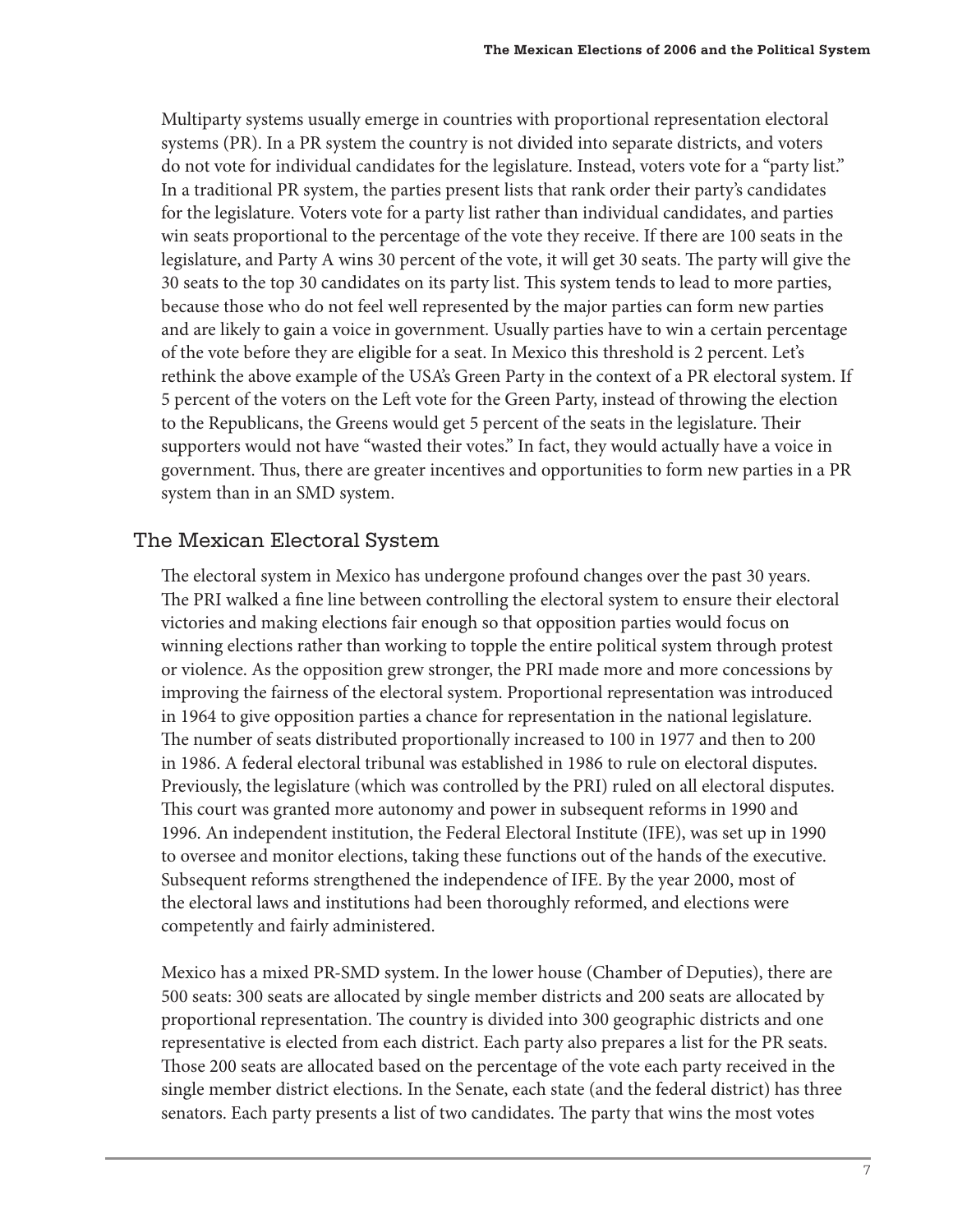Multiparty systems usually emerge in countries with proportional representation electoral systems (PR). In a PR system the country is not divided into separate districts, and voters do not vote for individual candidates for the legislature. Instead, voters vote for a "party list." In a traditional PR system, the parties present lists that rank order their party's candidates for the legislature. Voters vote for a party list rather than individual candidates, and parties win seats proportional to the percentage of the vote they receive. If there are 100 seats in the legislature, and Party A wins 30 percent of the vote, it will get 30 seats. The party will give the 30 seats to the top 30 candidates on its party list. This system tends to lead to more parties, because those who do not feel well represented by the major parties can form new parties and are likely to gain a voice in government. Usually parties have to win a certain percentage of the vote before they are eligible for a seat. In Mexico this threshold is 2 percent. Let's rethink the above example of the USA's Green Party in the context of a PR electoral system. If 5 percent of the voters on the Left vote for the Green Party, instead of throwing the election to the Republicans, the Greens would get 5 percent of the seats in the legislature. Their supporters would not have "wasted their votes." In fact, they would actually have a voice in government. Thus, there are greater incentives and opportunities to form new parties in a PR system than in an SMD system.

## The Mexican Electoral System

The electoral system in Mexico has undergone profound changes over the past 30 years. The PRI walked a fine line between controlling the electoral system to ensure their electoral victories and making elections fair enough so that opposition parties would focus on winning elections rather than working to topple the entire political system through protest or violence. As the opposition grew stronger, the PRI made more and more concessions by improving the fairness of the electoral system. Proportional representation was introduced in 1964 to give opposition parties a chance for representation in the national legislature. The number of seats distributed proportionally increased to 100 in 1977 and then to 200 in 1986. A federal electoral tribunal was established in 1986 to rule on electoral disputes. Previously, the legislature (which was controlled by the PRI) ruled on all electoral disputes. This court was granted more autonomy and power in subsequent reforms in 1990 and 1996. An independent institution, the Federal Electoral Institute (IFE), was set up in 1990 to oversee and monitor elections, taking these functions out of the hands of the executive. Subsequent reforms strengthened the independence of IFE. By the year 2000, most of the electoral laws and institutions had been thoroughly reformed, and elections were competently and fairly administered.

Mexico has a mixed PR-SMD system. In the lower house (Chamber of Deputies), there are 500 seats: 300 seats are allocated by single member districts and 200 seats are allocated by proportional representation. The country is divided into 300 geographic districts and one representative is elected from each district. Each party also prepares a list for the PR seats. Those 200 seats are allocated based on the percentage of the vote each party received in the single member district elections. In the Senate, each state (and the federal district) has three senators. Each party presents a list of two candidates. The party that wins the most votes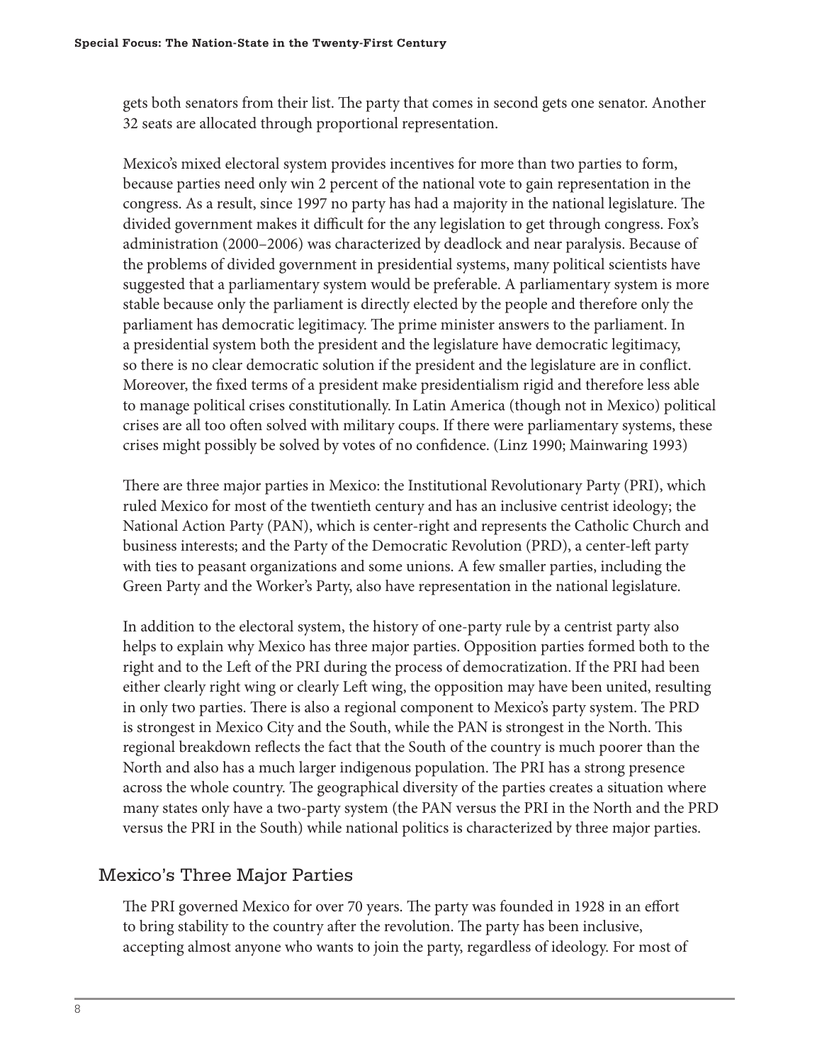gets both senators from their list. The party that comes in second gets one senator. Another 32 seats are allocated through proportional representation.

Mexico's mixed electoral system provides incentives for more than two parties to form, because parties need only win 2 percent of the national vote to gain representation in the congress. As a result, since 1997 no party has had a majority in the national legislature. The divided government makes it difficult for the any legislation to get through congress. Fox's administration (2000–2006) was characterized by deadlock and near paralysis. Because of the problems of divided government in presidential systems, many political scientists have suggested that a parliamentary system would be preferable. A parliamentary system is more stable because only the parliament is directly elected by the people and therefore only the parliament has democratic legitimacy. The prime minister answers to the parliament. In a presidential system both the president and the legislature have democratic legitimacy, so there is no clear democratic solution if the president and the legislature are in conflict. Moreover, the fixed terms of a president make presidentialism rigid and therefore less able to manage political crises constitutionally. In Latin America (though not in Mexico) political crises are all too often solved with military coups. If there were parliamentary systems, these crises might possibly be solved by votes of no confidence. (Linz 1990; Mainwaring 1993)

There are three major parties in Mexico: the Institutional Revolutionary Party (PRI), which ruled Mexico for most of the twentieth century and has an inclusive centrist ideology; the National Action Party (PAN), which is center-right and represents the Catholic Church and business interests; and the Party of the Democratic Revolution (PRD), a center-left party with ties to peasant organizations and some unions. A few smaller parties, including the Green Party and the Worker's Party, also have representation in the national legislature.

In addition to the electoral system, the history of one-party rule by a centrist party also helps to explain why Mexico has three major parties. Opposition parties formed both to the right and to the Left of the PRI during the process of democratization. If the PRI had been either clearly right wing or clearly Left wing, the opposition may have been united, resulting in only two parties. There is also a regional component to Mexico's party system. The PRD is strongest in Mexico City and the South, while the PAN is strongest in the North. This regional breakdown reflects the fact that the South of the country is much poorer than the North and also has a much larger indigenous population. The PRI has a strong presence across the whole country. The geographical diversity of the parties creates a situation where many states only have a two-party system (the PAN versus the PRI in the North and the PRD versus the PRI in the South) while national politics is characterized by three major parties.

## Mexico's Three Major Parties

The PRI governed Mexico for over 70 years. The party was founded in 1928 in an effort to bring stability to the country after the revolution. The party has been inclusive, accepting almost anyone who wants to join the party, regardless of ideology. For most of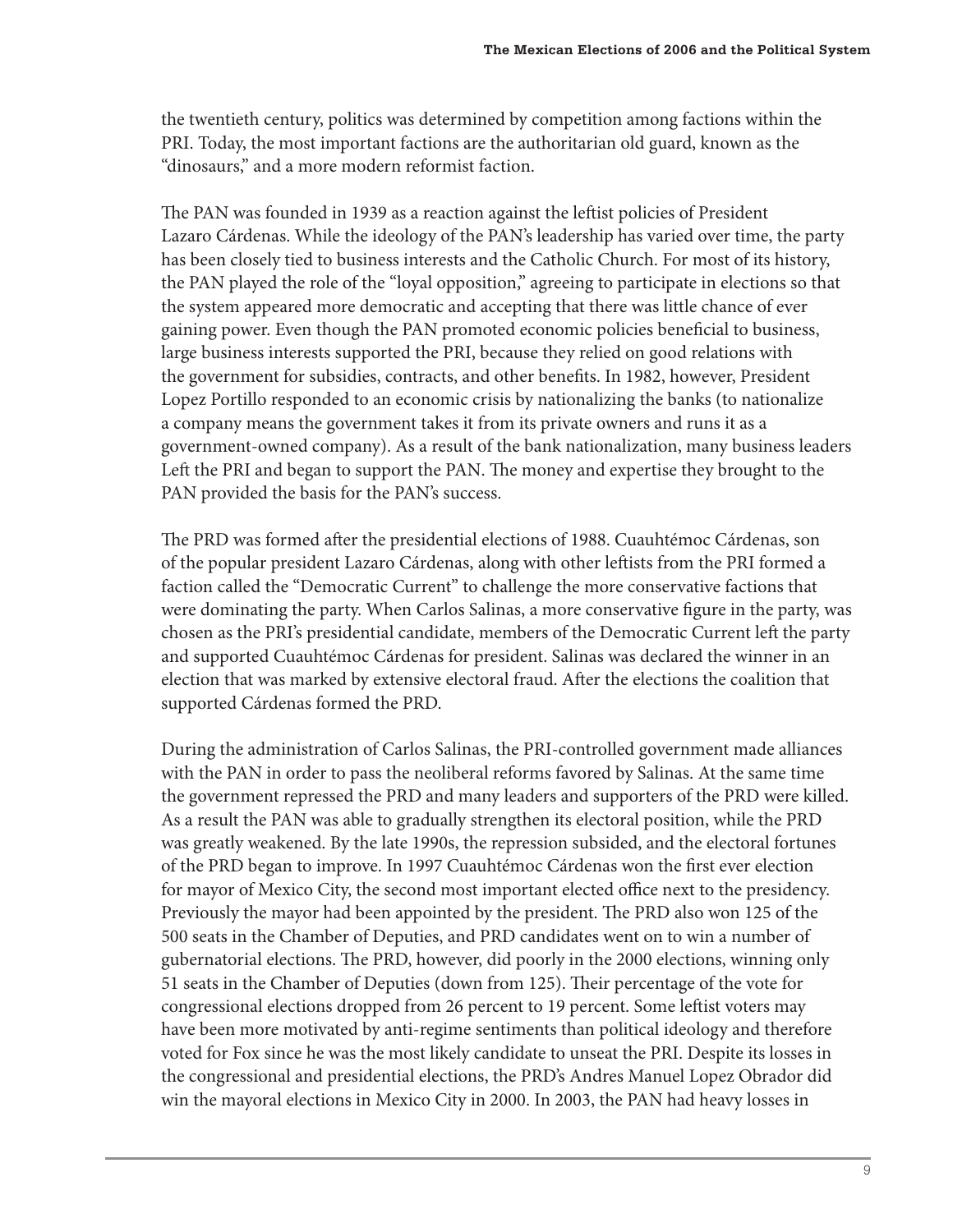the twentieth century, politics was determined by competition among factions within the PRI. Today, the most important factions are the authoritarian old guard, known as the "dinosaurs," and a more modern reformist faction.

The PAN was founded in 1939 as a reaction against the leftist policies of President Lazaro Cárdenas. While the ideology of the PAN's leadership has varied over time, the party has been closely tied to business interests and the Catholic Church. For most of its history, the PAN played the role of the "loyal opposition," agreeing to participate in elections so that the system appeared more democratic and accepting that there was little chance of ever gaining power. Even though the PAN promoted economic policies beneficial to business, large business interests supported the PRI, because they relied on good relations with the government for subsidies, contracts, and other benefits. In 1982, however, President Lopez Portillo responded to an economic crisis by nationalizing the banks (to nationalize a company means the government takes it from its private owners and runs it as a government-owned company). As a result of the bank nationalization, many business leaders Left the PRI and began to support the PAN. The money and expertise they brought to the PAN provided the basis for the PAN's success.

The PRD was formed after the presidential elections of 1988. Cuauhtémoc Cárdenas, son of the popular president Lazaro Cárdenas, along with other leftists from the PRI formed a faction called the "Democratic Current" to challenge the more conservative factions that were dominating the party. When Carlos Salinas, a more conservative figure in the party, was chosen as the PRI's presidential candidate, members of the Democratic Current left the party and supported Cuauhtémoc Cárdenas for president. Salinas was declared the winner in an election that was marked by extensive electoral fraud. After the elections the coalition that supported Cárdenas formed the PRD.

During the administration of Carlos Salinas, the PRI-controlled government made alliances with the PAN in order to pass the neoliberal reforms favored by Salinas. At the same time the government repressed the PRD and many leaders and supporters of the PRD were killed. As a result the PAN was able to gradually strengthen its electoral position, while the PRD was greatly weakened. By the late 1990s, the repression subsided, and the electoral fortunes of the PRD began to improve. In 1997 Cuauhtémoc Cárdenas won the first ever election for mayor of Mexico City, the second most important elected office next to the presidency. Previously the mayor had been appointed by the president. The PRD also won 125 of the 500 seats in the Chamber of Deputies, and PRD candidates went on to win a number of gubernatorial elections. The PRD, however, did poorly in the 2000 elections, winning only 51 seats in the Chamber of Deputies (down from 125). Their percentage of the vote for congressional elections dropped from 26 percent to 19 percent. Some leftist voters may have been more motivated by anti-regime sentiments than political ideology and therefore voted for Fox since he was the most likely candidate to unseat the PRI. Despite its losses in the congressional and presidential elections, the PRD's Andres Manuel Lopez Obrador did win the mayoral elections in Mexico City in 2000. In 2003, the PAN had heavy losses in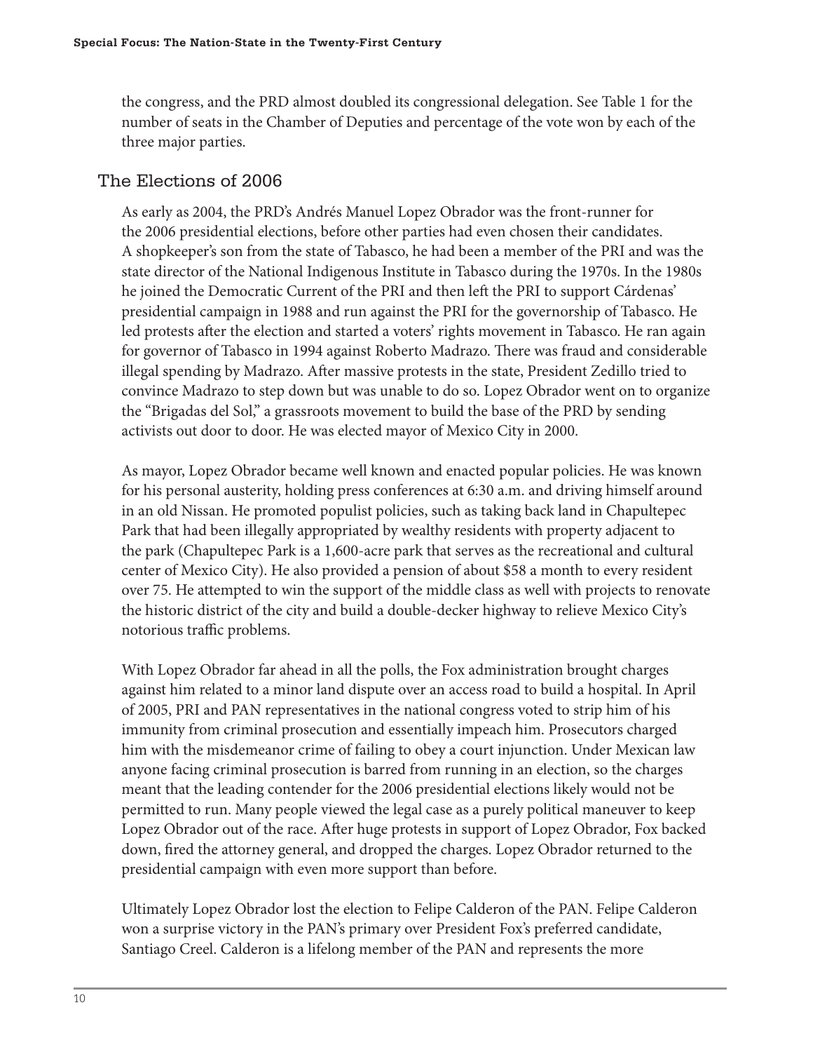the congress, and the PRD almost doubled its congressional delegation. See Table 1 for the number of seats in the Chamber of Deputies and percentage of the vote won by each of the three major parties.

## The Elections of 2006

As early as 2004, the PRD's Andrés Manuel Lopez Obrador was the front-runner for the 2006 presidential elections, before other parties had even chosen their candidates. A shopkeeper's son from the state of Tabasco, he had been a member of the PRI and was the state director of the National Indigenous Institute in Tabasco during the 1970s. In the 1980s he joined the Democratic Current of the PRI and then left the PRI to support Cárdenas' presidential campaign in 1988 and run against the PRI for the governorship of Tabasco. He led protests after the election and started a voters' rights movement in Tabasco. He ran again for governor of Tabasco in 1994 against Roberto Madrazo. There was fraud and considerable illegal spending by Madrazo. After massive protests in the state, President Zedillo tried to convince Madrazo to step down but was unable to do so. Lopez Obrador went on to organize the "Brigadas del Sol," a grassroots movement to build the base of the PRD by sending activists out door to door. He was elected mayor of Mexico City in 2000.

As mayor, Lopez Obrador became well known and enacted popular policies. He was known for his personal austerity, holding press conferences at 6:30 a.m. and driving himself around in an old Nissan. He promoted populist policies, such as taking back land in Chapultepec Park that had been illegally appropriated by wealthy residents with property adjacent to the park (Chapultepec Park is a 1,600-acre park that serves as the recreational and cultural center of Mexico City). He also provided a pension of about $58 a month to every resident over 75. He attempted to win the support of the middle class as well with projects to renovate the historic district of the city and build a double-decker highway to relieve Mexico City's notorious traffic problems.

With Lopez Obrador far ahead in all the polls, the Fox administration brought charges against him related to a minor land dispute over an access road to build a hospital. In April of 2005, PRI and PAN representatives in the national congress voted to strip him of his immunity from criminal prosecution and essentially impeach him. Prosecutors charged him with the misdemeanor crime of failing to obey a court injunction. Under Mexican law anyone facing criminal prosecution is barred from running in an election, so the charges meant that the leading contender for the 2006 presidential elections likely would not be permitted to run. Many people viewed the legal case as a purely political maneuver to keep Lopez Obrador out of the race. After huge protests in support of Lopez Obrador, Fox backed down, fired the attorney general, and dropped the charges. Lopez Obrador returned to the presidential campaign with even more support than before.

Ultimately Lopez Obrador lost the election to Felipe Calderon of the PAN. Felipe Calderon won a surprise victory in the PAN's primary over President Fox's preferred candidate, Santiago Creel. Calderon is a lifelong member of the PAN and represents the more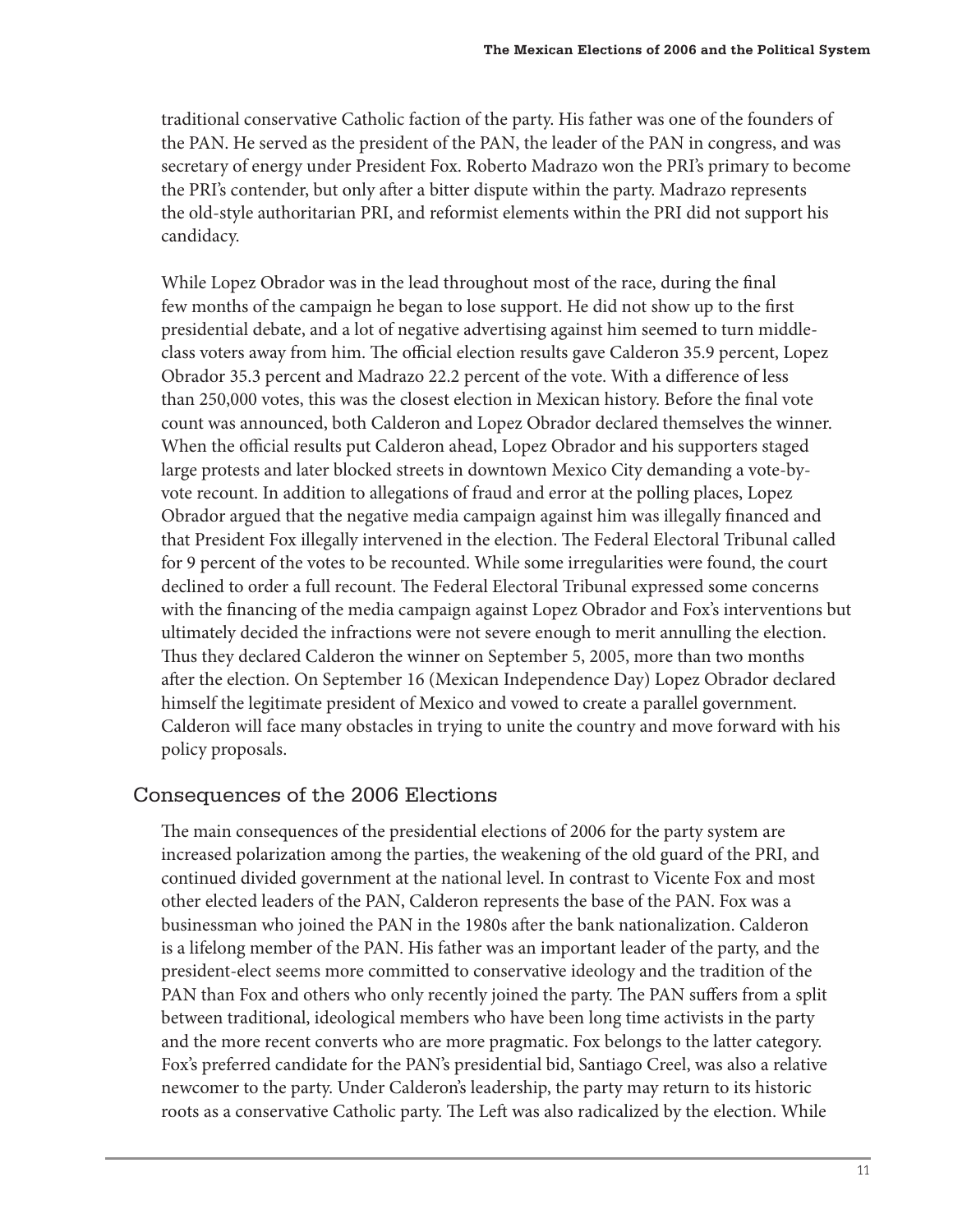traditional conservative Catholic faction of the party. His father was one of the founders of the PAN. He served as the president of the PAN, the leader of the PAN in congress, and was secretary of energy under President Fox. Roberto Madrazo won the PRI's primary to become the PRI's contender, but only after a bitter dispute within the party. Madrazo represents the old-style authoritarian PRI, and reformist elements within the PRI did not support his candidacy.

While Lopez Obrador was in the lead throughout most of the race, during the final few months of the campaign he began to lose support. He did not show up to the first presidential debate, and a lot of negative advertising against him seemed to turn middle-class voters away from him. The official election results gave Calderon 35.9 percent, Lopez Obrador 35.3 percent and Madrazo 22.2 percent of the vote. With a difference of less than 250,000 votes, this was the closest election in Mexican history. Before the final vote count was announced, both Calderon and Lopez Obrador declared themselves the winner. When the official results put Calderon ahead, Lopez Obrador and his supporters staged large protests and later blocked streets in downtown Mexico City demanding a vote-by-vote recount. In addition to allegations of fraud and error at the polling places, Lopez Obrador argued that the negative media campaign against him was illegally financed and that President Fox illegally intervened in the election. The Federal Electoral Tribunal called for 9 percent of the votes to be recounted. While some irregularities were found, the court declined to order a full recount. The Federal Electoral Tribunal expressed some concerns with the financing of the media campaign against Lopez Obrador and Fox's interventions but ultimately decided the infractions were not severe enough to merit annulling the election. Thus they declared Calderon the winner on September 5, 2005, more than two months after the election. On September 16 (Mexican Independence Day) Lopez Obrador declared himself the legitimate president of Mexico and vowed to create a parallel government. Calderon will face many obstacles in trying to unite the country and move forward with his policy proposals.

## Consequences of the 2006 Elections

The main consequences of the presidential elections of 2006 for the party system are increased polarization among the parties, the weakening of the old guard of the PRI, and continued divided government at the national level. In contrast to Vicente Fox and most other elected leaders of the PAN, Calderon represents the base of the PAN. Fox was a businessman who joined the PAN in the 1980s after the bank nationalization. Calderon is a lifelong member of the PAN. His father was an important leader of the party, and the president-elect seems more committed to conservative ideology and the tradition of the PAN than Fox and others who only recently joined the party. The PAN suffers from a split between traditional, ideological members who have been long time activists in the party and the more recent converts who are more pragmatic. Fox belongs to the latter category. Fox's preferred candidate for the PAN's presidential bid, Santiago Creel, was also a relative newcomer to the party. Under Calderon's leadership, the party may return to its historic roots as a conservative Catholic party. The Left was also radicalized by the election. While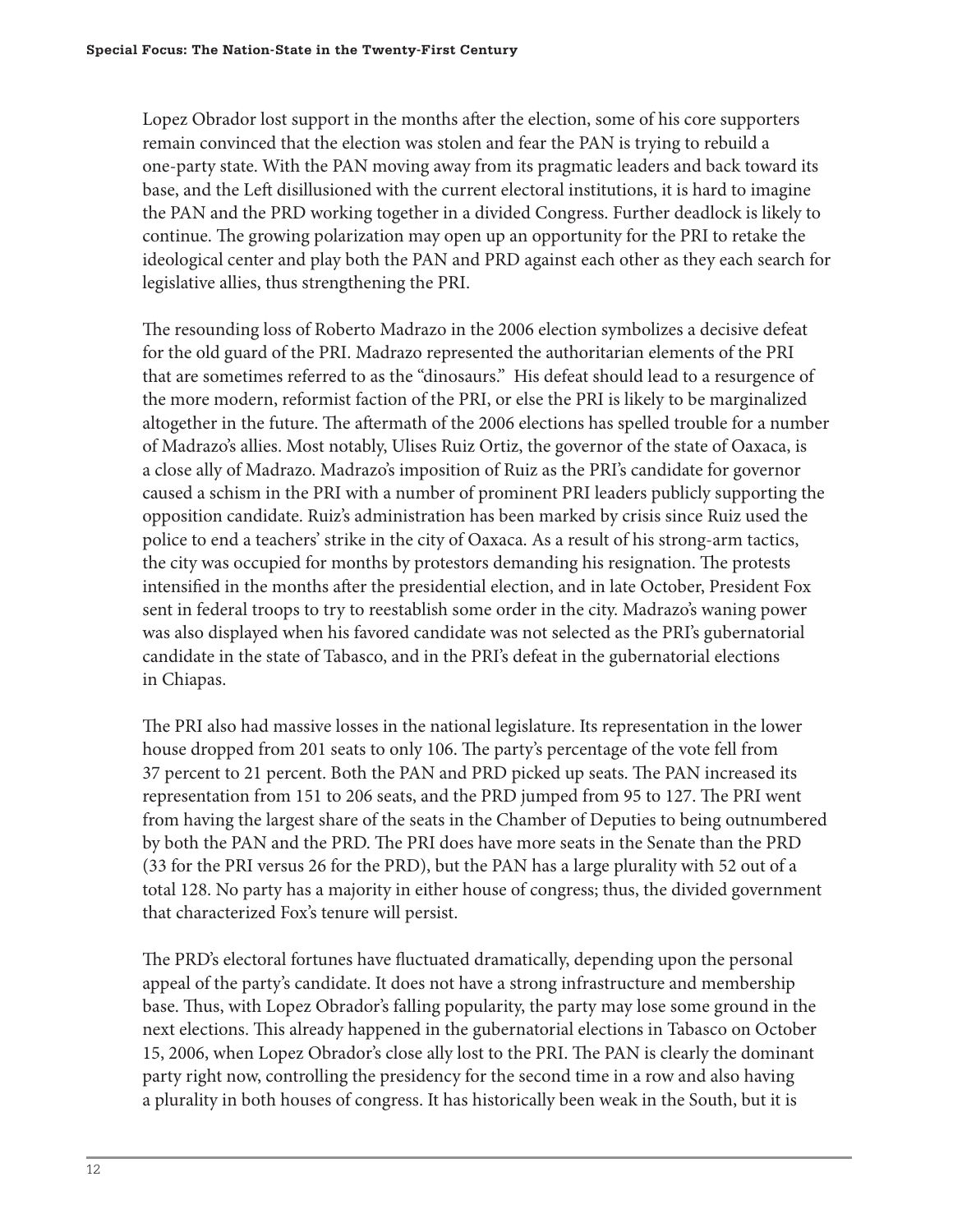Lopez Obrador lost support in the months after the election, some of his core supporters remain convinced that the election was stolen and fear the PAN is trying to rebuild a one-party state. With the PAN moving away from its pragmatic leaders and back toward its base, and the Left disillusioned with the current electoral institutions, it is hard to imagine the PAN and the PRD working together in a divided Congress. Further deadlock is likely to continue. The growing polarization may open up an opportunity for the PRI to retake the ideological center and play both the PAN and PRD against each other as they each search for legislative allies, thus strengthening the PRI.

The resounding loss of Roberto Madrazo in the 2006 election symbolizes a decisive defeat for the old guard of the PRI. Madrazo represented the authoritarian elements of the PRI that are sometimes referred to as the "dinosaurs." His defeat should lead to a resurgence of the more modern, reformist faction of the PRI, or else the PRI is likely to be marginalized altogether in the future. The aftermath of the 2006 elections has spelled trouble for a number of Madrazo's allies. Most notably, Ulises Ruiz Ortiz, the governor of the state of Oaxaca, is a close ally of Madrazo. Madrazo's imposition of Ruiz as the PRI's candidate for governor caused a schism in the PRI with a number of prominent PRI leaders publicly supporting the opposition candidate. Ruiz's administration has been marked by crisis since Ruiz used the police to end a teachers' strike in the city of Oaxaca. As a result of his strong-arm tactics, the city was occupied for months by protestors demanding his resignation. The protests intensified in the months after the presidential election, and in late October, President Fox sent in federal troops to try to reestablish some order in the city. Madrazo's waning power was also displayed when his favored candidate was not selected as the PRI's gubernatorial candidate in the state of Tabasco, and in the PRI's defeat in the gubernatorial elections in Chiapas.

The PRI also had massive losses in the national legislature. Its representation in the lower house dropped from 201 seats to only 106. The party's percentage of the vote fell from 37 percent to 21 percent. Both the PAN and PRD picked up seats. The PAN increased its representation from 151 to 206 seats, and the PRD jumped from 95 to 127. The PRI went from having the largest share of the seats in the Chamber of Deputies to being outnumbered by both the PAN and the PRD. The PRI does have more seats in the Senate than the PRD (33 for the PRI versus 26 for the PRD), but the PAN has a large plurality with 52 out of a total 128. No party has a majority in either house of congress; thus, the divided government that characterized Fox's tenure will persist.

The PRD's electoral fortunes have fluctuated dramatically, depending upon the personal appeal of the party's candidate. It does not have a strong infrastructure and membership base. Thus, with Lopez Obrador's falling popularity, the party may lose some ground in the next elections. This already happened in the gubernatorial elections in Tabasco on October 15, 2006, when Lopez Obrador's close ally lost to the PRI. The PAN is clearly the dominant party right now, controlling the presidency for the second time in a row and also having a plurality in both houses of congress. It has historically been weak in the South, but it is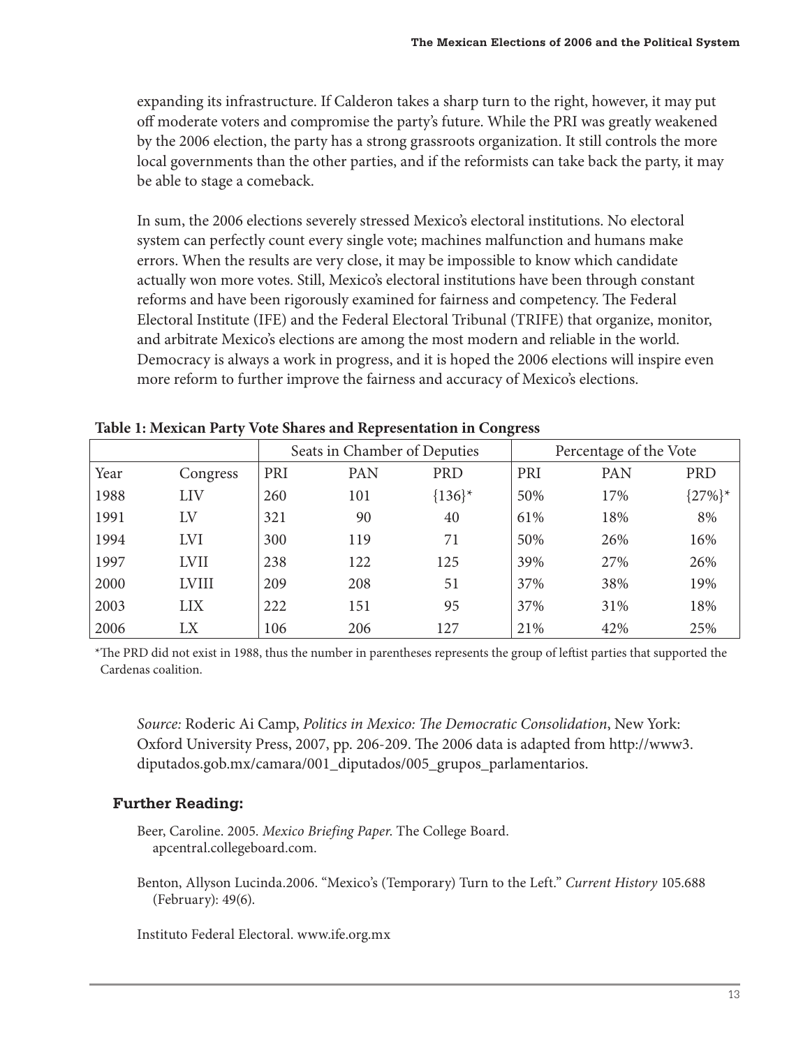expanding its infrastructure. If Calderon takes a sharp turn to the right, however, it may put off moderate voters and compromise the party's future. While the PRI was greatly weakened by the 2006 election, the party has a strong grassroots organization. It still controls the more local governments than the other parties, and if the reformists can take back the party, it may be able to stage a comeback.

In sum, the 2006 elections severely stressed Mexico's electoral institutions. No electoral system can perfectly count every single vote; machines malfunction and humans make errors. When the results are very close, it may be impossible to know which candidate actually won more votes. Still, Mexico's electoral institutions have been through constant reforms and have been rigorously examined for fairness and competency. The Federal Electoral Institute (IFE) and the Federal Electoral Tribunal (TRIFE) that organize, monitor, and arbitrate Mexico's elections are among the most modern and reliable in the world. Democracy is always a work in progress, and it is hoped the 2006 elections will inspire even more reform to further improve the fairness and accuracy of Mexico's elections.

**Table 1: Mexican Party Vote Shares and Representation in Congress**

| | | Seats in Chamber of Deputies | | | Percentage of the Vote | | |
|---|---|---|---|---|---|---|---|
| Year | Congress | PRI | PAN | PRD | PRI | PAN | PRD |
| 1988 | LIV | 260 | 101 | {136}* | 50% | 17% | {27%}* |
| 1991 | LV | 321 | 90 | 40 | 61% | 18% | 8% |
| 1994 | LVI | 300 | 119 | 71 | 50% | 26% | 16% |
| 1997 | LVII | 238 | 122 | 125 | 39% | 27% | 26% |
| 2000 | LVIII | 209 | 208 | 51 | 37% | 38% | 19% |
| 2003 | LIX | 222 | 151 | 95 | 37% | 31% | 18% |
| 2006 | LX | 106 | 206 | 127 | 21% | 42% | 25% |

*The PRD did not exist in 1988, thus the number in parentheses represents the group of leftist parties that supported the Cardenas coalition.

*Source:* Roderic Ai Camp, *Politics in Mexico: The Democratic Consolidation*, New York: Oxford University Press, 2007, pp. 206-209. The 2006 data is adapted from http://www3.diputados.gob.mx/camara/001_diputados/005_grupos_parlamentarios.

### Further Reading:

Beer, Caroline. 2005. *Mexico Briefing Paper.* The College Board. apcentral.collegeboard.com.

Benton, Allyson Lucinda.2006. "Mexico's (Temporary) Turn to the Left." *Current History* 105.688 (February): 49(6).

Instituto Federal Electoral. www.ife.org.mx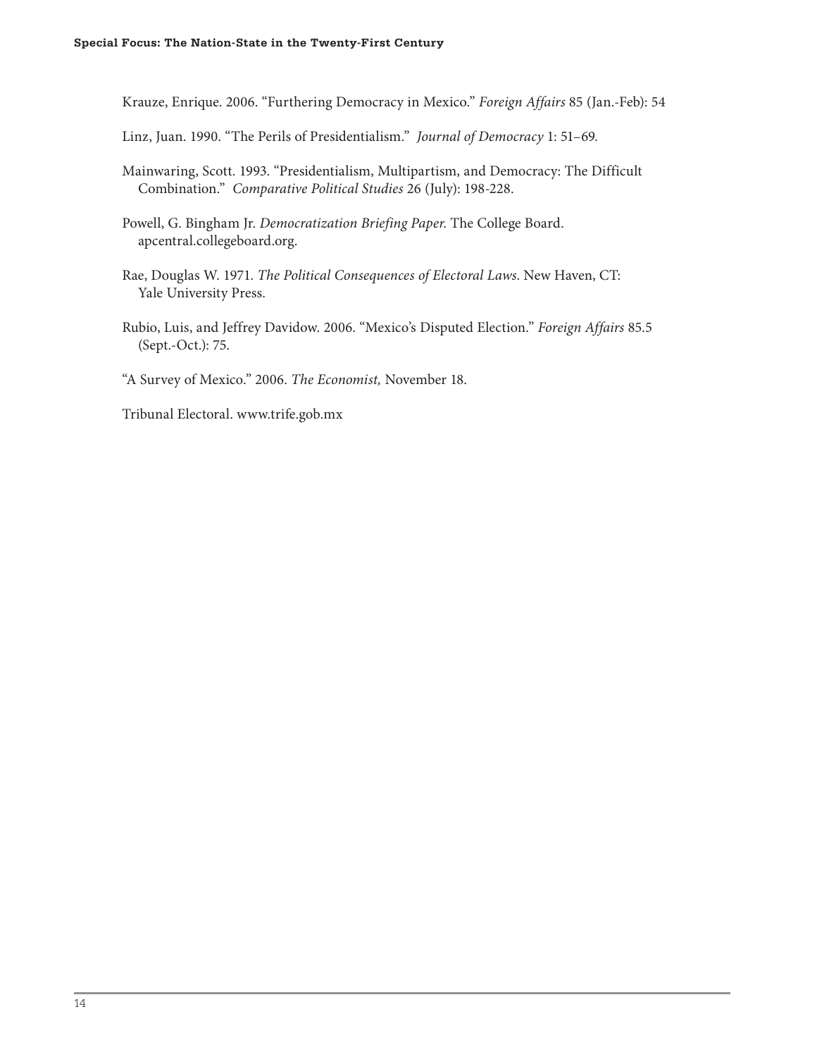Krauze, Enrique. 2006. "Furthering Democracy in Mexico." *Foreign Affairs* 85 (Jan.-Feb): 54

Linz, Juan. 1990. "The Perils of Presidentialism." *Journal of Democracy* 1: 51–69.

Mainwaring, Scott. 1993. "Presidentialism, Multipartism, and Democracy: The Difficult Combination." *Comparative Political Studies* 26 (July): 198-228.

Powell, G. Bingham Jr. *Democratization Briefing Paper.* The College Board. apcentral.collegeboard.org.

Rae, Douglas W. 1971. *The Political Consequences of Electoral Laws.* New Haven, CT: Yale University Press.

Rubio, Luis, and Jeffrey Davidow. 2006. "Mexico's Disputed Election." *Foreign Affairs* 85.5 (Sept.-Oct.): 75.

"A Survey of Mexico." 2006. *The Economist,* November 18.

Tribunal Electoral. www.trife.gob.mx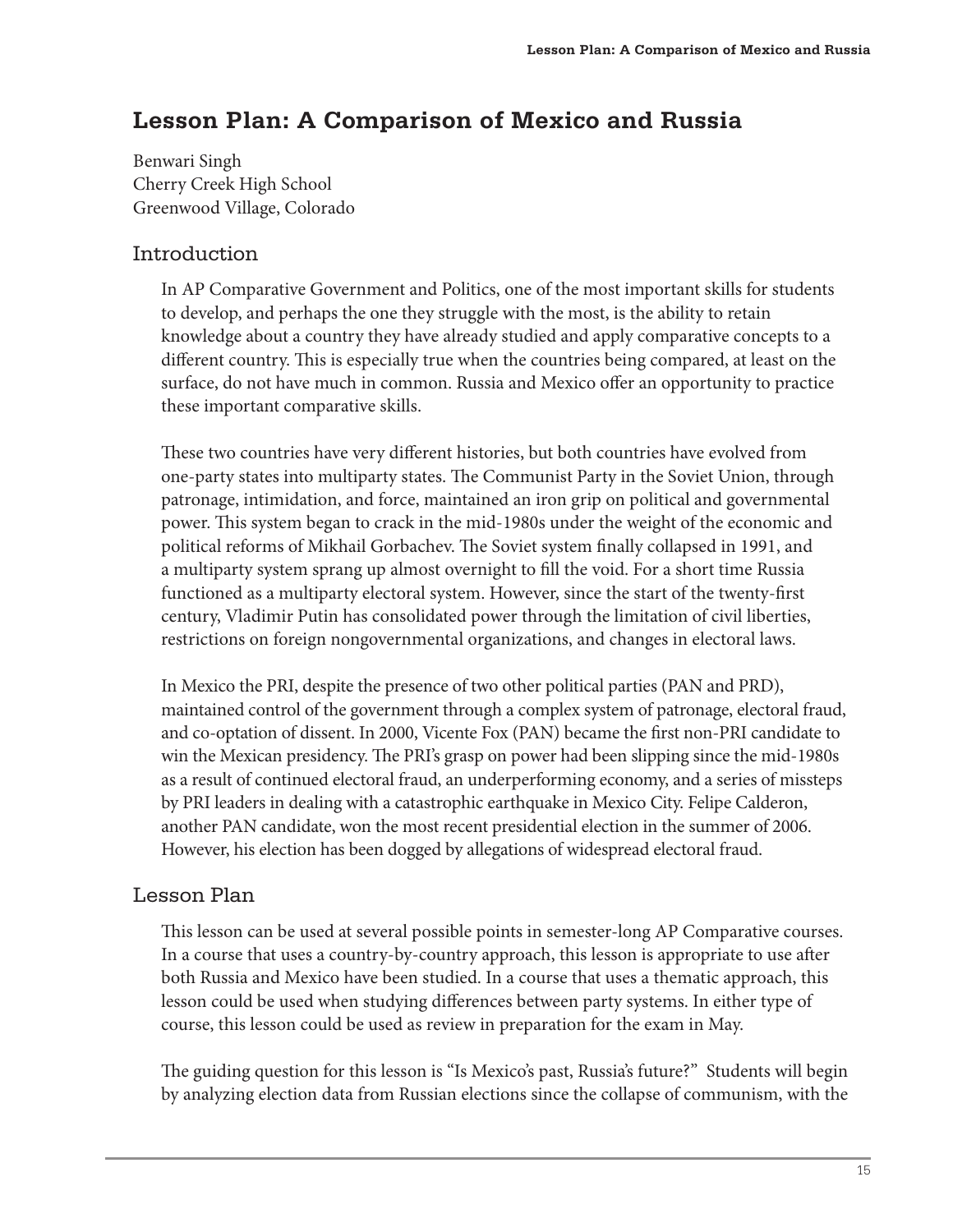# Lesson Plan: A Comparison of Mexico and Russia

Benwari Singh
Cherry Creek High School
Greenwood Village, Colorado

## Introduction

In AP Comparative Government and Politics, one of the most important skills for students to develop, and perhaps the one they struggle with the most, is the ability to retain knowledge about a country they have already studied and apply comparative concepts to a different country. This is especially true when the countries being compared, at least on the surface, do not have much in common. Russia and Mexico offer an opportunity to practice these important comparative skills.

These two countries have very different histories, but both countries have evolved from one-party states into multiparty states. The Communist Party in the Soviet Union, through patronage, intimidation, and force, maintained an iron grip on political and governmental power. This system began to crack in the mid-1980s under the weight of the economic and political reforms of Mikhail Gorbachev. The Soviet system finally collapsed in 1991, and a multiparty system sprang up almost overnight to fill the void. For a short time Russia functioned as a multiparty electoral system. However, since the start of the twenty-first century, Vladimir Putin has consolidated power through the limitation of civil liberties, restrictions on foreign nongovernmental organizations, and changes in electoral laws.

In Mexico the PRI, despite the presence of two other political parties (PAN and PRD), maintained control of the government through a complex system of patronage, electoral fraud, and co-optation of dissent. In 2000, Vicente Fox (PAN) became the first non-PRI candidate to win the Mexican presidency. The PRI's grasp on power had been slipping since the mid-1980s as a result of continued electoral fraud, an underperforming economy, and a series of missteps by PRI leaders in dealing with a catastrophic earthquake in Mexico City. Felipe Calderon, another PAN candidate, won the most recent presidential election in the summer of 2006. However, his election has been dogged by allegations of widespread electoral fraud.

## Lesson Plan

This lesson can be used at several possible points in semester-long AP Comparative courses. In a course that uses a country-by-country approach, this lesson is appropriate to use after both Russia and Mexico have been studied. In a course that uses a thematic approach, this lesson could be used when studying differences between party systems. In either type of course, this lesson could be used as review in preparation for the exam in May.

The guiding question for this lesson is "Is Mexico's past, Russia's future?" Students will begin by analyzing election data from Russian elections since the collapse of communism, with the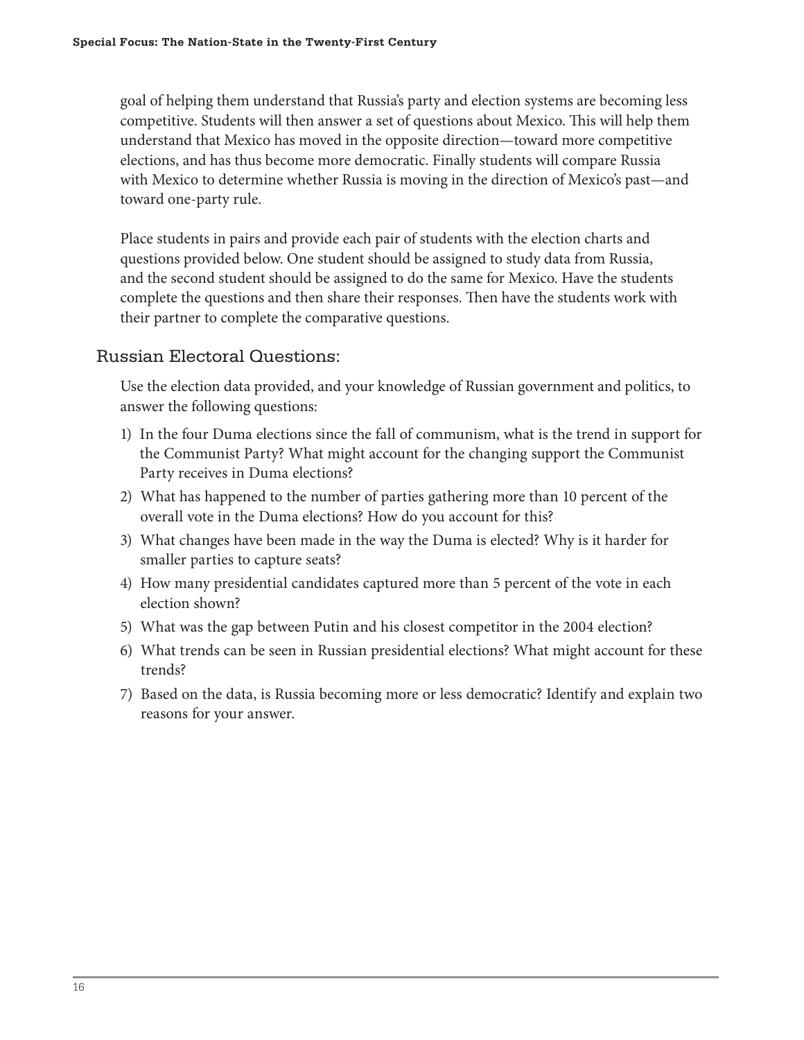goal of helping them understand that Russia's party and election systems are becoming less competitive. Students will then answer a set of questions about Mexico. This will help them understand that Mexico has moved in the opposite direction—toward more competitive elections, and has thus become more democratic. Finally students will compare Russia with Mexico to determine whether Russia is moving in the direction of Mexico's past—and toward one-party rule.

Place students in pairs and provide each pair of students with the election charts and questions provided below. One student should be assigned to study data from Russia, and the second student should be assigned to do the same for Mexico. Have the students complete the questions and then share their responses. Then have the students work with their partner to complete the comparative questions.

## Russian Electoral Questions:

Use the election data provided, and your knowledge of Russian government and politics, to answer the following questions:

1) In the four Duma elections since the fall of communism, what is the trend in support for the Communist Party? What might account for the changing support the Communist Party receives in Duma elections?
2) What has happened to the number of parties gathering more than 10 percent of the overall vote in the Duma elections? How do you account for this?
3) What changes have been made in the way the Duma is elected? Why is it harder for smaller parties to capture seats?
4) How many presidential candidates captured more than 5 percent of the vote in each election shown?
5) What was the gap between Putin and his closest competitor in the 2004 election?
6) What trends can be seen in Russian presidential elections? What might account for these trends?
7) Based on the data, is Russia becoming more or less democratic? Identify and explain two reasons for your answer.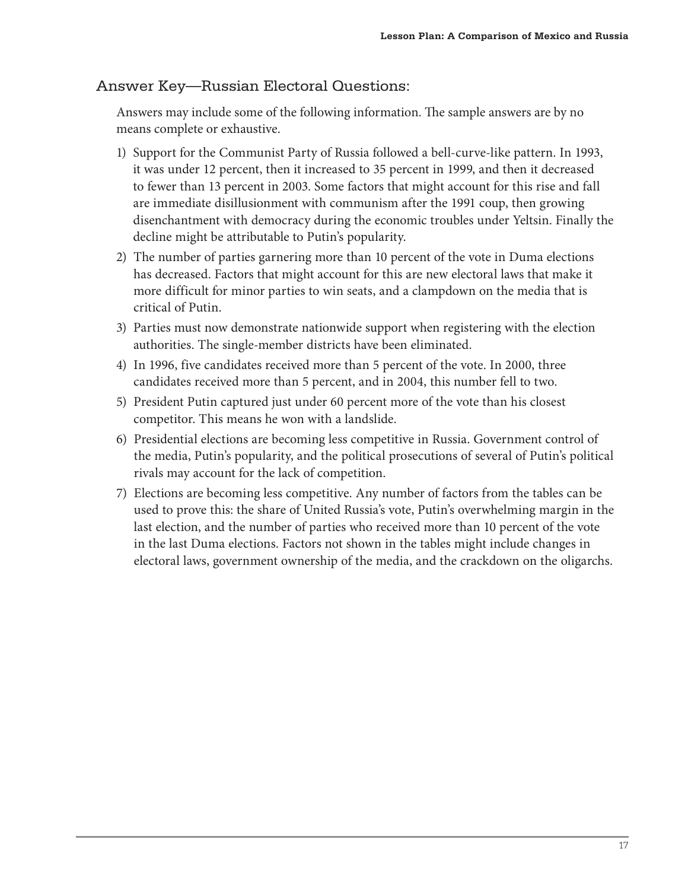## Answer Key—Russian Electoral Questions:

Answers may include some of the following information. The sample answers are by no means complete or exhaustive.

1) Support for the Communist Party of Russia followed a bell-curve-like pattern. In 1993, it was under 12 percent, then it increased to 35 percent in 1999, and then it decreased to fewer than 13 percent in 2003. Some factors that might account for this rise and fall are immediate disillusionment with communism after the 1991 coup, then growing disenchantment with democracy during the economic troubles under Yeltsin. Finally the decline might be attributable to Putin's popularity.
2) The number of parties garnering more than 10 percent of the vote in Duma elections has decreased. Factors that might account for this are new electoral laws that make it more difficult for minor parties to win seats, and a clampdown on the media that is critical of Putin.
3) Parties must now demonstrate nationwide support when registering with the election authorities. The single-member districts have been eliminated.
4) In 1996, five candidates received more than 5 percent of the vote. In 2000, three candidates received more than 5 percent, and in 2004, this number fell to two.
5) President Putin captured just under 60 percent more of the vote than his closest competitor. This means he won with a landslide.
6) Presidential elections are becoming less competitive in Russia. Government control of the media, Putin's popularity, and the political prosecutions of several of Putin's political rivals may account for the lack of competition.
7) Elections are becoming less competitive. Any number of factors from the tables can be used to prove this: the share of United Russia's vote, Putin's overwhelming margin in the last election, and the number of parties who received more than 10 percent of the vote in the last Duma elections. Factors not shown in the tables might include changes in electoral laws, government ownership of the media, and the crackdown on the oligarchs.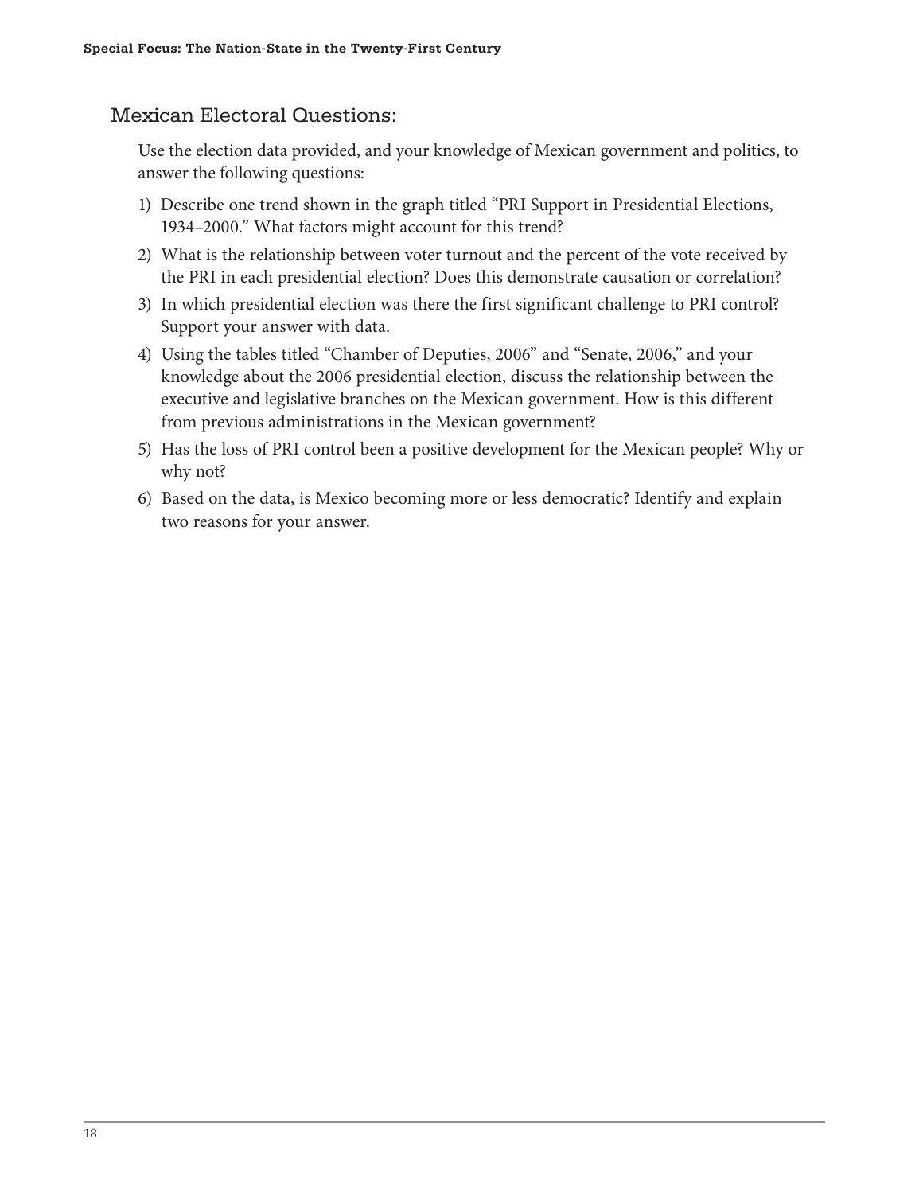## Mexican Electoral Questions:

Use the election data provided, and your knowledge of Mexican government and politics, to answer the following questions:

1) Describe one trend shown in the graph titled "PRI Support in Presidential Elections, 1934–2000." What factors might account for this trend?
2) What is the relationship between voter turnout and the percent of the vote received by the PRI in each presidential election? Does this demonstrate causation or correlation?
3) In which presidential election was there the first significant challenge to PRI control? Support your answer with data.
4) Using the tables titled "Chamber of Deputies, 2006" and "Senate, 2006," and your knowledge about the 2006 presidential election, discuss the relationship between the executive and legislative branches on the Mexican government. How is this different from previous administrations in the Mexican government?
5) Has the loss of PRI control been a positive development for the Mexican people? Why or why not?
6) Based on the data, is Mexico becoming more or less democratic? Identify and explain two reasons for your answer.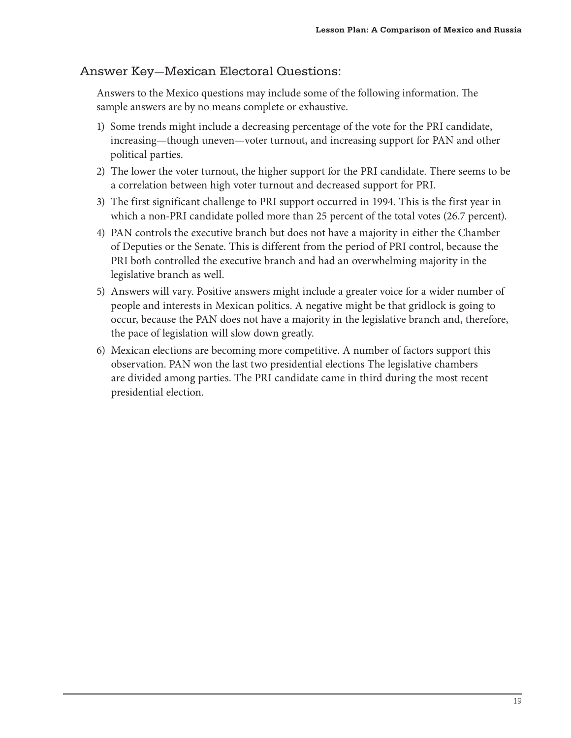## Answer Key—Mexican Electoral Questions:

Answers to the Mexico questions may include some of the following information. The sample answers are by no means complete or exhaustive.

1) Some trends might include a decreasing percentage of the vote for the PRI candidate, increasing—though uneven—voter turnout, and increasing support for PAN and other political parties.
2) The lower the voter turnout, the higher support for the PRI candidate. There seems to be a correlation between high voter turnout and decreased support for PRI.
3) The first significant challenge to PRI support occurred in 1994. This is the first year in which a non-PRI candidate polled more than 25 percent of the total votes (26.7 percent).
4) PAN controls the executive branch but does not have a majority in either the Chamber of Deputies or the Senate. This is different from the period of PRI control, because the PRI both controlled the executive branch and had an overwhelming majority in the legislative branch as well.
5) Answers will vary. Positive answers might include a greater voice for a wider number of people and interests in Mexican politics. A negative might be that gridlock is going to occur, because the PAN does not have a majority in the legislative branch and, therefore, the pace of legislation will slow down greatly.
6) Mexican elections are becoming more competitive. A number of factors support this observation. PAN won the last two presidential elections The legislative chambers are divided among parties. The PRI candidate came in third during the most recent presidential election.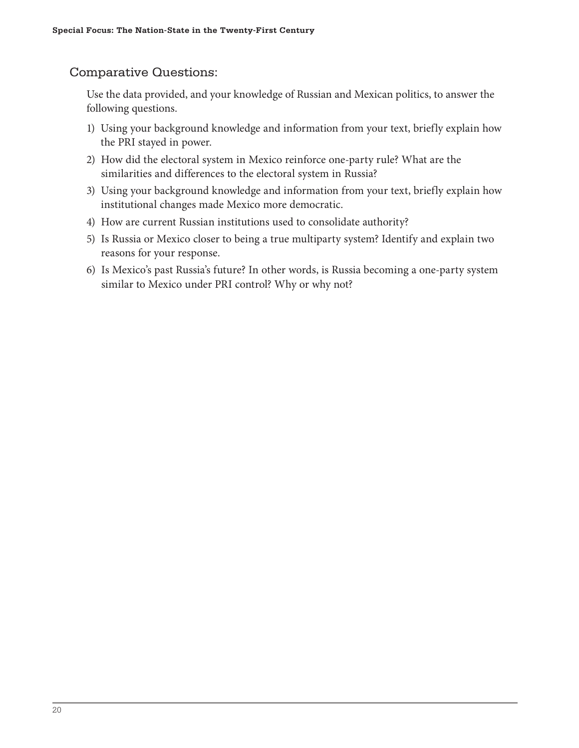## Comparative Questions:

Use the data provided, and your knowledge of Russian and Mexican politics, to answer the following questions.

1) Using your background knowledge and information from your text, briefly explain how the PRI stayed in power.
2) How did the electoral system in Mexico reinforce one-party rule? What are the similarities and differences to the electoral system in Russia?
3) Using your background knowledge and information from your text, briefly explain how institutional changes made Mexico more democratic.
4) How are current Russian institutions used to consolidate authority?
5) Is Russia or Mexico closer to being a true multiparty system? Identify and explain two reasons for your response.
6) Is Mexico's past Russia's future? In other words, is Russia becoming a one-party system similar to Mexico under PRI control? Why or why not?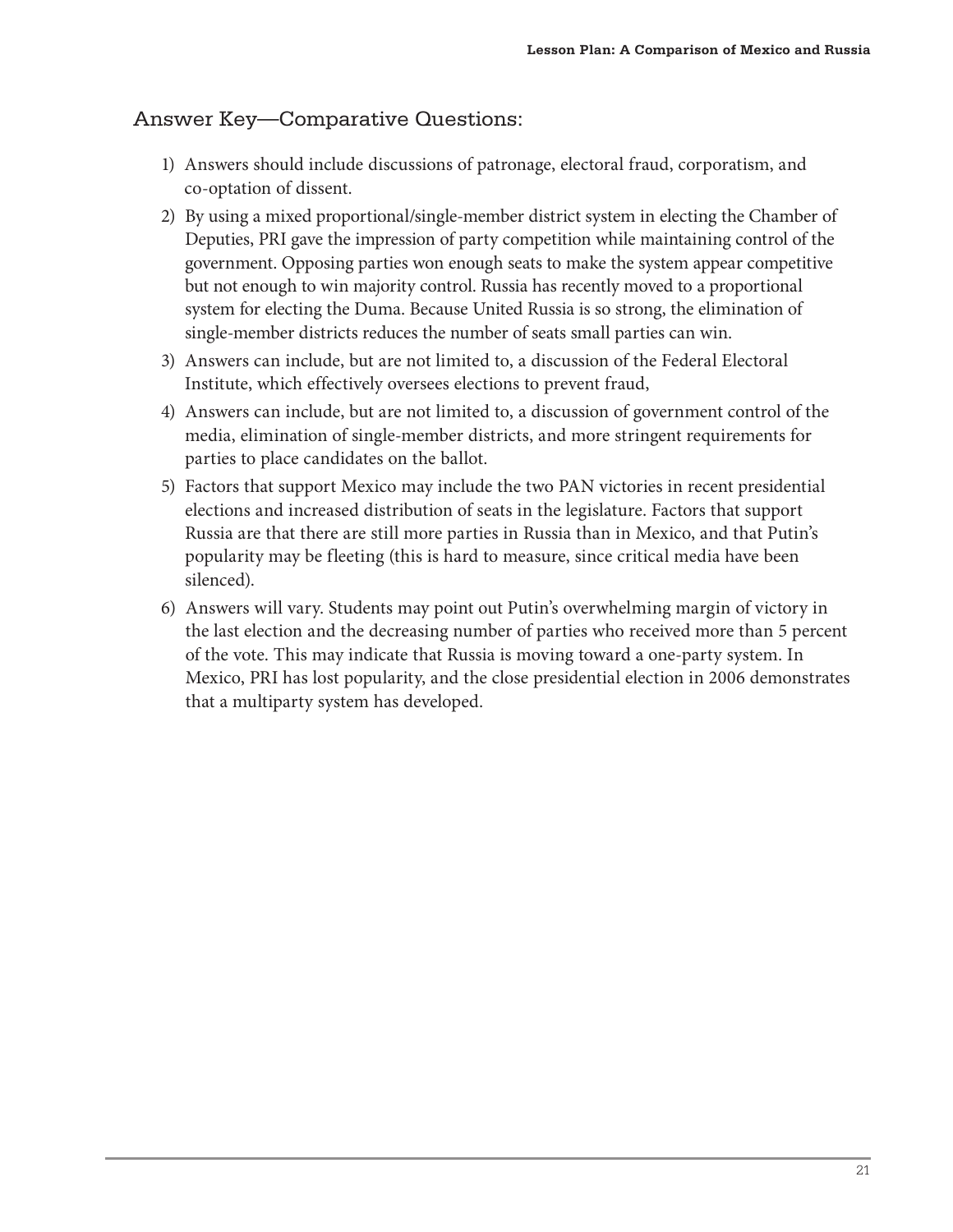## Answer Key—Comparative Questions:

1) Answers should include discussions of patronage, electoral fraud, corporatism, and co-optation of dissent.
2) By using a mixed proportional/single-member district system in electing the Chamber of Deputies, PRI gave the impression of party competition while maintaining control of the government. Opposing parties won enough seats to make the system appear competitive but not enough to win majority control. Russia has recently moved to a proportional system for electing the Duma. Because United Russia is so strong, the elimination of single-member districts reduces the number of seats small parties can win.
3) Answers can include, but are not limited to, a discussion of the Federal Electoral Institute, which effectively oversees elections to prevent fraud,
4) Answers can include, but are not limited to, a discussion of government control of the media, elimination of single-member districts, and more stringent requirements for parties to place candidates on the ballot.
5) Factors that support Mexico may include the two PAN victories in recent presidential elections and increased distribution of seats in the legislature. Factors that support Russia are that there are still more parties in Russia than in Mexico, and that Putin's popularity may be fleeting (this is hard to measure, since critical media have been silenced).
6) Answers will vary. Students may point out Putin's overwhelming margin of victory in the last election and the decreasing number of parties who received more than 5 percent of the vote. This may indicate that Russia is moving toward a one-party system. In Mexico, PRI has lost popularity, and the close presidential election in 2006 demonstrates that a multiparty system has developed.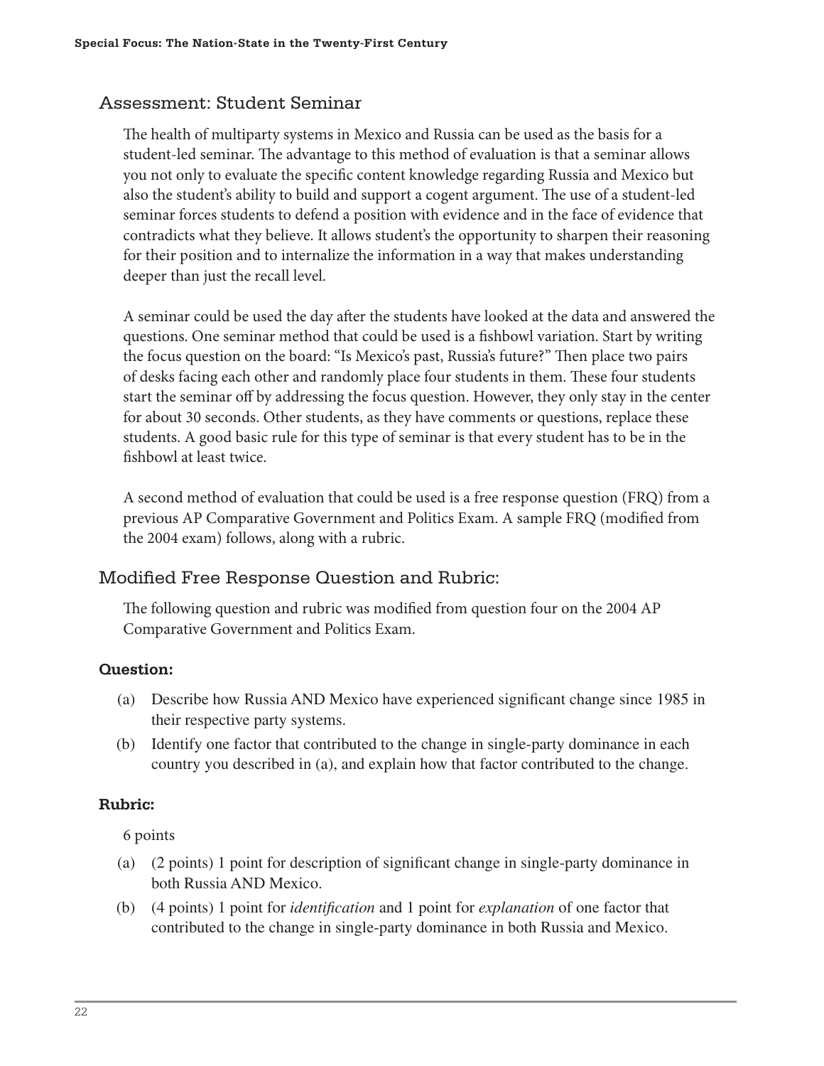## Assessment: Student Seminar

The health of multiparty systems in Mexico and Russia can be used as the basis for a student-led seminar. The advantage to this method of evaluation is that a seminar allows you not only to evaluate the specific content knowledge regarding Russia and Mexico but also the student's ability to build and support a cogent argument. The use of a student-led seminar forces students to defend a position with evidence and in the face of evidence that contradicts what they believe. It allows student's the opportunity to sharpen their reasoning for their position and to internalize the information in a way that makes understanding deeper than just the recall level.

A seminar could be used the day after the students have looked at the data and answered the questions. One seminar method that could be used is a fishbowl variation. Start by writing the focus question on the board: "Is Mexico's past, Russia's future?" Then place two pairs of desks facing each other and randomly place four students in them. These four students start the seminar off by addressing the focus question. However, they only stay in the center for about 30 seconds. Other students, as they have comments or questions, replace these students. A good basic rule for this type of seminar is that every student has to be in the fishbowl at least twice.

A second method of evaluation that could be used is a free response question (FRQ) from a previous AP Comparative Government and Politics Exam. A sample FRQ (modified from the 2004 exam) follows, along with a rubric.

## Modified Free Response Question and Rubric:

The following question and rubric was modified from question four on the 2004 AP Comparative Government and Politics Exam.

**Question:**

(a) Describe how Russia AND Mexico have experienced significant change since 1985 in their respective party systems.

(b) Identify one factor that contributed to the change in single-party dominance in each country you described in (a), and explain how that factor contributed to the change.

**Rubric:**

6 points

(a) (2 points) 1 point for description of significant change in single-party dominance in both Russia AND Mexico.

(b) (4 points) 1 point for *identification* and 1 point for *explanation* of one factor that contributed to the change in single-party dominance in both Russia and Mexico.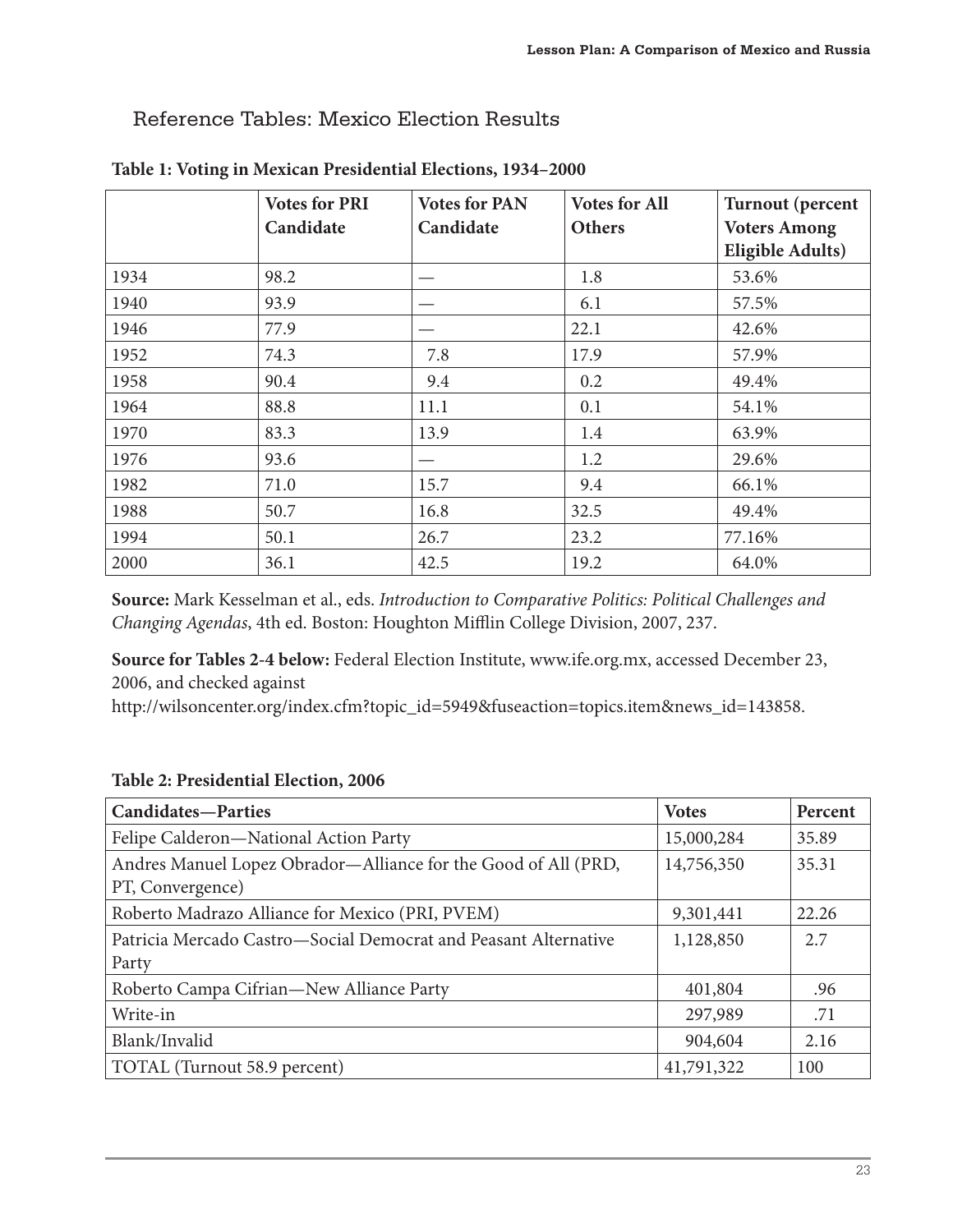## Reference Tables: Mexico Election Results

**Table 1: Voting in Mexican Presidential Elections, 1934–2000**

| | Votes for PRI Candidate | Votes for PAN Candidate | Votes for All Others | Turnout (percent Voters Among Eligible Adults) |
|---|---|---|---|---|
| 1934 | 98.2 | — | 1.8 | 53.6% |
| 1940 | 93.9 | — | 6.1 | 57.5% |
| 1946 | 77.9 | — | 22.1 | 42.6% |
| 1952 | 74.3 | 7.8 | 17.9 | 57.9% |
| 1958 | 90.4 | 9.4 | 0.2 | 49.4% |
| 1964 | 88.8 | 11.1 | 0.1 | 54.1% |
| 1970 | 83.3 | 13.9 | 1.4 | 63.9% |
| 1976 | 93.6 | — | 1.2 | 29.6% |
| 1982 | 71.0 | 15.7 | 9.4 | 66.1% |
| 1988 | 50.7 | 16.8 | 32.5 | 49.4% |
| 1994 | 50.1 | 26.7 | 23.2 | 77.16% |
| 2000 | 36.1 | 42.5 | 19.2 | 64.0% |

**Source:** Mark Kesselman et al., eds. *Introduction to Comparative Politics: Political Challenges and Changing Agendas*, 4th ed. Boston: Houghton Mifflin College Division, 2007, 237.

**Source for Tables 2-4 below:** Federal Election Institute, www.ife.org.mx, accessed December 23, 2006, and checked against http://wilsoncenter.org/index.cfm?topic_id=5949&fuseaction=topics.item&news_id=143858.

**Table 2: Presidential Election, 2006**

| Candidates—Parties | Votes | Percent |
|---|---|---|
| Felipe Calderon—National Action Party | 15,000,284 | 35.89 |
| Andres Manuel Lopez Obrador—Alliance for the Good of All (PRD, PT, Convergence) | 14,756,350 | 35.31 |
| Roberto Madrazo Alliance for Mexico (PRI, PVEM) | 9,301,441 | 22.26 |
| Patricia Mercado Castro—Social Democrat and Peasant Alternative Party | 1,128,850 | 2.7 |
| Roberto Campa Cifrian—New Alliance Party | 401,804 | .96 |
| Write-in | 297,989 | .71 |
| Blank/Invalid | 904,604 | 2.16 |
| TOTAL (Turnout 58.9 percent) | 41,791,322 | 100 |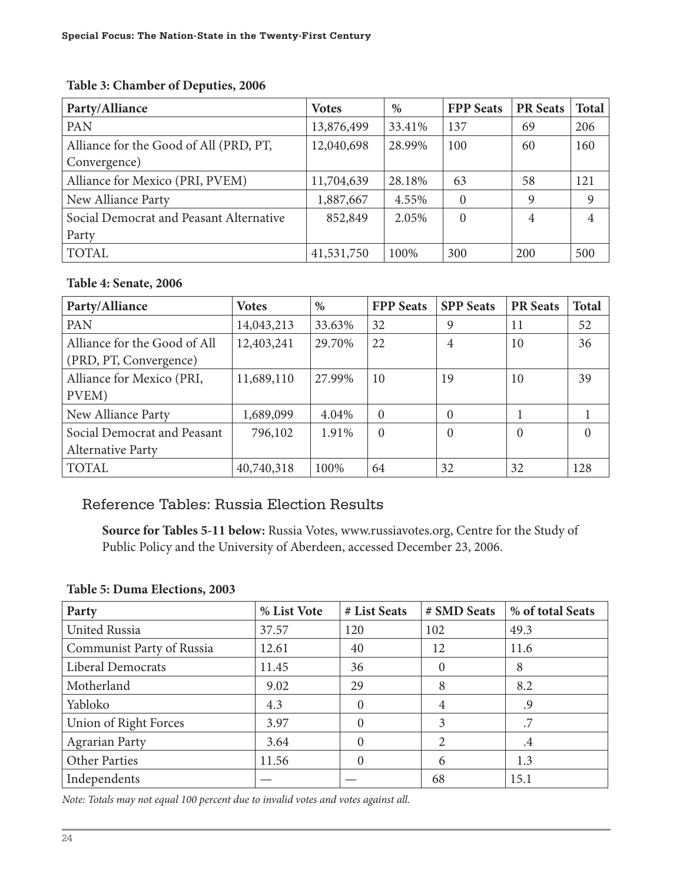**Table 3: Chamber of Deputies, 2006**

| Party/Alliance | Votes | % | FPP Seats | PR Seats | Total |
|---|---|---|---|---|---|
| PAN | 13,876,499 | 33.41% | 137 | 69 | 206 |
| Alliance for the Good of All (PRD, PT, Convergence) | 12,040,698 | 28.99% | 100 | 60 | 160 |
| Alliance for Mexico (PRI, PVEM) | 11,704,639 | 28.18% | 63 | 58 | 121 |
| New Alliance Party | 1,887,667 | 4.55% | 0 | 9 | 9 |
| Social Democrat and Peasant Alternative Party | 852,849 | 2.05% | 0 | 4 | 4 |
| TOTAL | 41,531,750 | 100% | 300 | 200 | 500 |

**Table 4: Senate, 2006**

| Party/Alliance | Votes | % | FPP Seats | SPP Seats | PR Seats | Total |
|---|---|---|---|---|---|---|
| PAN | 14,043,213 | 33.63% | 32 | 9 | 11 | 52 |
| Alliance for the Good of All (PRD, PT, Convergence) | 12,403,241 | 29.70% | 22 | 4 | 10 | 36 |
| Alliance for Mexico (PRI, PVEM) | 11,689,110 | 27.99% | 10 | 19 | 10 | 39 |
| New Alliance Party | 1,689,099 | 4.04% | 0 | 0 | 1 | 1 |
| Social Democrat and Peasant Alternative Party | 796,102 | 1.91% | 0 | 0 | 0 | 0 |
| TOTAL | 40,740,318 | 100% | 64 | 32 | 32 | 128 |

## Reference Tables: Russia Election Results

**Source for Tables 5-11 below:** Russia Votes, www.russiavotes.org, Centre for the Study of Public Policy and the University of Aberdeen, accessed December 23, 2006.

**Table 5: Duma Elections, 2003**

| Party | % List Vote | # List Seats | # SMD Seats | % of total Seats |
|---|---|---|---|---|
| United Russia | 37.57 | 120 | 102 | 49.3 |
| Communist Party of Russia | 12.61 | 40 | 12 | 11.6 |
| Liberal Democrats | 11.45 | 36 | 0 | 8 |
| Motherland | 9.02 | 29 | 8 | 8.2 |
| Yabloko | 4.3 | 0 | 4 | .9 |
| Union of Right Forces | 3.97 | 0 | 3 | .7 |
| Agrarian Party | 3.64 | 0 | 2 | .4 |
| Other Parties | 11.56 | 0 | 6 | 1.3 |
| Independents | — | — | 68 | 15.1 |

*Note: Totals may not equal 100 percent due to invalid votes and votes against all.*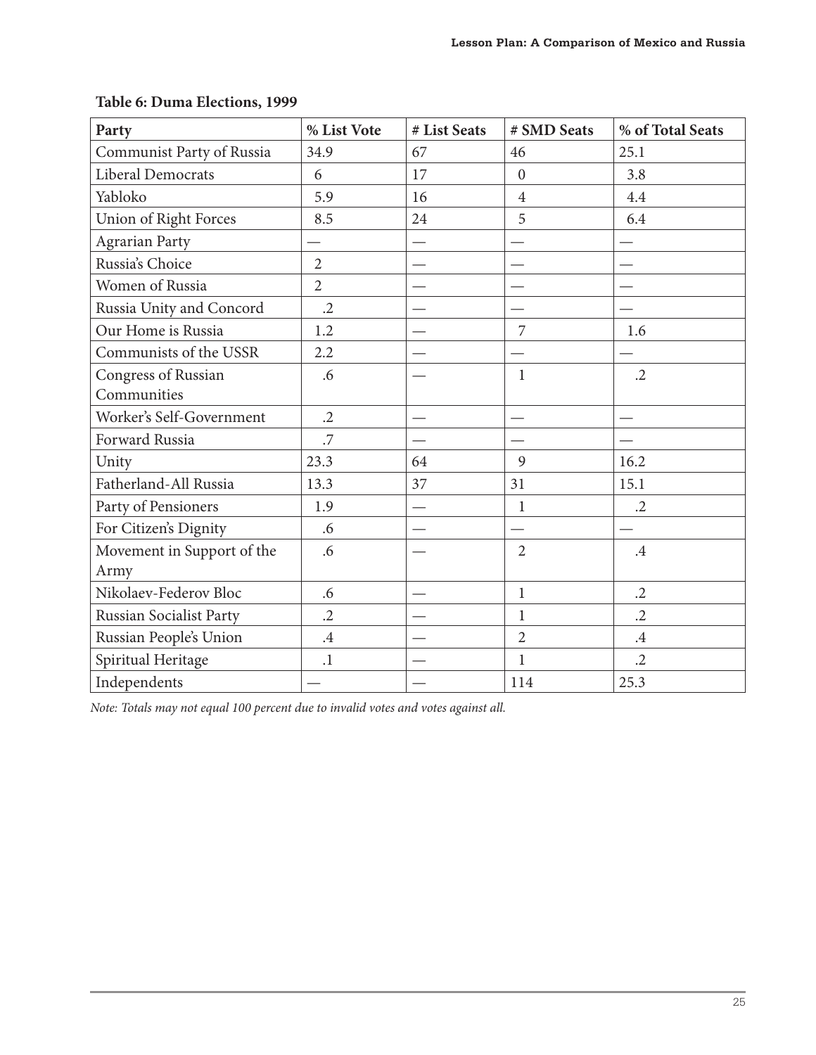**Table 6: Duma Elections, 1999**

| Party | % List Vote | # List Seats | # SMD Seats | % of Total Seats |
|---|---|---|---|---|
| Communist Party of Russia | 34.9 | 67 | 46 | 25.1 |
| Liberal Democrats | 6 | 17 | 0 | 3.8 |
| Yabloko | 5.9 | 16 | 4 | 4.4 |
| Union of Right Forces | 8.5 | 24 | 5 | 6.4 |
| Agrarian Party | — | — | — | — |
| Russia's Choice | 2 | — | — | — |
| Women of Russia | 2 | — | — | — |
| Russia Unity and Concord | .2 | — | — | — |
| Our Home is Russia | 1.2 | — | 7 | 1.6 |
| Communists of the USSR | 2.2 | — | — | — |
| Congress of Russian Communities | .6 | — | 1 | .2 |
| Worker's Self-Government | .2 | — | — | — |
| Forward Russia | .7 | — | — | — |
| Unity | 23.3 | 64 | 9 | 16.2 |
| Fatherland-All Russia | 13.3 | 37 | 31 | 15.1 |
| Party of Pensioners | 1.9 | — | 1 | .2 |
| For Citizen's Dignity | .6 | — | — | — |
| Movement in Support of the Army | .6 | — | 2 | .4 |
| Nikolaev-Federov Bloc | .6 | — | 1 | .2 |
| Russian Socialist Party | .2 | — | 1 | .2 |
| Russian People's Union | .4 | — | 2 | .4 |
| Spiritual Heritage | .1 | — | 1 | .2 |
| Independents | — | — | 114 | 25.3 |

*Note: Totals may not equal 100 percent due to invalid votes and votes against all.*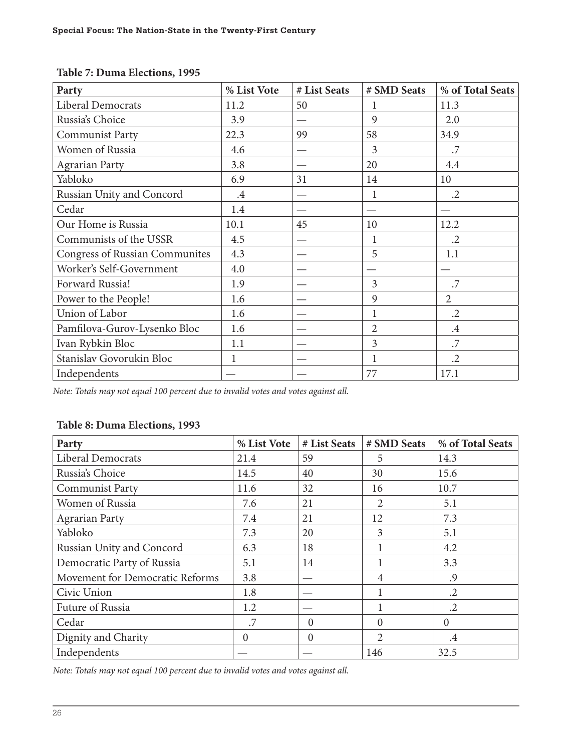**Table 7: Duma Elections, 1995**

| Party | % List Vote | # List Seats | # SMD Seats | % of Total Seats |
|---|---|---|---|---|
| Liberal Democrats | 11.2 | 50 | 1 | 11.3 |
| Russia's Choice | 3.9 | — | 9 | 2.0 |
| Communist Party | 22.3 | 99 | 58 | 34.9 |
| Women of Russia | 4.6 | — | 3 | .7 |
| Agrarian Party | 3.8 | — | 20 | 4.4 |
| Yabloko | 6.9 | 31 | 14 | 10 |
| Russian Unity and Concord | .4 | — | 1 | .2 |
| Cedar | 1.4 | — | — | — |
| Our Home is Russia | 10.1 | 45 | 10 | 12.2 |
| Communists of the USSR | 4.5 | — | 1 | .2 |
| Congress of Russian Communites | 4.3 | — | 5 | 1.1 |
| Worker's Self-Government | 4.0 | — | — | — |
| Forward Russia! | 1.9 | — | 3 | .7 |
| Power to the People! | 1.6 | — | 9 | 2 |
| Union of Labor | 1.6 | — | 1 | .2 |
| Pamfilova-Gurov-Lysenko Bloc | 1.6 | — | 2 | .4 |
| Ivan Rybkin Bloc | 1.1 | — | 3 | .7 |
| Stanislav Govorukin Bloc | 1 | — | 1 | .2 |
| Independents | — | — | 77 | 17.1 |

*Note: Totals may not equal 100 percent due to invalid votes and votes against all.*

**Table 8: Duma Elections, 1993**

| Party | % List Vote | # List Seats | # SMD Seats | % of Total Seats |
|---|---|---|---|---|
| Liberal Democrats | 21.4 | 59 | 5 | 14.3 |
| Russia's Choice | 14.5 | 40 | 30 | 15.6 |
| Communist Party | 11.6 | 32 | 16 | 10.7 |
| Women of Russia | 7.6 | 21 | 2 | 5.1 |
| Agrarian Party | 7.4 | 21 | 12 | 7.3 |
| Yabloko | 7.3 | 20 | 3 | 5.1 |
| Russian Unity and Concord | 6.3 | 18 | 1 | 4.2 |
| Democratic Party of Russia | 5.1 | 14 | 1 | 3.3 |
| Movement for Democratic Reforms | 3.8 | — | 4 | .9 |
| Civic Union | 1.8 | — | 1 | .2 |
| Future of Russia | 1.2 | — | 1 | .2 |
| Cedar | .7 | 0 | 0 | 0 |
| Dignity and Charity | 0 | 0 | 2 | .4 |
| Independents | — | — | 146 | 32.5 |

*Note: Totals may not equal 100 percent due to invalid votes and votes against all.*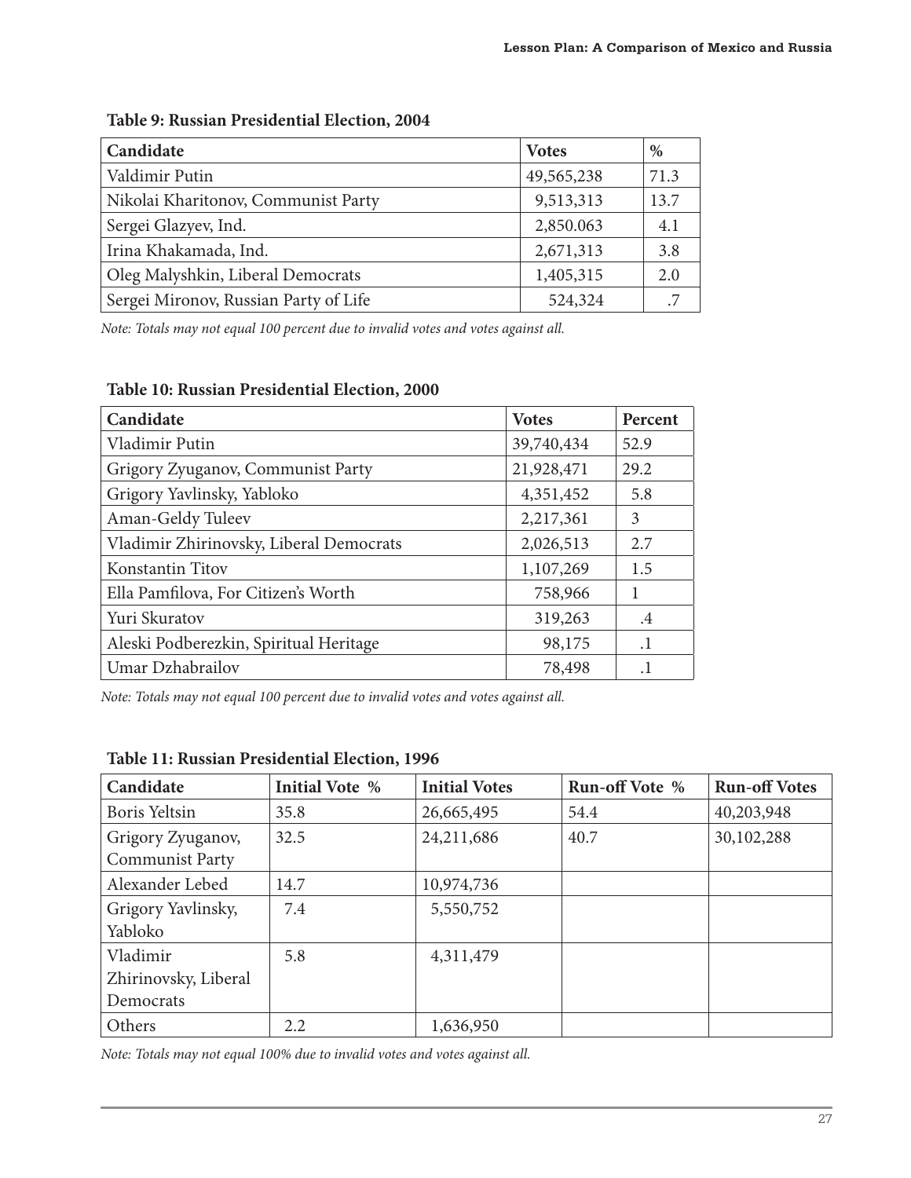**Table 9: Russian Presidential Election, 2004**

| Candidate | Votes | % |
|---|---|---|
| Valdimir Putin | 49,565,238 | 71.3 |
| Nikolai Kharitonov, Communist Party | 9,513,313 | 13.7 |
| Sergei Glazyev, Ind. | 2,850.063 | 4.1 |
| Irina Khakamada, Ind. | 2,671,313 | 3.8 |
| Oleg Malyshkin, Liberal Democrats | 1,405,315 | 2.0 |
| Sergei Mironov, Russian Party of Life | 524,324 | .7 |

*Note: Totals may not equal 100 percent due to invalid votes and votes against all.*

**Table 10: Russian Presidential Election, 2000**

| Candidate | Votes | Percent |
|---|---|---|
| Vladimir Putin | 39,740,434 | 52.9 |
| Grigory Zyuganov, Communist Party | 21,928,471 | 29.2 |
| Grigory Yavlinsky, Yabloko | 4,351,452 | 5.8 |
| Aman-Geldy Tuleev | 2,217,361 | 3 |
| Vladimir Zhirinovsky, Liberal Democrats | 2,026,513 | 2.7 |
| Konstantin Titov | 1,107,269 | 1.5 |
| Ella Pamfilova, For Citizen's Worth | 758,966 | 1 |
| Yuri Skuratov | 319,263 | .4 |
| Aleski Podberezkin, Spiritual Heritage | 98,175 | .1 |
| Umar Dzhabrailov | 78,498 | .1 |

*Note: Totals may not equal 100 percent due to invalid votes and votes against all.*

**Table 11: Russian Presidential Election, 1996**

| Candidate | Initial Vote % | Initial Votes | Run-off Vote % | Run-off Votes |
|---|---|---|---|---|
| Boris Yeltsin | 35.8 | 26,665,495 | 54.4 | 40,203,948 |
| Grigory Zyuganov, Communist Party | 32.5 | 24,211,686 | 40.7 | 30,102,288 |
| Alexander Lebed | 14.7 | 10,974,736 | | |
| Grigory Yavlinsky, Yabloko | 7.4 | 5,550,752 | | |
| Vladimir Zhirinovsky, Liberal Democrats | 5.8 | 4,311,479 | | |
| Others | 2.2 | 1,636,950 | | |

*Note: Totals may not equal 100% due to invalid votes and votes against all.*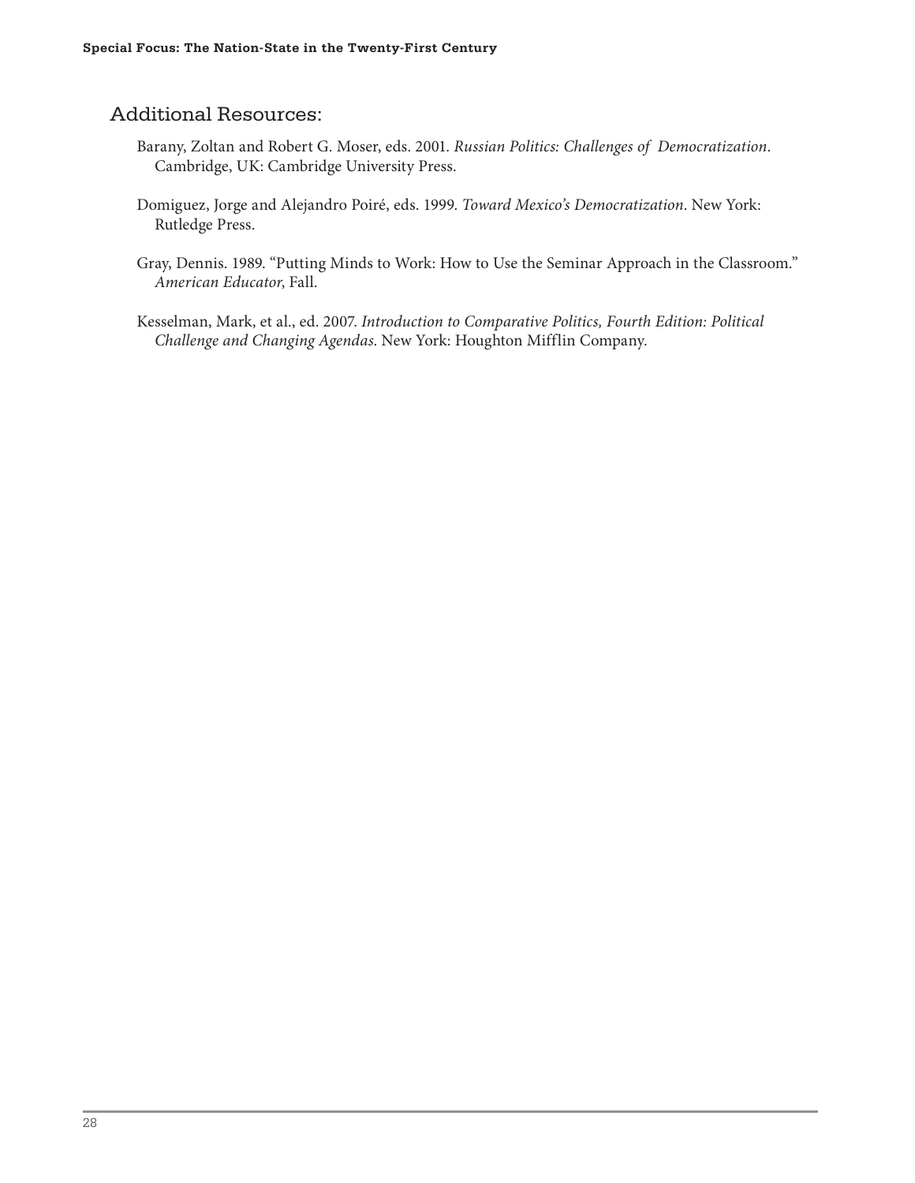## Additional Resources:

Barany, Zoltan and Robert G. Moser, eds. 2001. *Russian Politics: Challenges of Democratization*. Cambridge, UK: Cambridge University Press.

Domiguez, Jorge and Alejandro Poiré, eds. 1999. *Toward Mexico's Democratization*. New York: Rutledge Press.

Gray, Dennis. 1989. "Putting Minds to Work: How to Use the Seminar Approach in the Classroom." *American Educator*, Fall.

Kesselman, Mark, et al., ed. 2007. *Introduction to Comparative Politics, Fourth Edition: Political Challenge and Changing Agendas*. New York: Houghton Mifflin Company.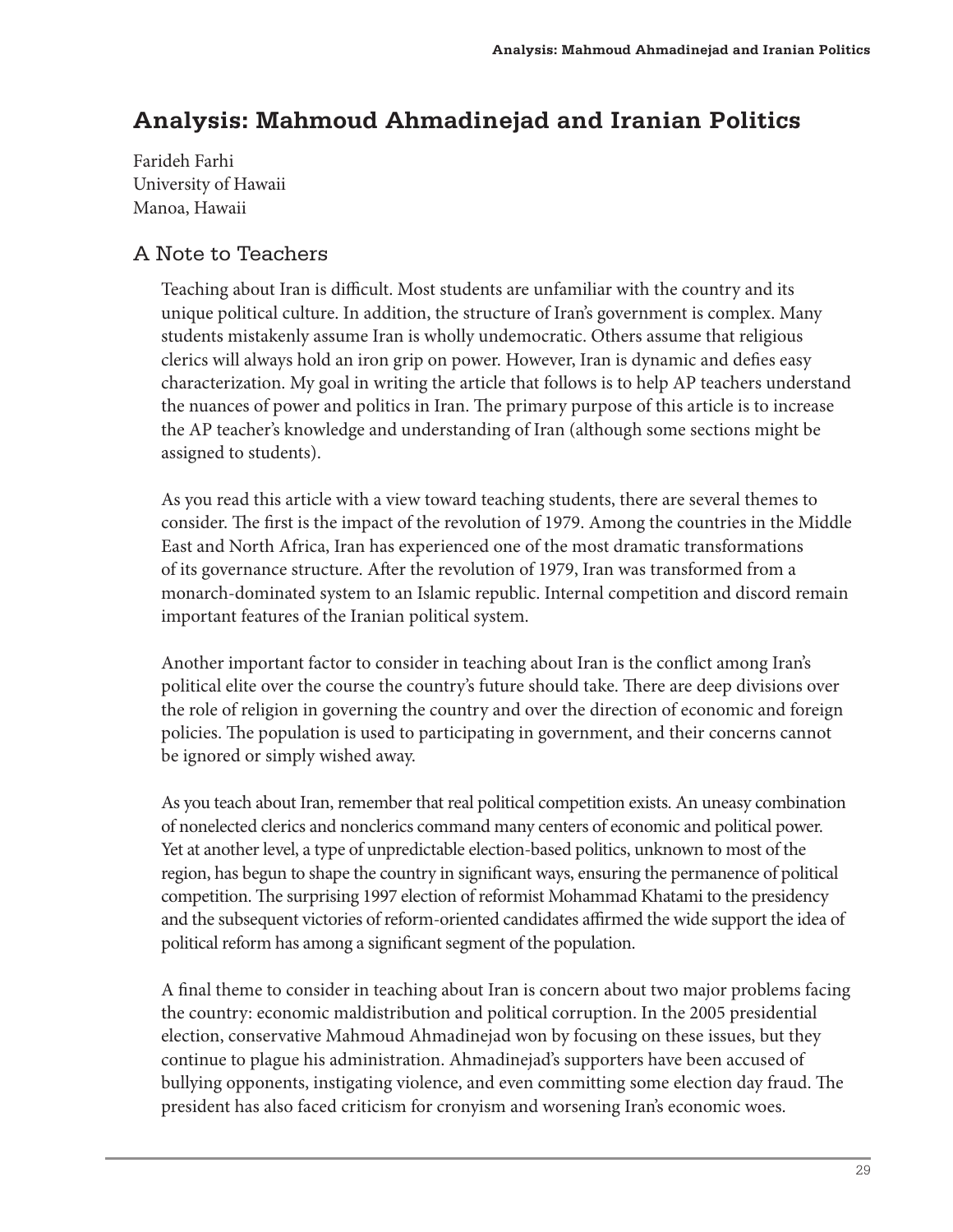# Analysis: Mahmoud Ahmadinejad and Iranian Politics

Farideh Farhi
University of Hawaii
Manoa, Hawaii

## A Note to Teachers

Teaching about Iran is difficult. Most students are unfamiliar with the country and its unique political culture. In addition, the structure of Iran's government is complex. Many students mistakenly assume Iran is wholly undemocratic. Others assume that religious clerics will always hold an iron grip on power. However, Iran is dynamic and defies easy characterization. My goal in writing the article that follows is to help AP teachers understand the nuances of power and politics in Iran. The primary purpose of this article is to increase the AP teacher's knowledge and understanding of Iran (although some sections might be assigned to students).

As you read this article with a view toward teaching students, there are several themes to consider. The first is the impact of the revolution of 1979. Among the countries in the Middle East and North Africa, Iran has experienced one of the most dramatic transformations of its governance structure. After the revolution of 1979, Iran was transformed from a monarch-dominated system to an Islamic republic. Internal competition and discord remain important features of the Iranian political system.

Another important factor to consider in teaching about Iran is the conflict among Iran's political elite over the course the country's future should take. There are deep divisions over the role of religion in governing the country and over the direction of economic and foreign policies. The population is used to participating in government, and their concerns cannot be ignored or simply wished away.

As you teach about Iran, remember that real political competition exists. An uneasy combination of nonelected clerics and nonclerics command many centers of economic and political power. Yet at another level, a type of unpredictable election-based politics, unknown to most of the region, has begun to shape the country in significant ways, ensuring the permanence of political competition. The surprising 1997 election of reformist Mohammad Khatami to the presidency and the subsequent victories of reform-oriented candidates affirmed the wide support the idea of political reform has among a significant segment of the population.

A final theme to consider in teaching about Iran is concern about two major problems facing the country: economic maldistribution and political corruption. In the 2005 presidential election, conservative Mahmoud Ahmadinejad won by focusing on these issues, but they continue to plague his administration. Ahmadinejad's supporters have been accused of bullying opponents, instigating violence, and even committing some election day fraud. The president has also faced criticism for cronyism and worsening Iran's economic woes.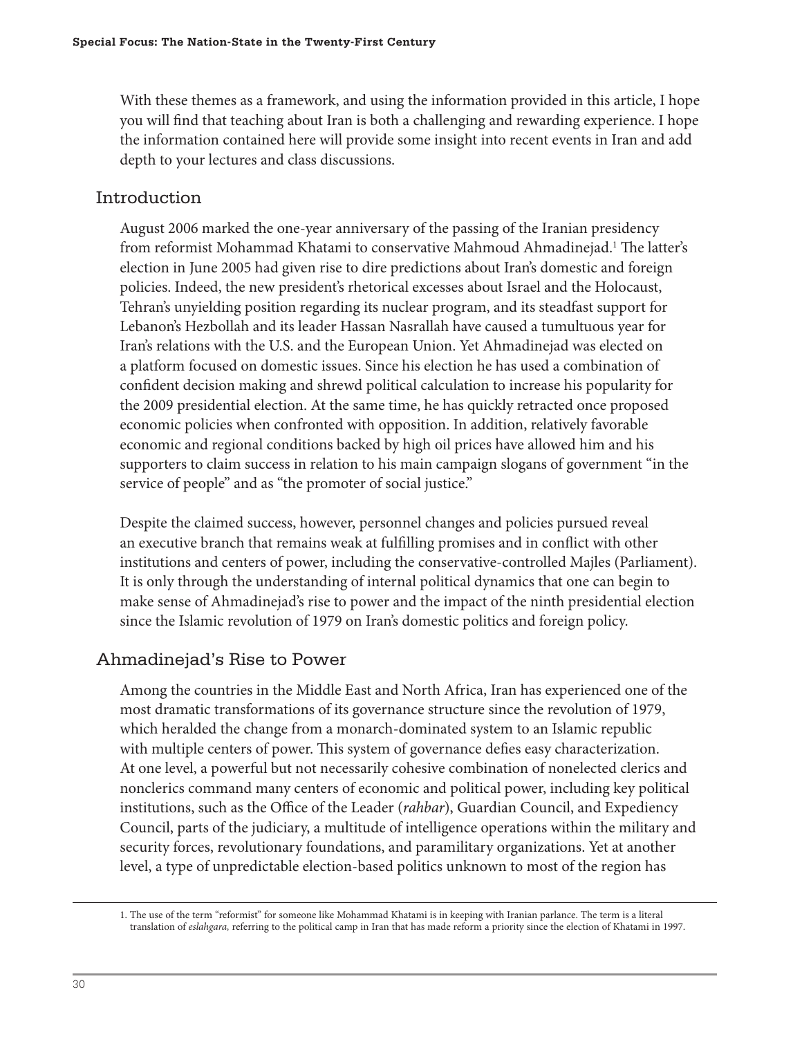With these themes as a framework, and using the information provided in this article, I hope you will find that teaching about Iran is both a challenging and rewarding experience. I hope the information contained here will provide some insight into recent events in Iran and add depth to your lectures and class discussions.

## Introduction

August 2006 marked the one-year anniversary of the passing of the Iranian presidency from reformist Mohammad Khatami to conservative Mahmoud Ahmadinejad.[1] The latter's election in June 2005 had given rise to dire predictions about Iran's domestic and foreign policies. Indeed, the new president's rhetorical excesses about Israel and the Holocaust, Tehran's unyielding position regarding its nuclear program, and its steadfast support for Lebanon's Hezbollah and its leader Hassan Nasrallah have caused a tumultuous year for Iran's relations with the U.S. and the European Union. Yet Ahmadinejad was elected on a platform focused on domestic issues. Since his election he has used a combination of confident decision making and shrewd political calculation to increase his popularity for the 2009 presidential election. At the same time, he has quickly retracted once proposed economic policies when confronted with opposition. In addition, relatively favorable economic and regional conditions backed by high oil prices have allowed him and his supporters to claim success in relation to his main campaign slogans of government "in the service of people" and as "the promoter of social justice."

Despite the claimed success, however, personnel changes and policies pursued reveal an executive branch that remains weak at fulfilling promises and in conflict with other institutions and centers of power, including the conservative-controlled Majles (Parliament). It is only through the understanding of internal political dynamics that one can begin to make sense of Ahmadinejad's rise to power and the impact of the ninth presidential election since the Islamic revolution of 1979 on Iran's domestic politics and foreign policy.

## Ahmadinejad's Rise to Power

Among the countries in the Middle East and North Africa, Iran has experienced one of the most dramatic transformations of its governance structure since the revolution of 1979, which heralded the change from a monarch-dominated system to an Islamic republic with multiple centers of power. This system of governance defies easy characterization. At one level, a powerful but not necessarily cohesive combination of nonelected clerics and nonclerics command many centers of economic and political power, including key political institutions, such as the Office of the Leader (*rahbar*), Guardian Council, and Expediency Council, parts of the judiciary, a multitude of intelligence operations within the military and security forces, revolutionary foundations, and paramilitary organizations. Yet at another level, a type of unpredictable election-based politics unknown to most of the region has

---

1. The use of the term "reformist" for someone like Mohammad Khatami is in keeping with Iranian parlance. The term is a literal translation of *eslahgara,* referring to the political camp in Iran that has made reform a priority since the election of Khatami in 1997.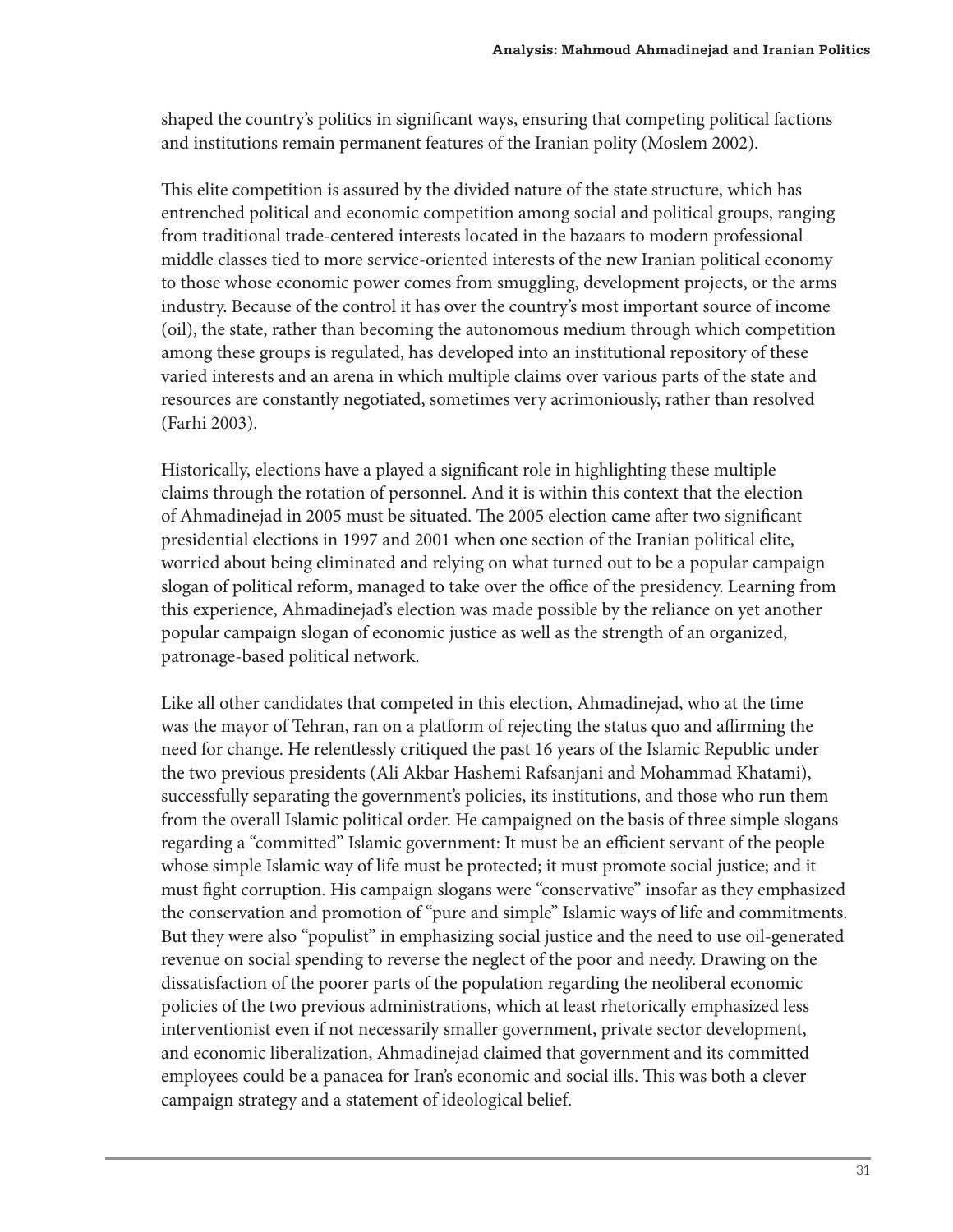shaped the country's politics in significant ways, ensuring that competing political factions and institutions remain permanent features of the Iranian polity (Moslem 2002).

This elite competition is assured by the divided nature of the state structure, which has entrenched political and economic competition among social and political groups, ranging from traditional trade-centered interests located in the bazaars to modern professional middle classes tied to more service-oriented interests of the new Iranian political economy to those whose economic power comes from smuggling, development projects, or the arms industry. Because of the control it has over the country's most important source of income (oil), the state, rather than becoming the autonomous medium through which competition among these groups is regulated, has developed into an institutional repository of these varied interests and an arena in which multiple claims over various parts of the state and resources are constantly negotiated, sometimes very acrimoniously, rather than resolved (Farhi 2003).

Historically, elections have a played a significant role in highlighting these multiple claims through the rotation of personnel. And it is within this context that the election of Ahmadinejad in 2005 must be situated. The 2005 election came after two significant presidential elections in 1997 and 2001 when one section of the Iranian political elite, worried about being eliminated and relying on what turned out to be a popular campaign slogan of political reform, managed to take over the office of the presidency. Learning from this experience, Ahmadinejad's election was made possible by the reliance on yet another popular campaign slogan of economic justice as well as the strength of an organized, patronage-based political network.

Like all other candidates that competed in this election, Ahmadinejad, who at the time was the mayor of Tehran, ran on a platform of rejecting the status quo and affirming the need for change. He relentlessly critiqued the past 16 years of the Islamic Republic under the two previous presidents (Ali Akbar Hashemi Rafsanjani and Mohammad Khatami), successfully separating the government's policies, its institutions, and those who run them from the overall Islamic political order. He campaigned on the basis of three simple slogans regarding a "committed" Islamic government: It must be an efficient servant of the people whose simple Islamic way of life must be protected; it must promote social justice; and it must fight corruption. His campaign slogans were "conservative" insofar as they emphasized the conservation and promotion of "pure and simple" Islamic ways of life and commitments. But they were also "populist" in emphasizing social justice and the need to use oil-generated revenue on social spending to reverse the neglect of the poor and needy. Drawing on the dissatisfaction of the poorer parts of the population regarding the neoliberal economic policies of the two previous administrations, which at least rhetorically emphasized less interventionist even if not necessarily smaller government, private sector development, and economic liberalization, Ahmadinejad claimed that government and its committed employees could be a panacea for Iran's economic and social ills. This was both a clever campaign strategy and a statement of ideological belief.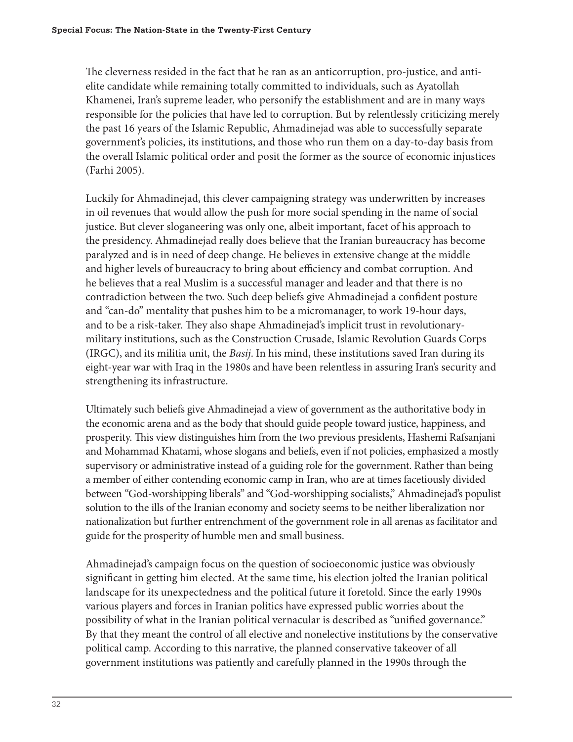The cleverness resided in the fact that he ran as an anticorruption, pro-justice, and anti-elite candidate while remaining totally committed to individuals, such as Ayatollah Khamenei, Iran's supreme leader, who personify the establishment and are in many ways responsible for the policies that have led to corruption. But by relentlessly criticizing merely the past 16 years of the Islamic Republic, Ahmadinejad was able to successfully separate government's policies, its institutions, and those who run them on a day-to-day basis from the overall Islamic political order and posit the former as the source of economic injustices (Farhi 2005).

Luckily for Ahmadinejad, this clever campaigning strategy was underwritten by increases in oil revenues that would allow the push for more social spending in the name of social justice. But clever sloganeering was only one, albeit important, facet of his approach to the presidency. Ahmadinejad really does believe that the Iranian bureaucracy has become paralyzed and is in need of deep change. He believes in extensive change at the middle and higher levels of bureaucracy to bring about efficiency and combat corruption. And he believes that a real Muslim is a successful manager and leader and that there is no contradiction between the two. Such deep beliefs give Ahmadinejad a confident posture and "can-do" mentality that pushes him to be a micromanager, to work 19-hour days, and to be a risk-taker. They also shape Ahmadinejad's implicit trust in revolutionary-military institutions, such as the Construction Crusade, Islamic Revolution Guards Corps (IRGC), and its militia unit, the *Basij*. In his mind, these institutions saved Iran during its eight-year war with Iraq in the 1980s and have been relentless in assuring Iran's security and strengthening its infrastructure.

Ultimately such beliefs give Ahmadinejad a view of government as the authoritative body in the economic arena and as the body that should guide people toward justice, happiness, and prosperity. This view distinguishes him from the two previous presidents, Hashemi Rafsanjani and Mohammad Khatami, whose slogans and beliefs, even if not policies, emphasized a mostly supervisory or administrative instead of a guiding role for the government. Rather than being a member of either contending economic camp in Iran, who are at times facetiously divided between "God-worshipping liberals" and "God-worshipping socialists," Ahmadinejad's populist solution to the ills of the Iranian economy and society seems to be neither liberalization nor nationalization but further entrenchment of the government role in all arenas as facilitator and guide for the prosperity of humble men and small business.

Ahmadinejad's campaign focus on the question of socioeconomic justice was obviously significant in getting him elected. At the same time, his election jolted the Iranian political landscape for its unexpectedness and the political future it foretold. Since the early 1990s various players and forces in Iranian politics have expressed public worries about the possibility of what in the Iranian political vernacular is described as "unified governance." By that they meant the control of all elective and nonelective institutions by the conservative political camp. According to this narrative, the planned conservative takeover of all government institutions was patiently and carefully planned in the 1990s through the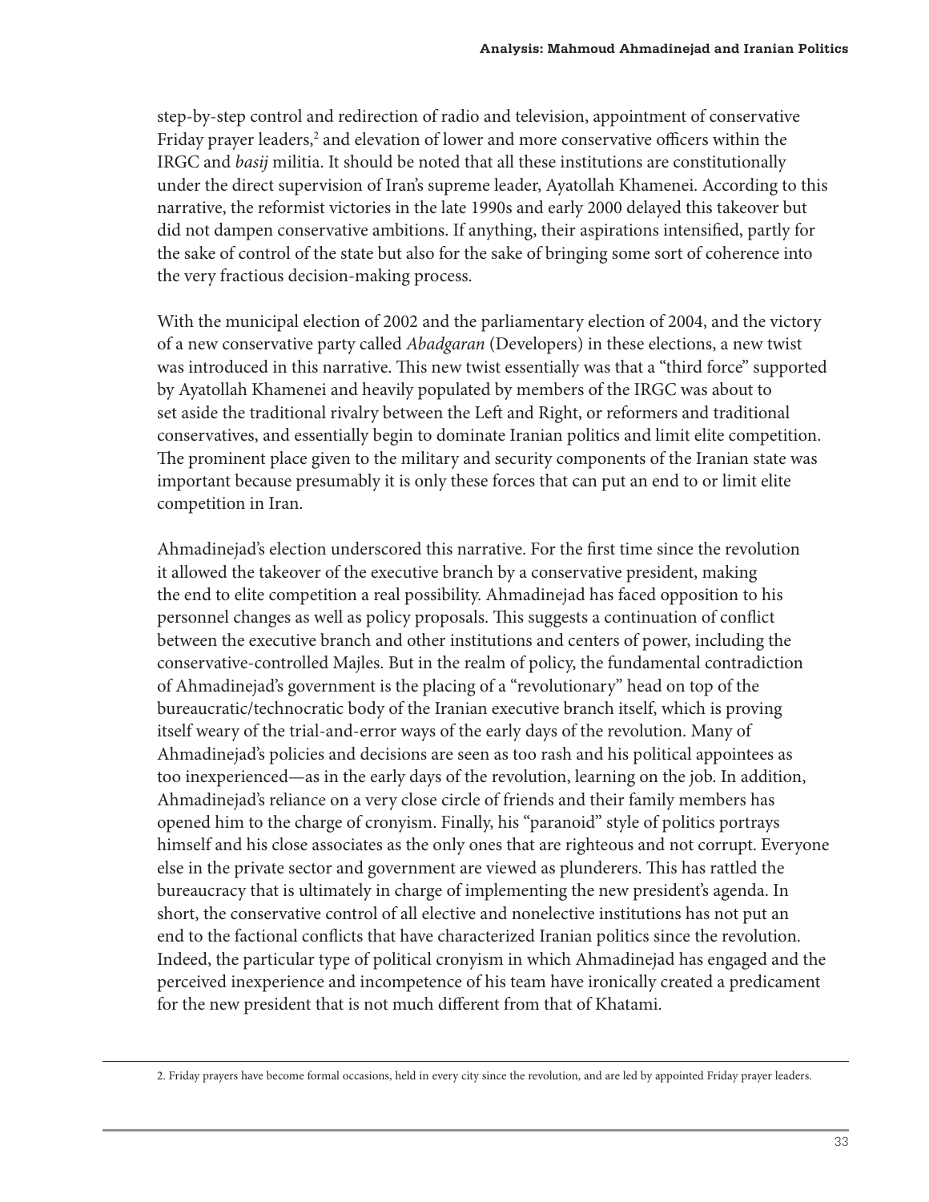step-by-step control and redirection of radio and television, appointment of conservative Friday prayer leaders,[2] and elevation of lower and more conservative officers within the IRGC and *basij* militia. It should be noted that all these institutions are constitutionally under the direct supervision of Iran's supreme leader, Ayatollah Khamenei. According to this narrative, the reformist victories in the late 1990s and early 2000 delayed this takeover but did not dampen conservative ambitions. If anything, their aspirations intensified, partly for the sake of control of the state but also for the sake of bringing some sort of coherence into the very fractious decision-making process.

With the municipal election of 2002 and the parliamentary election of 2004, and the victory of a new conservative party called *Abadgaran* (Developers) in these elections, a new twist was introduced in this narrative. This new twist essentially was that a "third force" supported by Ayatollah Khamenei and heavily populated by members of the IRGC was about to set aside the traditional rivalry between the Left and Right, or reformers and traditional conservatives, and essentially begin to dominate Iranian politics and limit elite competition. The prominent place given to the military and security components of the Iranian state was important because presumably it is only these forces that can put an end to or limit elite competition in Iran.

Ahmadinejad's election underscored this narrative. For the first time since the revolution it allowed the takeover of the executive branch by a conservative president, making the end to elite competition a real possibility. Ahmadinejad has faced opposition to his personnel changes as well as policy proposals. This suggests a continuation of conflict between the executive branch and other institutions and centers of power, including the conservative-controlled Majles. But in the realm of policy, the fundamental contradiction of Ahmadinejad's government is the placing of a "revolutionary" head on top of the bureaucratic/technocratic body of the Iranian executive branch itself, which is proving itself weary of the trial-and-error ways of the early days of the revolution. Many of Ahmadinejad's policies and decisions are seen as too rash and his political appointees as too inexperienced—as in the early days of the revolution, learning on the job. In addition, Ahmadinejad's reliance on a very close circle of friends and their family members has opened him to the charge of cronyism. Finally, his "paranoid" style of politics portrays himself and his close associates as the only ones that are righteous and not corrupt. Everyone else in the private sector and government are viewed as plunderers. This has rattled the bureaucracy that is ultimately in charge of implementing the new president's agenda. In short, the conservative control of all elective and nonelective institutions has not put an end to the factional conflicts that have characterized Iranian politics since the revolution. Indeed, the particular type of political cronyism in which Ahmadinejad has engaged and the perceived inexperience and incompetence of his team have ironically created a predicament for the new president that is not much different from that of Khatami.

2. Friday prayers have become formal occasions, held in every city since the revolution, and are led by appointed Friday prayer leaders.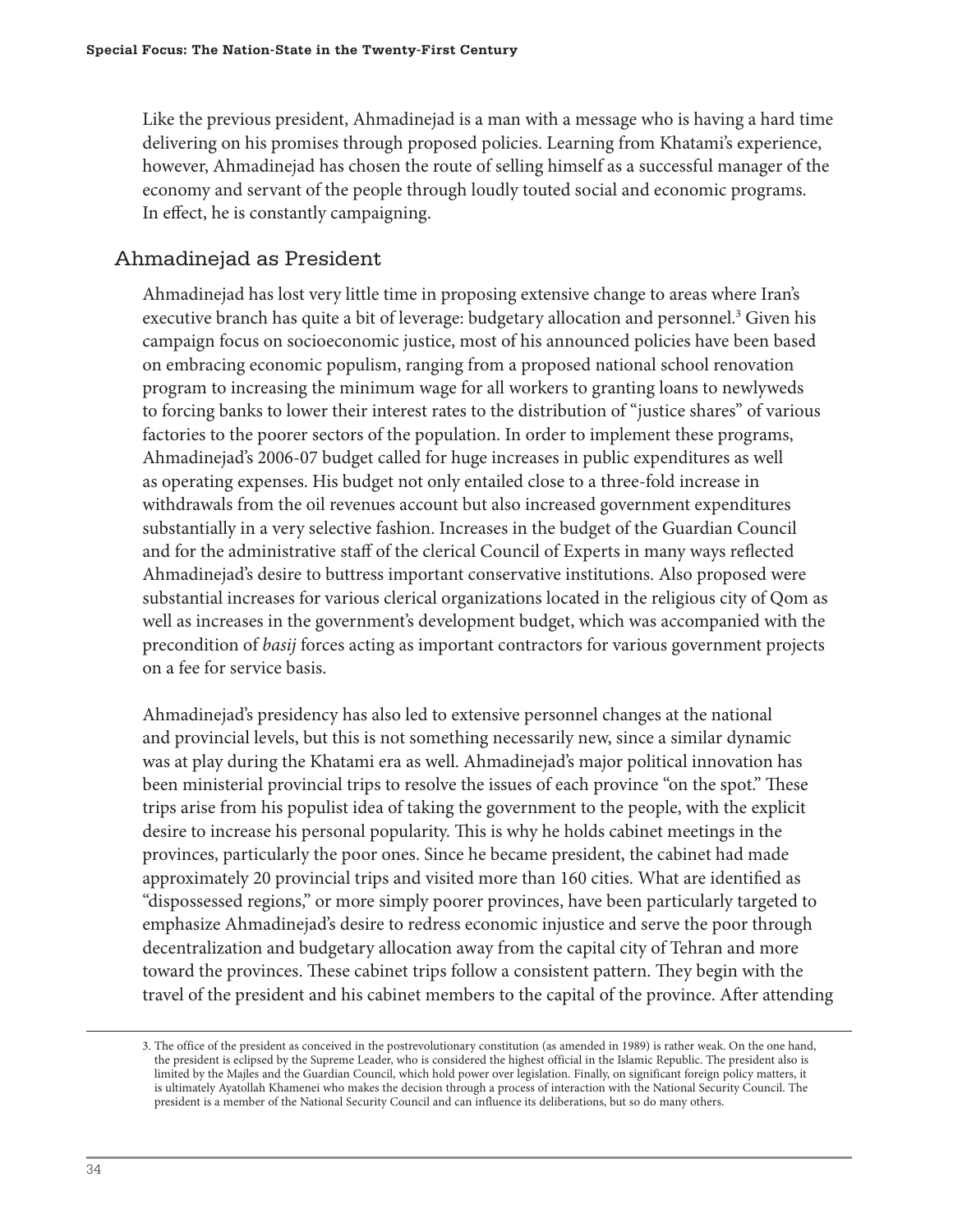Like the previous president, Ahmadinejad is a man with a message who is having a hard time delivering on his promises through proposed policies. Learning from Khatami's experience, however, Ahmadinejad has chosen the route of selling himself as a successful manager of the economy and servant of the people through loudly touted social and economic programs. In effect, he is constantly campaigning.

## Ahmadinejad as President

Ahmadinejad has lost very little time in proposing extensive change to areas where Iran's executive branch has quite a bit of leverage: budgetary allocation and personnel.[3] Given his campaign focus on socioeconomic justice, most of his announced policies have been based on embracing economic populism, ranging from a proposed national school renovation program to increasing the minimum wage for all workers to granting loans to newlyweds to forcing banks to lower their interest rates to the distribution of "justice shares" of various factories to the poorer sectors of the population. In order to implement these programs, Ahmadinejad's 2006-07 budget called for huge increases in public expenditures as well as operating expenses. His budget not only entailed close to a three-fold increase in withdrawals from the oil revenues account but also increased government expenditures substantially in a very selective fashion. Increases in the budget of the Guardian Council and for the administrative staff of the clerical Council of Experts in many ways reflected Ahmadinejad's desire to buttress important conservative institutions. Also proposed were substantial increases for various clerical organizations located in the religious city of Qom as well as increases in the government's development budget, which was accompanied with the precondition of *basij* forces acting as important contractors for various government projects on a fee for service basis.

Ahmadinejad's presidency has also led to extensive personnel changes at the national and provincial levels, but this is not something necessarily new, since a similar dynamic was at play during the Khatami era as well. Ahmadinejad's major political innovation has been ministerial provincial trips to resolve the issues of each province "on the spot." These trips arise from his populist idea of taking the government to the people, with the explicit desire to increase his personal popularity. This is why he holds cabinet meetings in the provinces, particularly the poor ones. Since he became president, the cabinet had made approximately 20 provincial trips and visited more than 160 cities. What are identified as "dispossessed regions," or more simply poorer provinces, have been particularly targeted to emphasize Ahmadinejad's desire to redress economic injustice and serve the poor through decentralization and budgetary allocation away from the capital city of Tehran and more toward the provinces. These cabinet trips follow a consistent pattern. They begin with the travel of the president and his cabinet members to the capital of the province. After attending

3. The office of the president as conceived in the postrevolutionary constitution (as amended in 1989) is rather weak. On the one hand, the president is eclipsed by the Supreme Leader, who is considered the highest official in the Islamic Republic. The president also is limited by the Majles and the Guardian Council, which hold power over legislation. Finally, on significant foreign policy matters, it is ultimately Ayatollah Khamenei who makes the decision through a process of interaction with the National Security Council. The president is a member of the National Security Council and can influence its deliberations, but so do many others.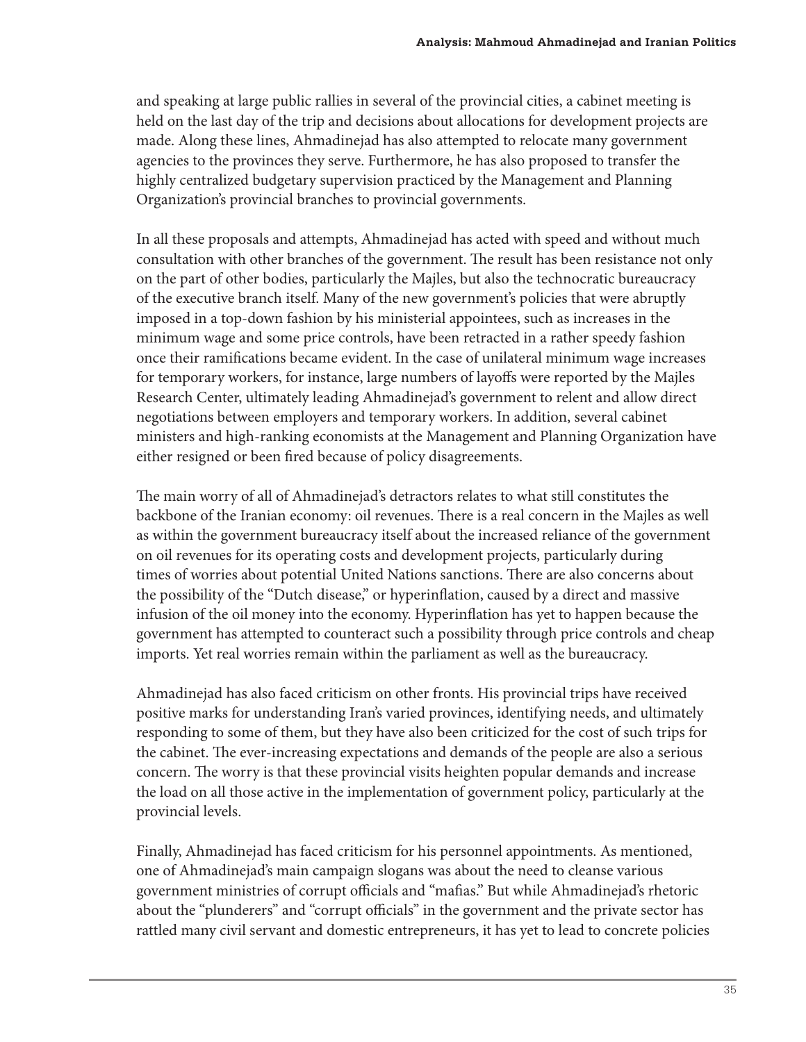and speaking at large public rallies in several of the provincial cities, a cabinet meeting is held on the last day of the trip and decisions about allocations for development projects are made. Along these lines, Ahmadinejad has also attempted to relocate many government agencies to the provinces they serve. Furthermore, he has also proposed to transfer the highly centralized budgetary supervision practiced by the Management and Planning Organization's provincial branches to provincial governments.

In all these proposals and attempts, Ahmadinejad has acted with speed and without much consultation with other branches of the government. The result has been resistance not only on the part of other bodies, particularly the Majles, but also the technocratic bureaucracy of the executive branch itself. Many of the new government's policies that were abruptly imposed in a top-down fashion by his ministerial appointees, such as increases in the minimum wage and some price controls, have been retracted in a rather speedy fashion once their ramifications became evident. In the case of unilateral minimum wage increases for temporary workers, for instance, large numbers of layoffs were reported by the Majles Research Center, ultimately leading Ahmadinejad's government to relent and allow direct negotiations between employers and temporary workers. In addition, several cabinet ministers and high-ranking economists at the Management and Planning Organization have either resigned or been fired because of policy disagreements.

The main worry of all of Ahmadinejad's detractors relates to what still constitutes the backbone of the Iranian economy: oil revenues. There is a real concern in the Majles as well as within the government bureaucracy itself about the increased reliance of the government on oil revenues for its operating costs and development projects, particularly during times of worries about potential United Nations sanctions. There are also concerns about the possibility of the "Dutch disease," or hyperinflation, caused by a direct and massive infusion of the oil money into the economy. Hyperinflation has yet to happen because the government has attempted to counteract such a possibility through price controls and cheap imports. Yet real worries remain within the parliament as well as the bureaucracy.

Ahmadinejad has also faced criticism on other fronts. His provincial trips have received positive marks for understanding Iran's varied provinces, identifying needs, and ultimately responding to some of them, but they have also been criticized for the cost of such trips for the cabinet. The ever-increasing expectations and demands of the people are also a serious concern. The worry is that these provincial visits heighten popular demands and increase the load on all those active in the implementation of government policy, particularly at the provincial levels.

Finally, Ahmadinejad has faced criticism for his personnel appointments. As mentioned, one of Ahmadinejad's main campaign slogans was about the need to cleanse various government ministries of corrupt officials and "mafias." But while Ahmadinejad's rhetoric about the "plunderers" and "corrupt officials" in the government and the private sector has rattled many civil servant and domestic entrepreneurs, it has yet to lead to concrete policies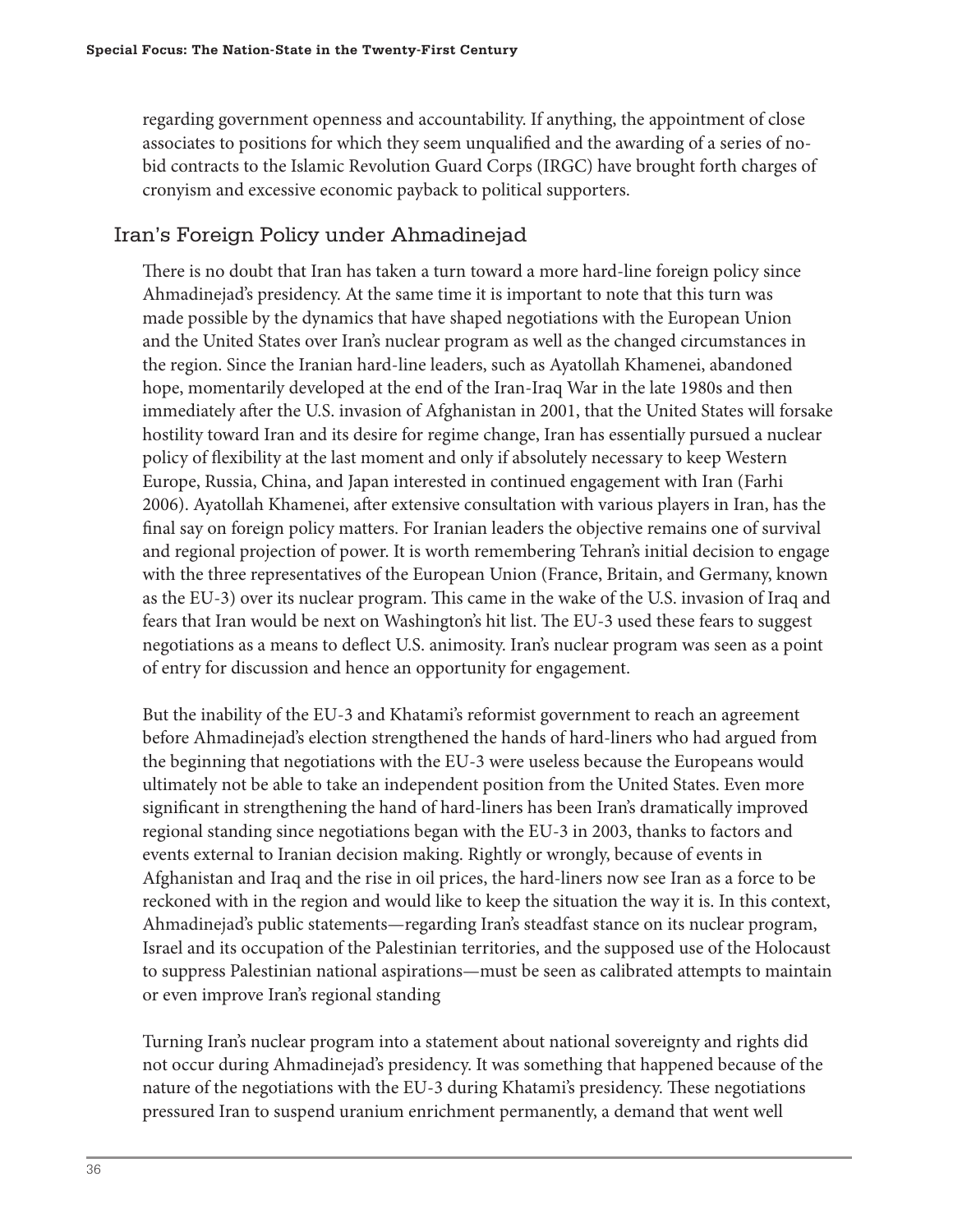regarding government openness and accountability. If anything, the appointment of close associates to positions for which they seem unqualified and the awarding of a series of no-bid contracts to the Islamic Revolution Guard Corps (IRGC) have brought forth charges of cronyism and excessive economic payback to political supporters.

## Iran's Foreign Policy under Ahmadinejad

There is no doubt that Iran has taken a turn toward a more hard-line foreign policy since Ahmadinejad's presidency. At the same time it is important to note that this turn was made possible by the dynamics that have shaped negotiations with the European Union and the United States over Iran's nuclear program as well as the changed circumstances in the region. Since the Iranian hard-line leaders, such as Ayatollah Khamenei, abandoned hope, momentarily developed at the end of the Iran-Iraq War in the late 1980s and then immediately after the U.S. invasion of Afghanistan in 2001, that the United States will forsake hostility toward Iran and its desire for regime change, Iran has essentially pursued a nuclear policy of flexibility at the last moment and only if absolutely necessary to keep Western Europe, Russia, China, and Japan interested in continued engagement with Iran (Farhi 2006). Ayatollah Khamenei, after extensive consultation with various players in Iran, has the final say on foreign policy matters. For Iranian leaders the objective remains one of survival and regional projection of power. It is worth remembering Tehran's initial decision to engage with the three representatives of the European Union (France, Britain, and Germany, known as the EU-3) over its nuclear program. This came in the wake of the U.S. invasion of Iraq and fears that Iran would be next on Washington's hit list. The EU-3 used these fears to suggest negotiations as a means to deflect U.S. animosity. Iran's nuclear program was seen as a point of entry for discussion and hence an opportunity for engagement.

But the inability of the EU-3 and Khatami's reformist government to reach an agreement before Ahmadinejad's election strengthened the hands of hard-liners who had argued from the beginning that negotiations with the EU-3 were useless because the Europeans would ultimately not be able to take an independent position from the United States. Even more significant in strengthening the hand of hard-liners has been Iran's dramatically improved regional standing since negotiations began with the EU-3 in 2003, thanks to factors and events external to Iranian decision making. Rightly or wrongly, because of events in Afghanistan and Iraq and the rise in oil prices, the hard-liners now see Iran as a force to be reckoned with in the region and would like to keep the situation the way it is. In this context, Ahmadinejad's public statements—regarding Iran's steadfast stance on its nuclear program, Israel and its occupation of the Palestinian territories, and the supposed use of the Holocaust to suppress Palestinian national aspirations—must be seen as calibrated attempts to maintain or even improve Iran's regional standing

Turning Iran's nuclear program into a statement about national sovereignty and rights did not occur during Ahmadinejad's presidency. It was something that happened because of the nature of the negotiations with the EU-3 during Khatami's presidency. These negotiations pressured Iran to suspend uranium enrichment permanently, a demand that went well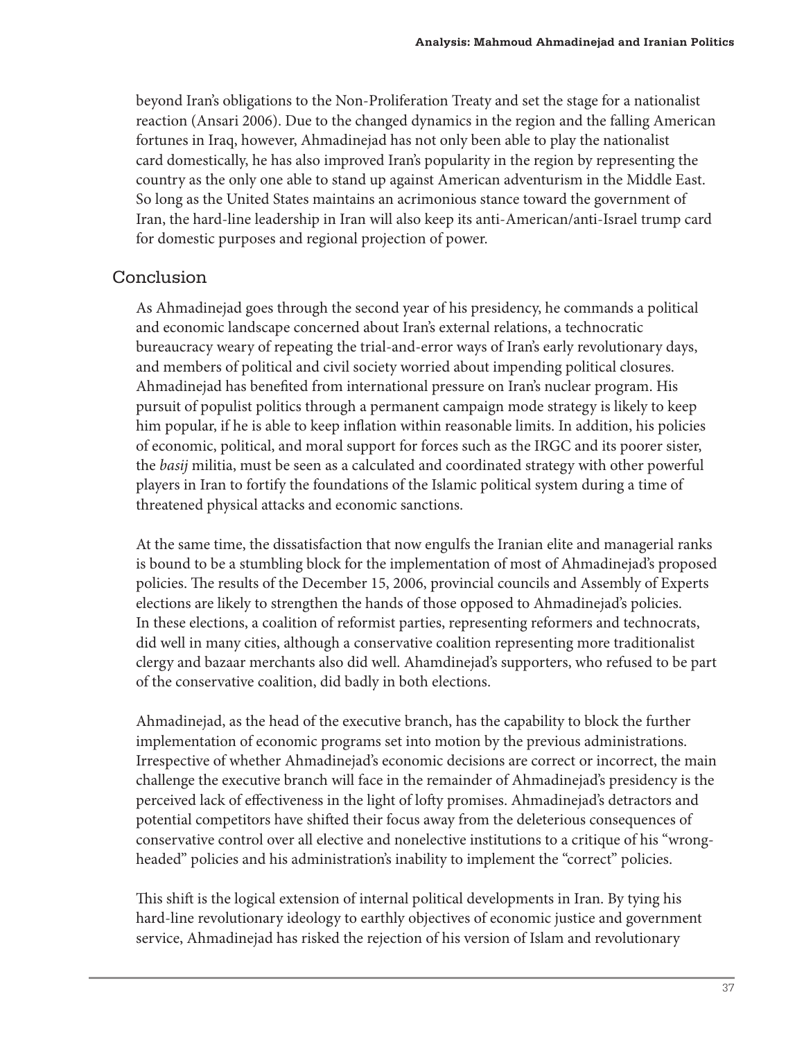beyond Iran's obligations to the Non-Proliferation Treaty and set the stage for a nationalist reaction (Ansari 2006). Due to the changed dynamics in the region and the falling American fortunes in Iraq, however, Ahmadinejad has not only been able to play the nationalist card domestically, he has also improved Iran's popularity in the region by representing the country as the only one able to stand up against American adventurism in the Middle East. So long as the United States maintains an acrimonious stance toward the government of Iran, the hard-line leadership in Iran will also keep its anti-American/anti-Israel trump card for domestic purposes and regional projection of power.

## Conclusion

As Ahmadinejad goes through the second year of his presidency, he commands a political and economic landscape concerned about Iran's external relations, a technocratic bureaucracy weary of repeating the trial-and-error ways of Iran's early revolutionary days, and members of political and civil society worried about impending political closures. Ahmadinejad has benefited from international pressure on Iran's nuclear program. His pursuit of populist politics through a permanent campaign mode strategy is likely to keep him popular, if he is able to keep inflation within reasonable limits. In addition, his policies of economic, political, and moral support for forces such as the IRGC and its poorer sister, the *basij* militia, must be seen as a calculated and coordinated strategy with other powerful players in Iran to fortify the foundations of the Islamic political system during a time of threatened physical attacks and economic sanctions.

At the same time, the dissatisfaction that now engulfs the Iranian elite and managerial ranks is bound to be a stumbling block for the implementation of most of Ahmadinejad's proposed policies. The results of the December 15, 2006, provincial councils and Assembly of Experts elections are likely to strengthen the hands of those opposed to Ahmadinejad's policies. In these elections, a coalition of reformist parties, representing reformers and technocrats, did well in many cities, although a conservative coalition representing more traditionalist clergy and bazaar merchants also did well. Ahamdinejad's supporters, who refused to be part of the conservative coalition, did badly in both elections.

Ahmadinejad, as the head of the executive branch, has the capability to block the further implementation of economic programs set into motion by the previous administrations. Irrespective of whether Ahmadinejad's economic decisions are correct or incorrect, the main challenge the executive branch will face in the remainder of Ahmadinejad's presidency is the perceived lack of effectiveness in the light of lofty promises. Ahmadinejad's detractors and potential competitors have shifted their focus away from the deleterious consequences of conservative control over all elective and nonelective institutions to a critique of his "wrong-headed" policies and his administration's inability to implement the "correct" policies.

This shift is the logical extension of internal political developments in Iran. By tying his hard-line revolutionary ideology to earthly objectives of economic justice and government service, Ahmadinejad has risked the rejection of his version of Islam and revolutionary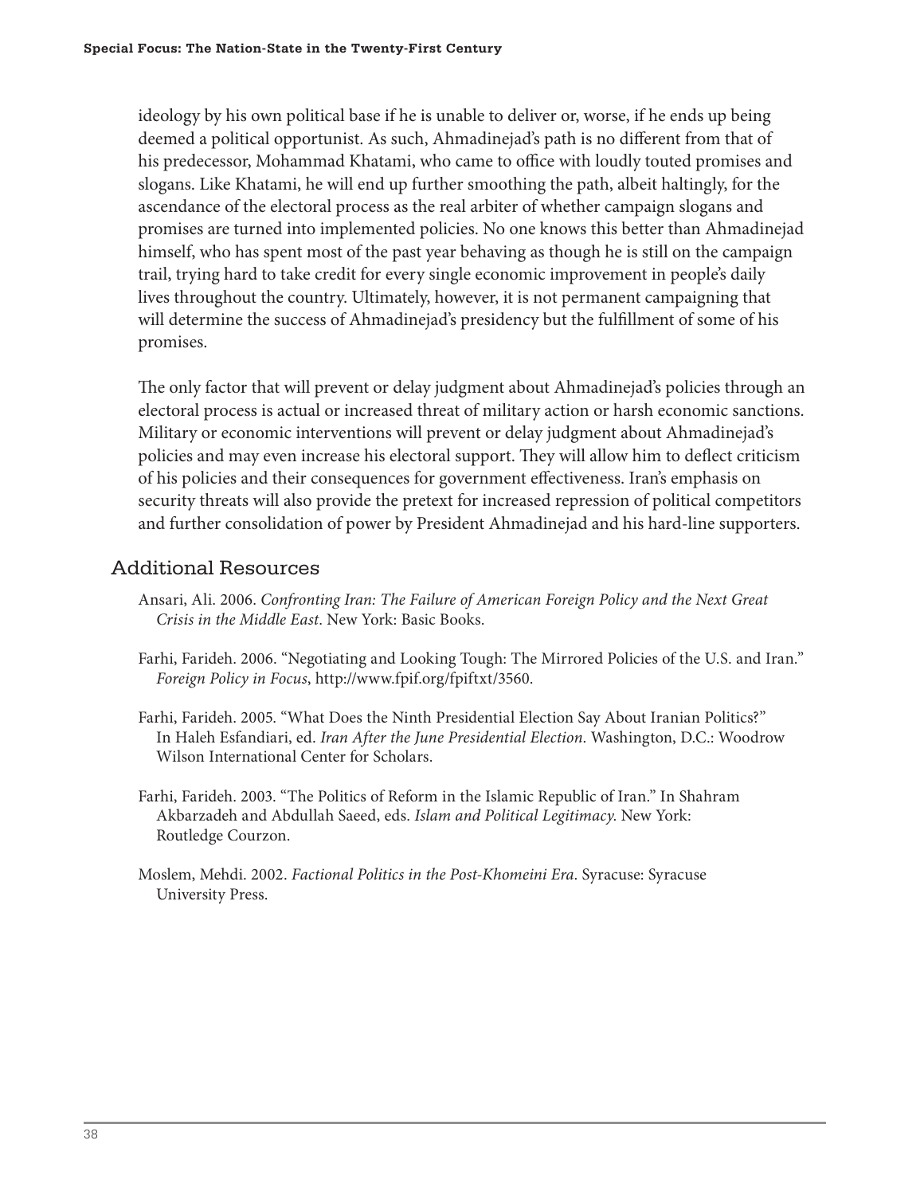ideology by his own political base if he is unable to deliver or, worse, if he ends up being deemed a political opportunist. As such, Ahmadinejad's path is no different from that of his predecessor, Mohammad Khatami, who came to office with loudly touted promises and slogans. Like Khatami, he will end up further smoothing the path, albeit haltingly, for the ascendance of the electoral process as the real arbiter of whether campaign slogans and promises are turned into implemented policies. No one knows this better than Ahmadinejad himself, who has spent most of the past year behaving as though he is still on the campaign trail, trying hard to take credit for every single economic improvement in people's daily lives throughout the country. Ultimately, however, it is not permanent campaigning that will determine the success of Ahmadinejad's presidency but the fulfillment of some of his promises.

The only factor that will prevent or delay judgment about Ahmadinejad's policies through an electoral process is actual or increased threat of military action or harsh economic sanctions. Military or economic interventions will prevent or delay judgment about Ahmadinejad's policies and may even increase his electoral support. They will allow him to deflect criticism of his policies and their consequences for government effectiveness. Iran's emphasis on security threats will also provide the pretext for increased repression of political competitors and further consolidation of power by President Ahmadinejad and his hard-line supporters.

## Additional Resources

Ansari, Ali. 2006. *Confronting Iran: The Failure of American Foreign Policy and the Next Great Crisis in the Middle East*. New York: Basic Books.

Farhi, Farideh. 2006. "Negotiating and Looking Tough: The Mirrored Policies of the U.S. and Iran." *Foreign Policy in Focus*, http://www.fpif.org/fpiftxt/3560.

Farhi, Farideh. 2005. "What Does the Ninth Presidential Election Say About Iranian Politics?" In Haleh Esfandiari, ed. *Iran After the June Presidential Election*. Washington, D.C.: Woodrow Wilson International Center for Scholars.

Farhi, Farideh. 2003. "The Politics of Reform in the Islamic Republic of Iran." In Shahram Akbarzadeh and Abdullah Saeed, eds. *Islam and Political Legitimacy*. New York: Routledge Courzon.

Moslem, Mehdi. 2002. *Factional Politics in the Post-Khomeini Era*. Syracuse: Syracuse University Press.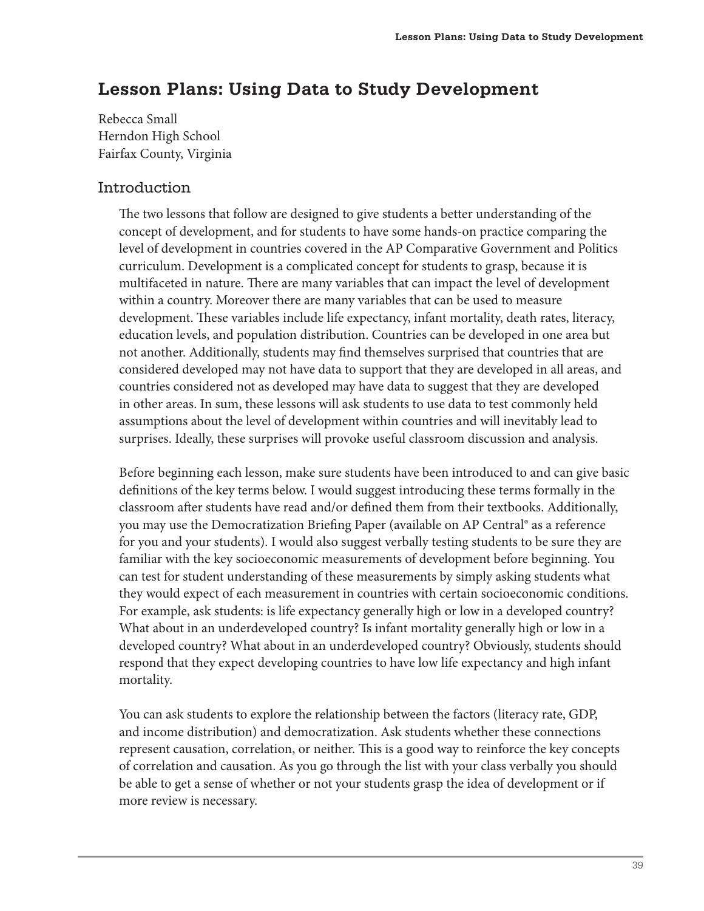# Lesson Plans: Using Data to Study Development

Rebecca Small
Herndon High School
Fairfax County, Virginia

## Introduction

The two lessons that follow are designed to give students a better understanding of the concept of development, and for students to have some hands-on practice comparing the level of development in countries covered in the AP Comparative Government and Politics curriculum. Development is a complicated concept for students to grasp, because it is multifaceted in nature. There are many variables that can impact the level of development within a country. Moreover there are many variables that can be used to measure development. These variables include life expectancy, infant mortality, death rates, literacy, education levels, and population distribution. Countries can be developed in one area but not another. Additionally, students may find themselves surprised that countries that are considered developed may not have data to support that they are developed in all areas, and countries considered not as developed may have data to suggest that they are developed in other areas. In sum, these lessons will ask students to use data to test commonly held assumptions about the level of development within countries and will inevitably lead to surprises. Ideally, these surprises will provoke useful classroom discussion and analysis.

Before beginning each lesson, make sure students have been introduced to and can give basic definitions of the key terms below. I would suggest introducing these terms formally in the classroom after students have read and/or defined them from their textbooks. Additionally, you may use the Democratization Briefing Paper (available on AP Central® as a reference for you and your students). I would also suggest verbally testing students to be sure they are familiar with the key socioeconomic measurements of development before beginning. You can test for student understanding of these measurements by simply asking students what they would expect of each measurement in countries with certain socioeconomic conditions. For example, ask students: is life expectancy generally high or low in a developed country? What about in an underdeveloped country? Is infant mortality generally high or low in a developed country? What about in an underdeveloped country? Obviously, students should respond that they expect developing countries to have low life expectancy and high infant mortality.

You can ask students to explore the relationship between the factors (literacy rate, GDP, and income distribution) and democratization. Ask students whether these connections represent causation, correlation, or neither. This is a good way to reinforce the key concepts of correlation and causation. As you go through the list with your class verbally you should be able to get a sense of whether or not your students grasp the idea of development or if more review is necessary.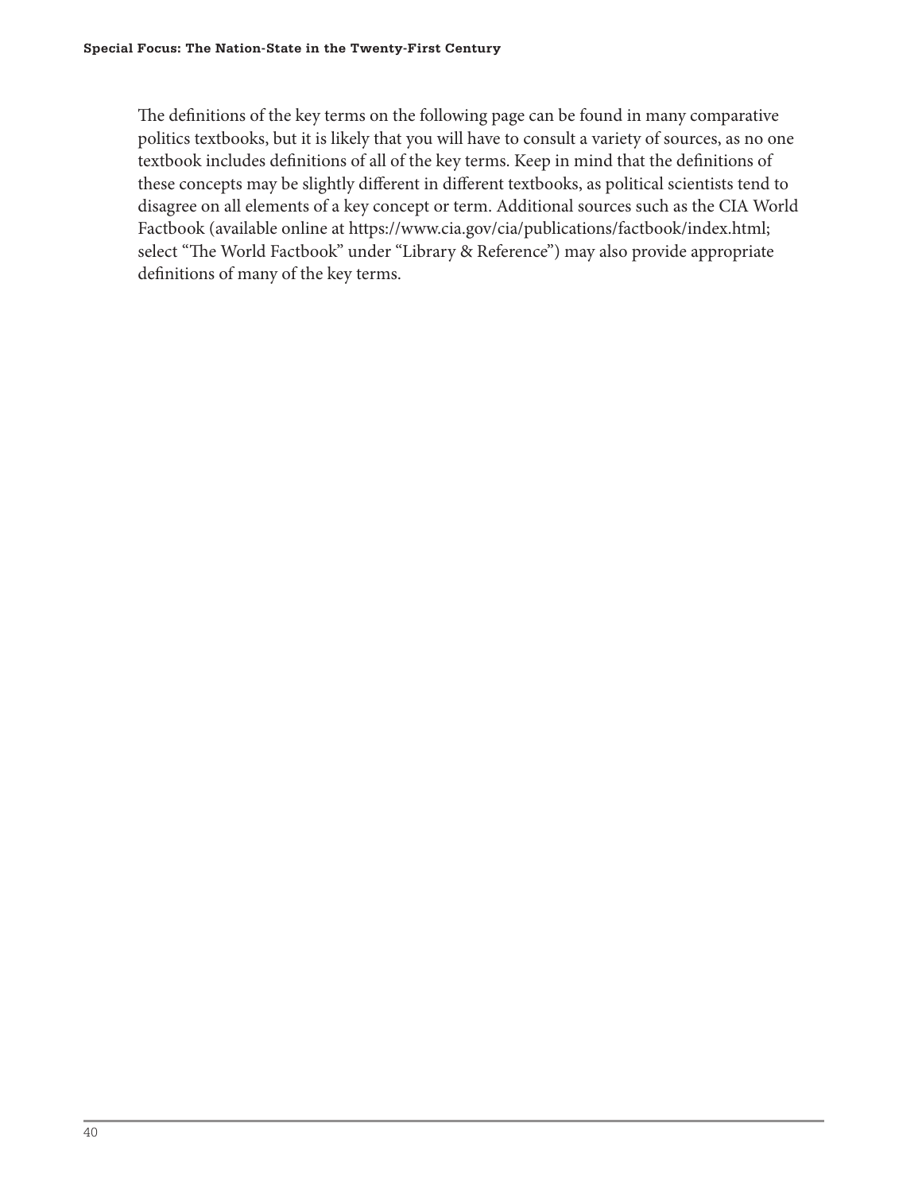The definitions of the key terms on the following page can be found in many comparative politics textbooks, but it is likely that you will have to consult a variety of sources, as no one textbook includes definitions of all of the key terms. Keep in mind that the definitions of these concepts may be slightly different in different textbooks, as political scientists tend to disagree on all elements of a key concept or term. Additional sources such as the CIA World Factbook (available online at https://www.cia.gov/cia/publications/factbook/index.html; select "The World Factbook" under "Library & Reference") may also provide appropriate definitions of many of the key terms.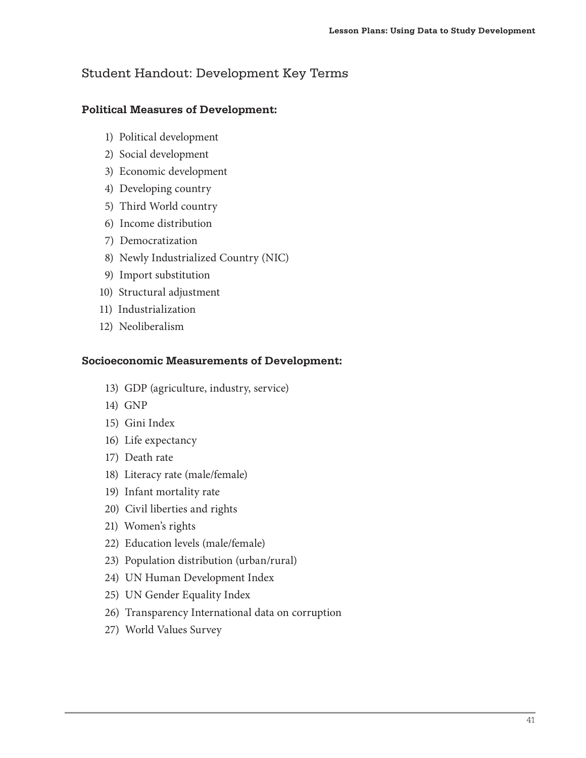## Student Handout: Development Key Terms

**Political Measures of Development:**

1) Political development
2) Social development
3) Economic development
4) Developing country
5) Third World country
6) Income distribution
7) Democratization
8) Newly Industrialized Country (NIC)
9) Import substitution
10) Structural adjustment
11) Industrialization
12) Neoliberalism

**Socioeconomic Measurements of Development:**

13) GDP (agriculture, industry, service)
14) GNP
15) Gini Index
16) Life expectancy
17) Death rate
18) Literacy rate (male/female)
19) Infant mortality rate
20) Civil liberties and rights
21) Women's rights
22) Education levels (male/female)
23) Population distribution (urban/rural)
24) UN Human Development Index
25) UN Gender Equality Index
26) Transparency International data on corruption
27) World Values Survey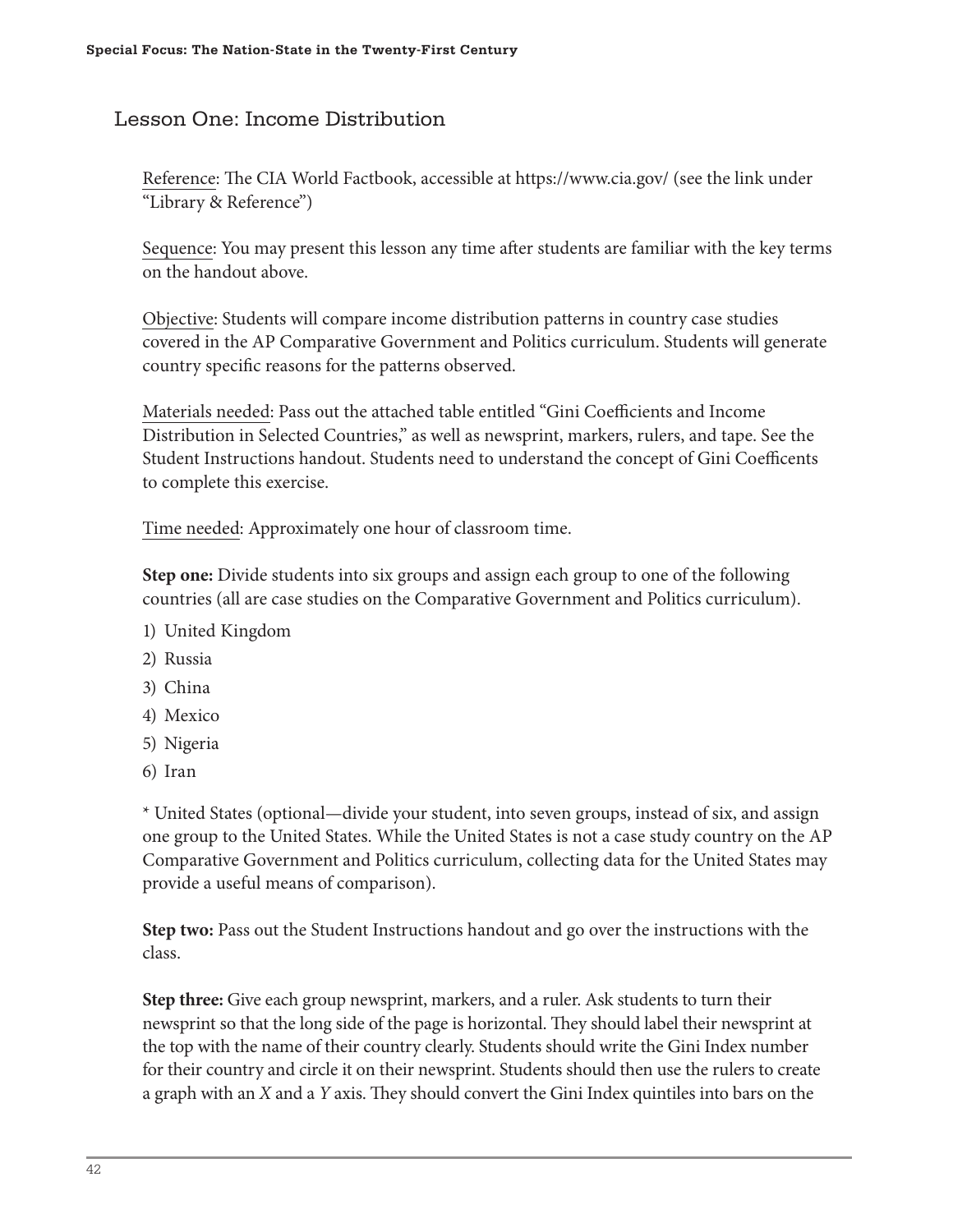## Lesson One: Income Distribution

Reference: The CIA World Factbook, accessible at https://www.cia.gov/ (see the link under "Library & Reference")

Sequence: You may present this lesson any time after students are familiar with the key terms on the handout above.

Objective: Students will compare income distribution patterns in country case studies covered in the AP Comparative Government and Politics curriculum. Students will generate country specific reasons for the patterns observed.

Materials needed: Pass out the attached table entitled "Gini Coefficients and Income Distribution in Selected Countries," as well as newsprint, markers, rulers, and tape. See the Student Instructions handout. Students need to understand the concept of Gini Coefficents to complete this exercise.

Time needed: Approximately one hour of classroom time.

**Step one:** Divide students into six groups and assign each group to one of the following countries (all are case studies on the Comparative Government and Politics curriculum).

1) United Kingdom
2) Russia
3) China
4) Mexico
5) Nigeria
6) Iran

* United States (optional—divide your student, into seven groups, instead of six, and assign one group to the United States. While the United States is not a case study country on the AP Comparative Government and Politics curriculum, collecting data for the United States may provide a useful means of comparison).

**Step two:** Pass out the Student Instructions handout and go over the instructions with the class.

**Step three:** Give each group newsprint, markers, and a ruler. Ask students to turn their newsprint so that the long side of the page is horizontal. They should label their newsprint at the top with the name of their country clearly. Students should write the Gini Index number for their country and circle it on their newsprint. Students should then use the rulers to create a graph with an *X* and a *Y* axis. They should convert the Gini Index quintiles into bars on the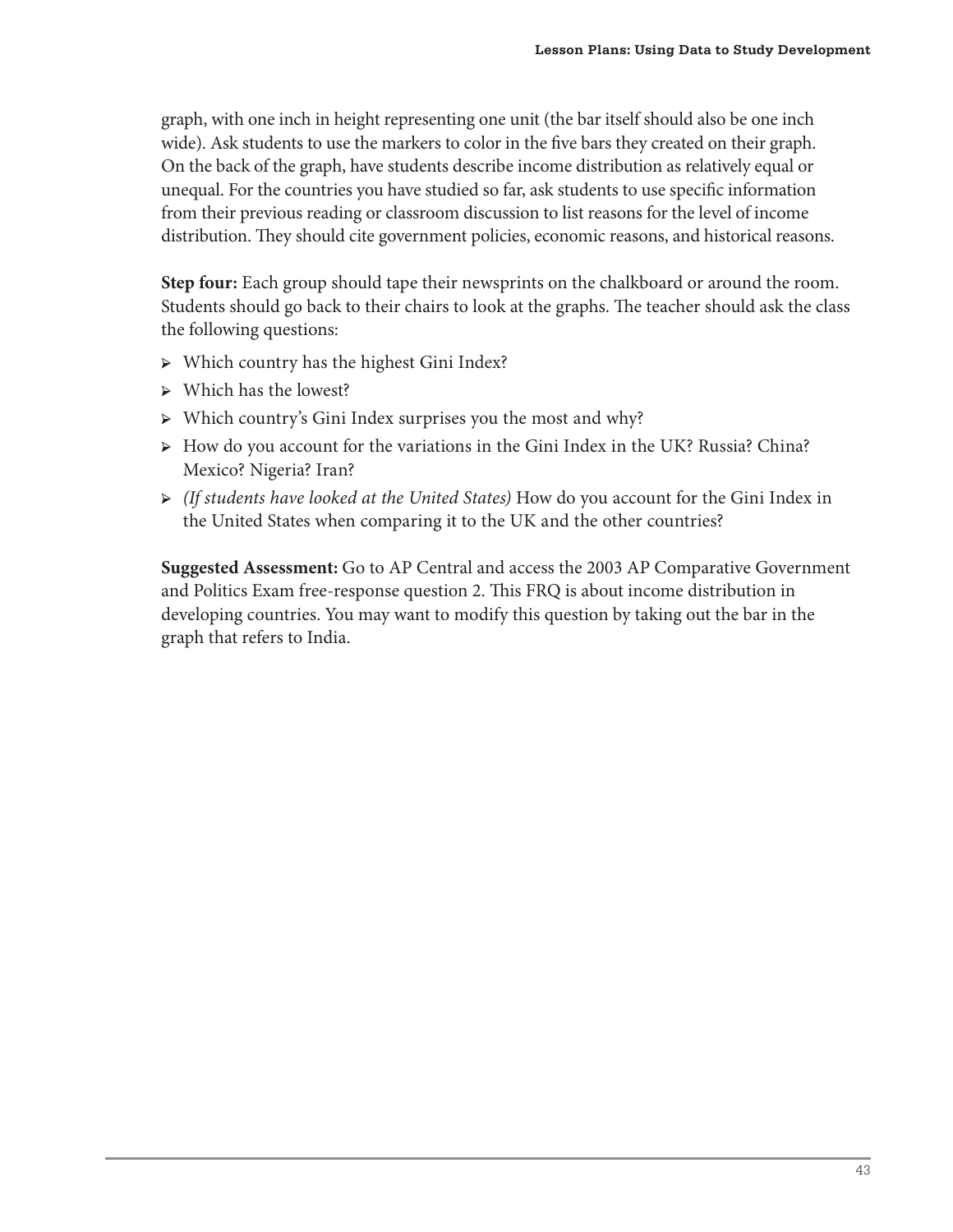graph, with one inch in height representing one unit (the bar itself should also be one inch wide). Ask students to use the markers to color in the five bars they created on their graph. On the back of the graph, have students describe income distribution as relatively equal or unequal. For the countries you have studied so far, ask students to use specific information from their previous reading or classroom discussion to list reasons for the level of income distribution. They should cite government policies, economic reasons, and historical reasons.

**Step four:** Each group should tape their newsprints on the chalkboard or around the room. Students should go back to their chairs to look at the graphs. The teacher should ask the class the following questions:

- Which country has the highest Gini Index?
- Which has the lowest?
- Which country's Gini Index surprises you the most and why?
- How do you account for the variations in the Gini Index in the UK? Russia? China? Mexico? Nigeria? Iran?
- *(If students have looked at the United States)* How do you account for the Gini Index in the United States when comparing it to the UK and the other countries?

**Suggested Assessment:** Go to AP Central and access the 2003 AP Comparative Government and Politics Exam free-response question 2. This FRQ is about income distribution in developing countries. You may want to modify this question by taking out the bar in the graph that refers to India.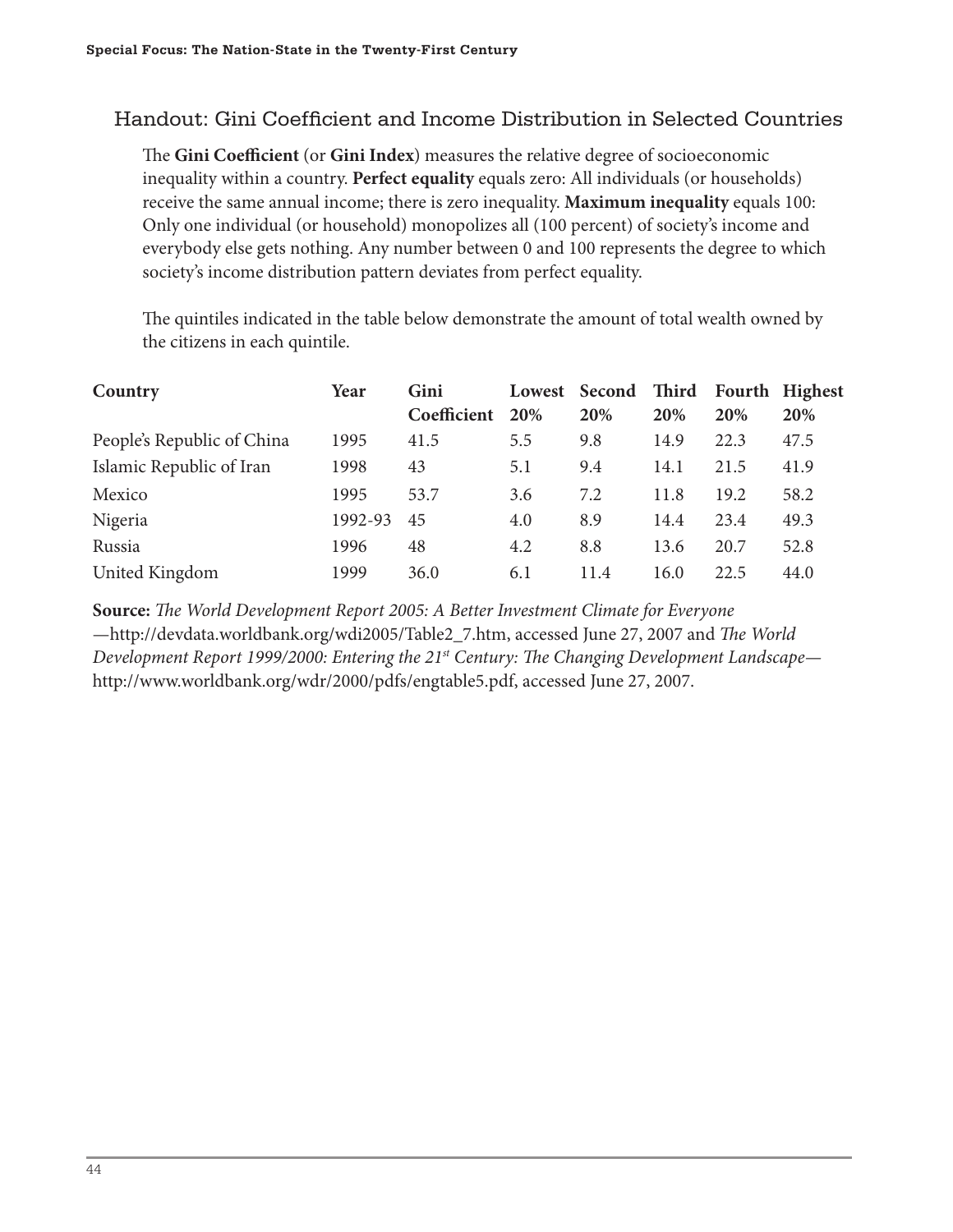## Handout: Gini Coefficient and Income Distribution in Selected Countries

The **Gini Coefficient** (or **Gini Index**) measures the relative degree of socioeconomic inequality within a country. **Perfect equality** equals zero: All individuals (or households) receive the same annual income; there is zero inequality. **Maximum inequality** equals 100: Only one individual (or household) monopolizes all (100 percent) of society's income and everybody else gets nothing. Any number between 0 and 100 represents the degree to which society's income distribution pattern deviates from perfect equality.

The quintiles indicated in the table below demonstrate the amount of total wealth owned by the citizens in each quintile.

| Country | Year | Gini Coefficient | Lowest 20% | Second 20% | Third 20% | Fourth 20% | Highest 20% |
|---|---|---|---|---|---|---|---|
| People's Republic of China | 1995 | 41.5 | 5.5 | 9.8 | 14.9 | 22.3 | 47.5 |
| Islamic Republic of Iran | 1998 | 43 | 5.1 | 9.4 | 14.1 | 21.5 | 41.9 |
| Mexico | 1995 | 53.7 | 3.6 | 7.2 | 11.8 | 19.2 | 58.2 |
| Nigeria | 1992-93 | 45 | 4.0 | 8.9 | 14.4 | 23.4 | 49.3 |
| Russia | 1996 | 48 | 4.2 | 8.8 | 13.6 | 20.7 | 52.8 |
| United Kingdom | 1999 | 36.0 | 6.1 | 11.4 | 16.0 | 22.5 | 44.0 |

**Source:** *The World Development Report 2005: A Better Investment Climate for Everyone* —http://devdata.worldbank.org/wdi2005/Table2_7.htm, accessed June 27, 2007 and *The World Development Report 1999/2000: Entering the 21st Century: The Changing Development Landscape*—http://www.worldbank.org/wdr/2000/pdfs/engtable5.pdf, accessed June 27, 2007.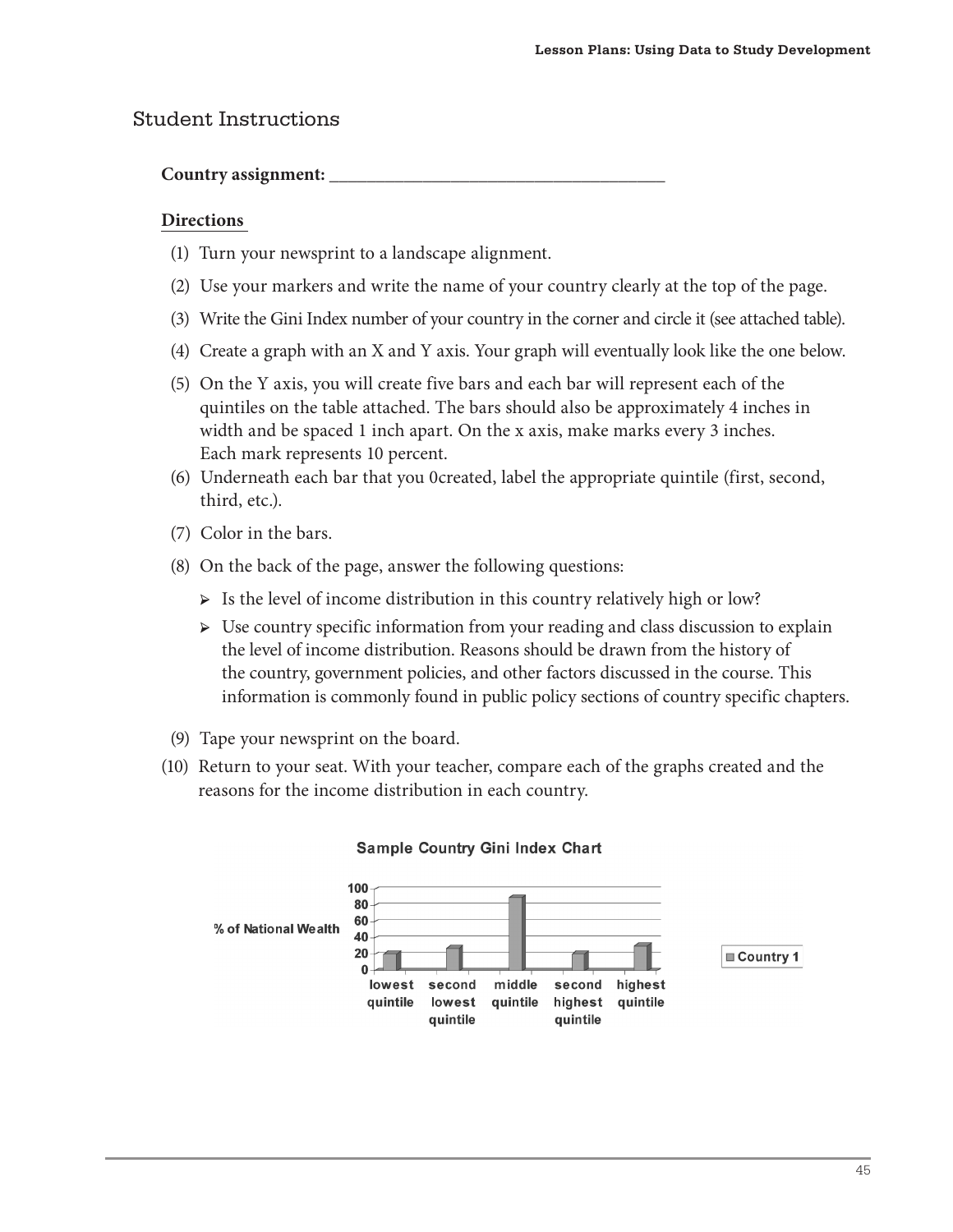## Student Instructions

**Country assignment: ______________________________________**

**Directions**

(1) Turn your newsprint to a landscape alignment.

(2) Use your markers and write the name of your country clearly at the top of the page.

(3) Write the Gini Index number of your country in the corner and circle it (see attached table).

(4) Create a graph with an X and Y axis. Your graph will eventually look like the one below.

(5) On the Y axis, you will create five bars and each bar will represent each of the quintiles on the table attached. The bars should also be approximately 4 inches in width and be spaced 1 inch apart. On the x axis, make marks every 3 inches. Each mark represents 10 percent.

(6) Underneath each bar that you 0created, label the appropriate quintile (first, second, third, etc.).

(7) Color in the bars.

(8) On the back of the page, answer the following questions:

- Is the level of income distribution in this country relatively high or low?
- Use country specific information from your reading and class discussion to explain the level of income distribution. Reasons should be drawn from the history of the country, government policies, and other factors discussed in the course. This information is commonly found in public policy sections of country specific chapters.

(9) Tape your newsprint on the board.

(10) Return to your seat. With your teacher, compare each of the graphs created and the reasons for the income distribution in each country.

**Sample Country Gini Index Chart**

% of National Wealth (0–100)

Country 1: lowest quintile, second lowest quintile, middle quintile, second highest quintile, highest quintile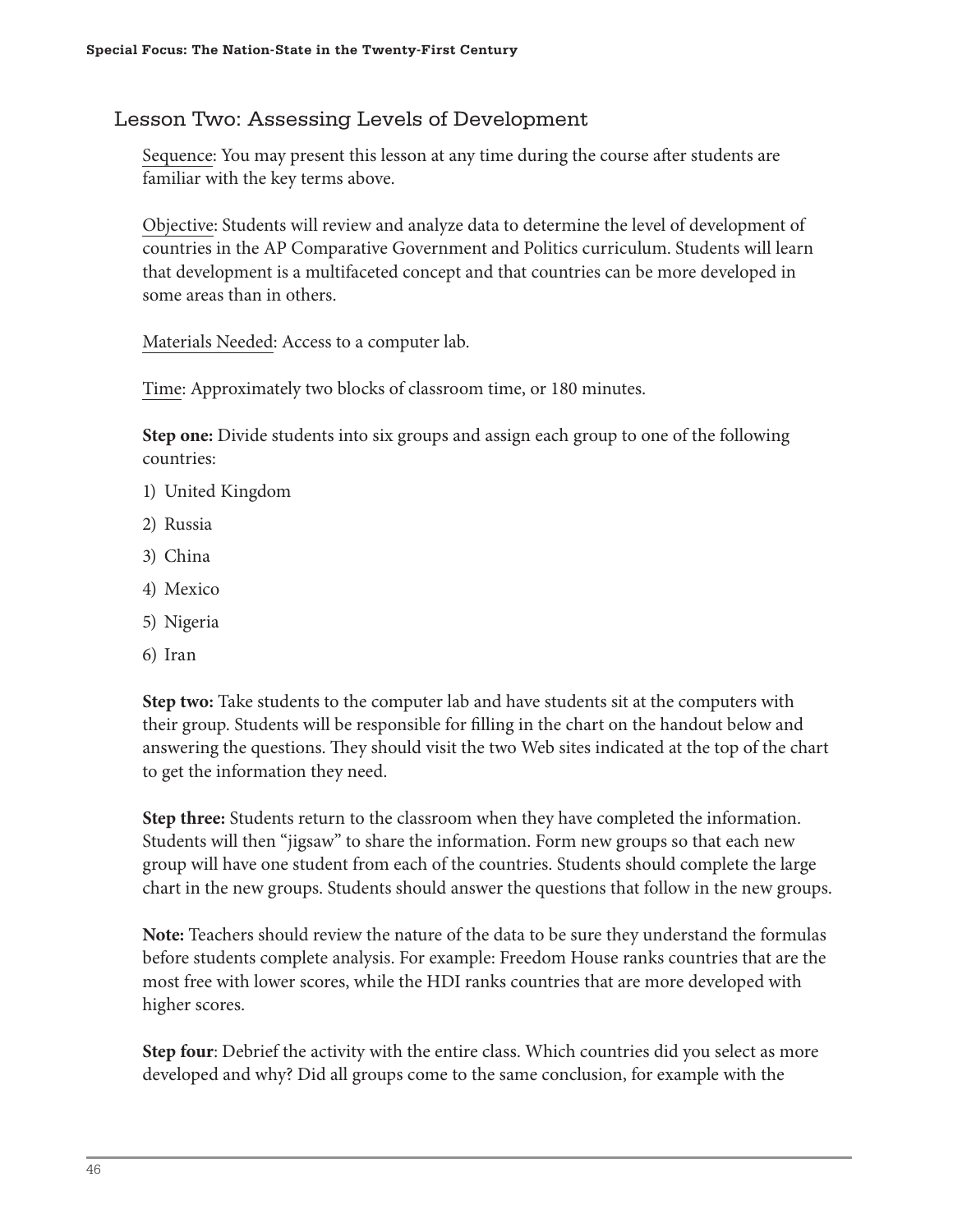## Lesson Two: Assessing Levels of Development

Sequence: You may present this lesson at any time during the course after students are familiar with the key terms above.

Objective: Students will review and analyze data to determine the level of development of countries in the AP Comparative Government and Politics curriculum. Students will learn that development is a multifaceted concept and that countries can be more developed in some areas than in others.

Materials Needed: Access to a computer lab.

Time: Approximately two blocks of classroom time, or 180 minutes.

**Step one:** Divide students into six groups and assign each group to one of the following countries:

1) United Kingdom
2) Russia
3) China
4) Mexico
5) Nigeria
6) Iran

**Step two:** Take students to the computer lab and have students sit at the computers with their group. Students will be responsible for filling in the chart on the handout below and answering the questions. They should visit the two Web sites indicated at the top of the chart to get the information they need.

**Step three:** Students return to the classroom when they have completed the information. Students will then "jigsaw" to share the information. Form new groups so that each new group will have one student from each of the countries. Students should complete the large chart in the new groups. Students should answer the questions that follow in the new groups.

**Note:** Teachers should review the nature of the data to be sure they understand the formulas before students complete analysis. For example: Freedom House ranks countries that are the most free with lower scores, while the HDI ranks countries that are more developed with higher scores.

**Step four**: Debrief the activity with the entire class. Which countries did you select as more developed and why? Did all groups come to the same conclusion, for example with the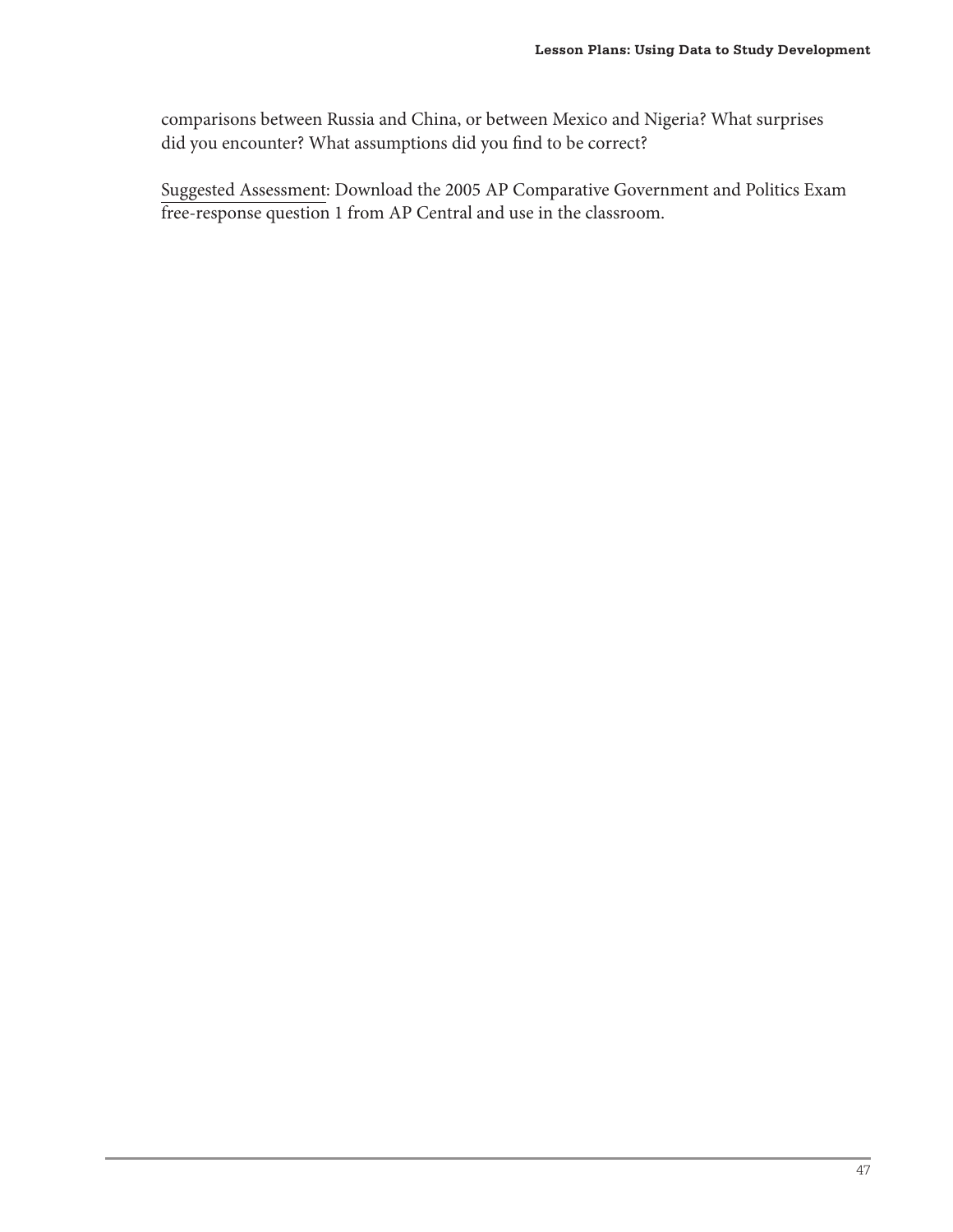comparisons between Russia and China, or between Mexico and Nigeria? What surprises did you encounter? What assumptions did you find to be correct?

Suggested Assessment: Download the 2005 AP Comparative Government and Politics Exam free-response question 1 from AP Central and use in the classroom.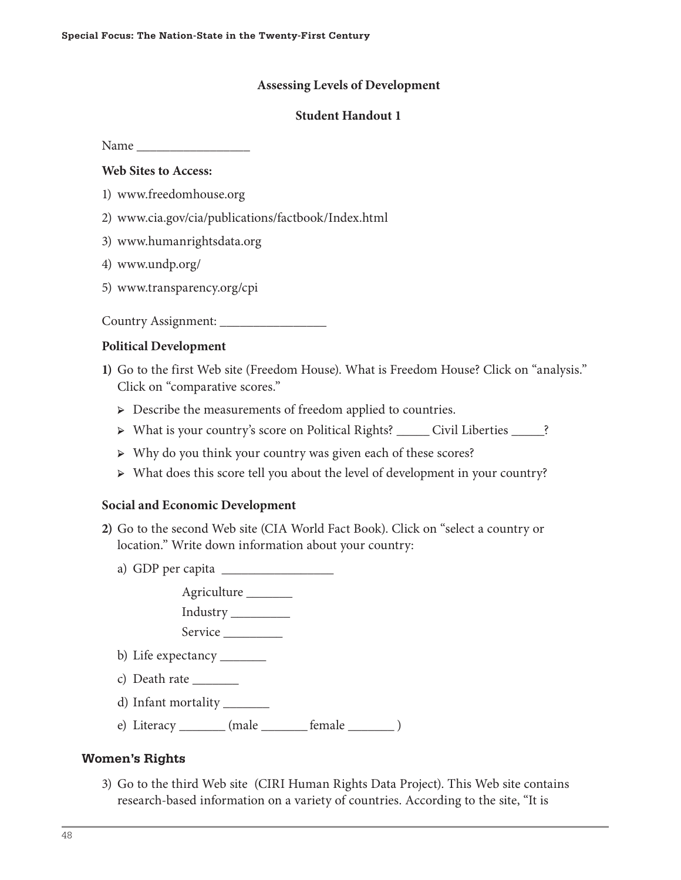## Assessing Levels of Development

### Student Handout 1

Name _________________

**Web Sites to Access:**

1) www.freedomhouse.org
2) www.cia.gov/cia/publications/factbook/Index.html
3) www.humanrightsdata.org
4) www.undp.org/
5) www.transparency.org/cpi

Country Assignment: ________________

### Political Development

**1)** Go to the first Web site (Freedom House). What is Freedom House? Click on "analysis." Click on "comparative scores."

- Describe the measurements of freedom applied to countries.
- What is your country's score on Political Rights? _____ Civil Liberties _____?
- Why do you think your country was given each of these scores?
- What does this score tell you about the level of development in your country?

### Social and Economic Development

**2)** Go to the second Web site (CIA World Fact Book). Click on "select a country or location." Write down information about your country:

a) GDP per capita _________________

   Agriculture _______

   Industry _________

   Service _________

b) Life expectancy _______

c) Death rate _______

d) Infant mortality _______

e) Literacy _______ (male _______ female _______ )

### Women's Rights

3) Go to the third Web site (CIRI Human Rights Data Project). This Web site contains research-based information on a variety of countries. According to the site, "It is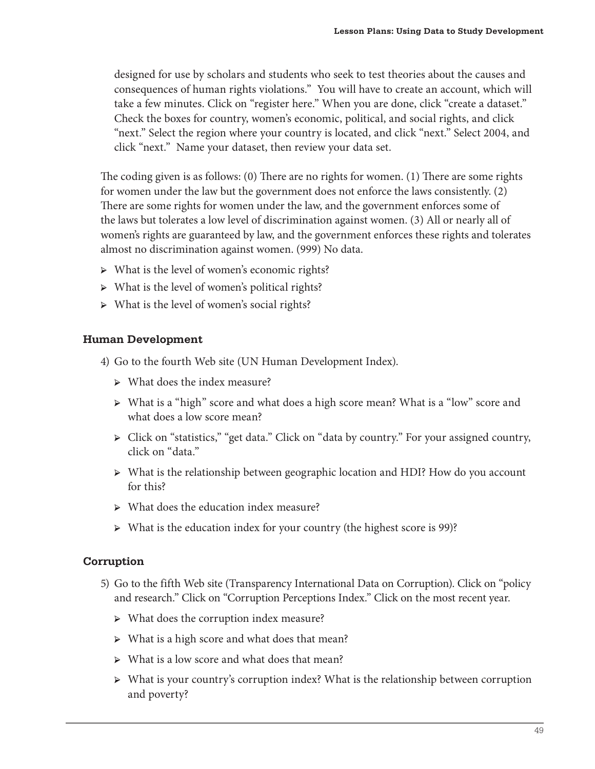designed for use by scholars and students who seek to test theories about the causes and consequences of human rights violations." You will have to create an account, which will take a few minutes. Click on "register here." When you are done, click "create a dataset." Check the boxes for country, women's economic, political, and social rights, and click "next." Select the region where your country is located, and click "next." Select 2004, and click "next." Name your dataset, then review your data set.

The coding given is as follows: (0) There are no rights for women. (1) There are some rights for women under the law but the government does not enforce the laws consistently. (2) There are some rights for women under the law, and the government enforces some of the laws but tolerates a low level of discrimination against women. (3) All or nearly all of women's rights are guaranteed by law, and the government enforces these rights and tolerates almost no discrimination against women. (999) No data.

- What is the level of women's economic rights?
- What is the level of women's political rights?
- What is the level of women's social rights?

### Human Development

4) Go to the fourth Web site (UN Human Development Index).
   - What does the index measure?
   - What is a "high" score and what does a high score mean? What is a "low" score and what does a low score mean?
   - Click on "statistics," "get data." Click on "data by country." For your assigned country, click on "data."
   - What is the relationship between geographic location and HDI? How do you account for this?
   - What does the education index measure?
   - What is the education index for your country (the highest score is 99)?

### Corruption

5) Go to the fifth Web site (Transparency International Data on Corruption). Click on "policy and research." Click on "Corruption Perceptions Index." Click on the most recent year.
   - What does the corruption index measure?
   - What is a high score and what does that mean?
   - What is a low score and what does that mean?
   - What is your country's corruption index? What is the relationship between corruption and poverty?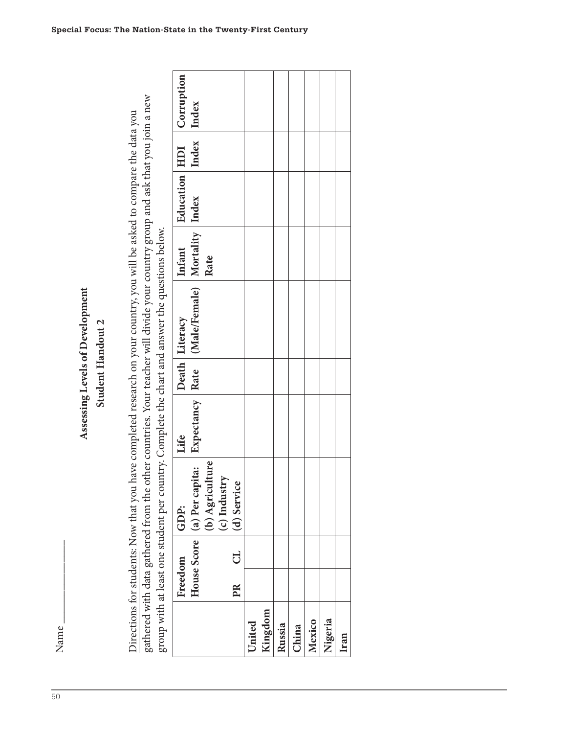Name ____________

## Assessing Levels of Development

### Student Handout 2

Directions for students: Now that you have completed research on your country, you will be asked to compare the data you gathered with data gathered from the other countries. Your teacher will divide your country group and ask that you join a new group with at least one student per country. Complete the chart and answer the questions below.

| | **Freedom House Score** | | **GDP: (a) Per capita: (b) Agriculture (c) Industry (d) Service** | **Life Expectancy** | **Death Rate** | **Literacy (Male/Female)** | **Infant Mortality Rate** | **Education Index** | **HDI Index** | **Corruption Index** |
|---|---|---|---|---|---|---|---|---|---|---|
| | **PR** | **CL** | | | | | | | | |
| **United Kingdom** | | | | | | | | | | |
| **Russia** | | | | | | | | | | |
| **China** | | | | | | | | | | |
| **Mexico** | | | | | | | | | | |
| **Nigeria** | | | | | | | | | | |
| **Iran** | | | | | | | | | | |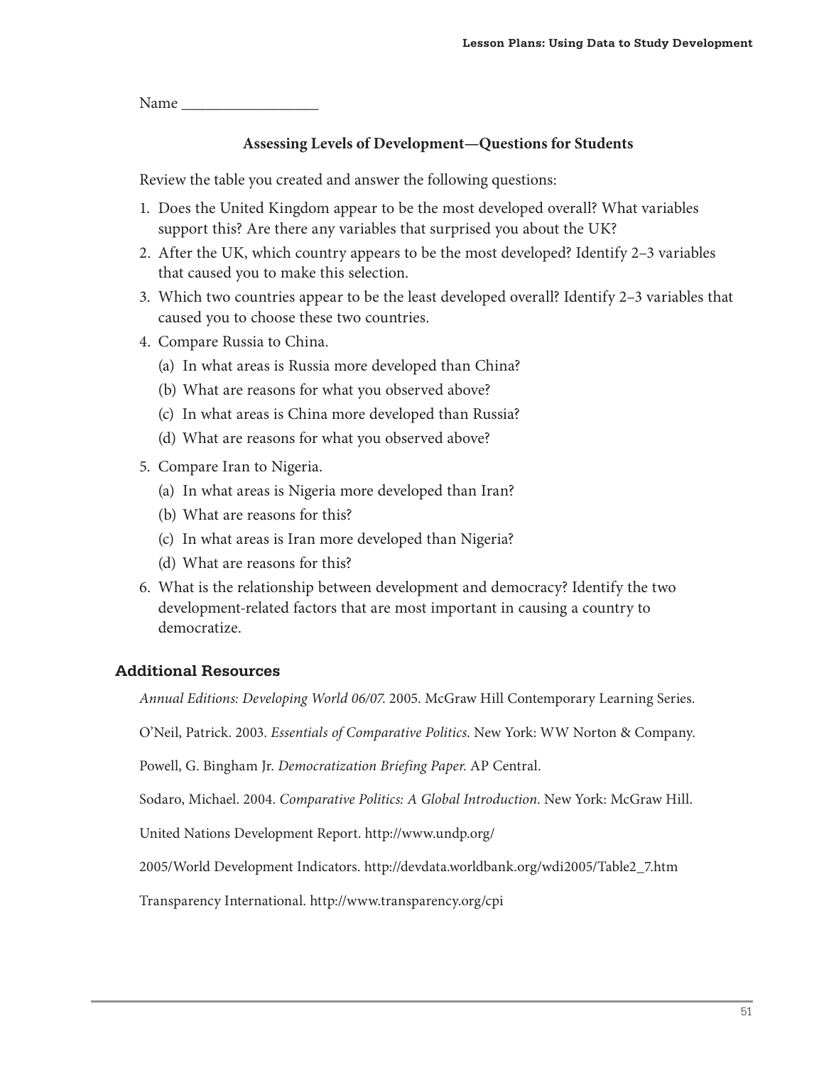Name __________________

### Assessing Levels of Development—Questions for Students

Review the table you created and answer the following questions:

1. Does the United Kingdom appear to be the most developed overall? What variables support this? Are there any variables that surprised you about the UK?
2. After the UK, which country appears to be the most developed? Identify 2–3 variables that caused you to make this selection.
3. Which two countries appear to be the least developed overall? Identify 2–3 variables that caused you to choose these two countries.
4. Compare Russia to China.
   (a) In what areas is Russia more developed than China?
   (b) What are reasons for what you observed above?
   (c) In what areas is China more developed than Russia?
   (d) What are reasons for what you observed above?
5. Compare Iran to Nigeria.
   (a) In what areas is Nigeria more developed than Iran?
   (b) What are reasons for this?
   (c) In what areas is Iran more developed than Nigeria?
   (d) What are reasons for this?
6. What is the relationship between development and democracy? Identify the two development-related factors that are most important in causing a country to democratize.

## Additional Resources

*Annual Editions: Developing World 06/07*. 2005. McGraw Hill Contemporary Learning Series.

O'Neil, Patrick. 2003. *Essentials of Comparative Politics*. New York: WW Norton & Company.

Powell, G. Bingham Jr. *Democratization Briefing Paper*. AP Central.

Sodaro, Michael. 2004. *Comparative Politics: A Global Introduction*. New York: McGraw Hill.

United Nations Development Report. http://www.undp.org/

2005/World Development Indicators. http://devdata.worldbank.org/wdi2005/Table2_7.htm

Transparency International. http://www.transparency.org/cpi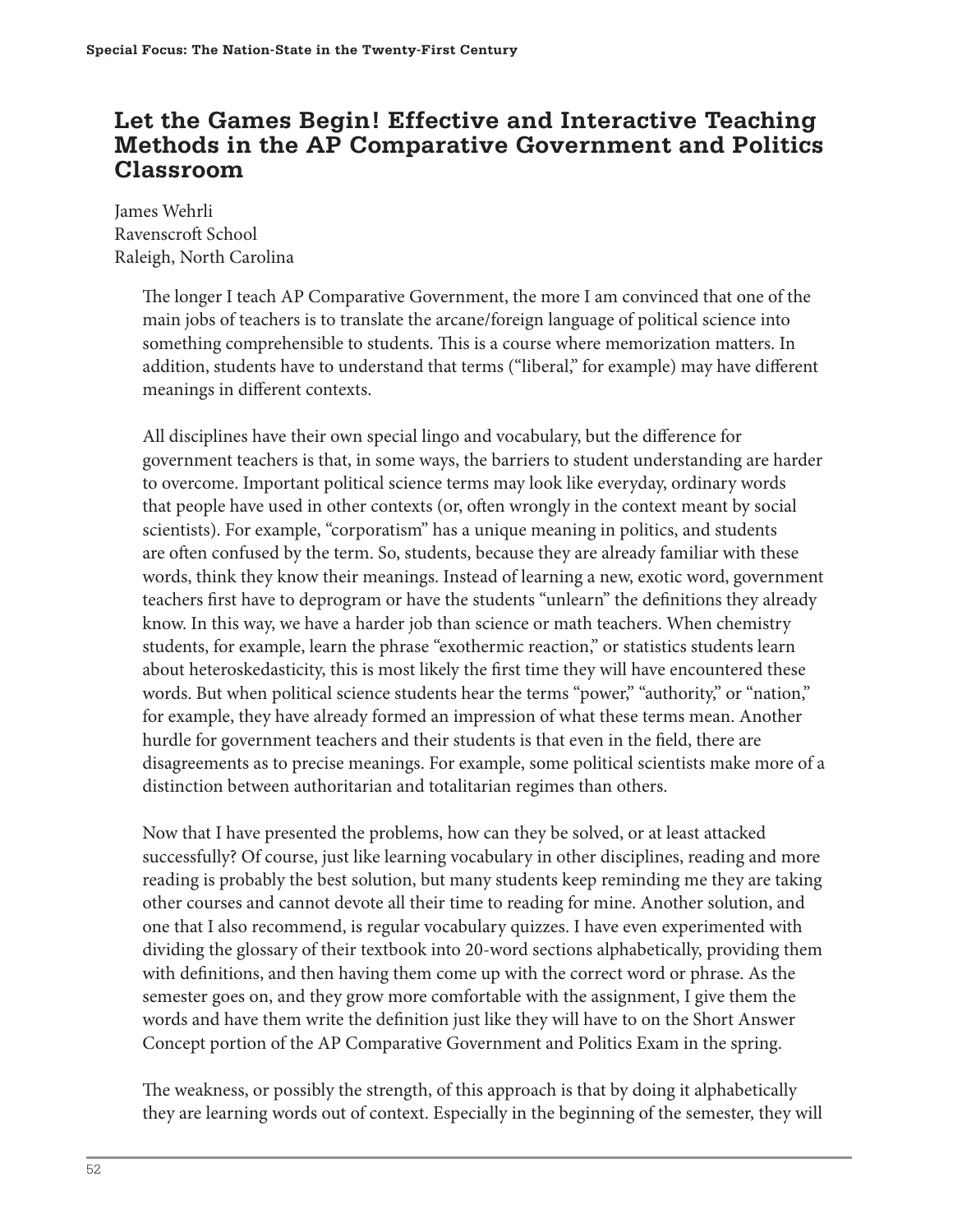## Let the Games Begin! Effective and Interactive Teaching Methods in the AP Comparative Government and Politics Classroom

James Wehrli
Ravenscroft School
Raleigh, North Carolina

The longer I teach AP Comparative Government, the more I am convinced that one of the main jobs of teachers is to translate the arcane/foreign language of political science into something comprehensible to students. This is a course where memorization matters. In addition, students have to understand that terms ("liberal," for example) may have different meanings in different contexts.

All disciplines have their own special lingo and vocabulary, but the difference for government teachers is that, in some ways, the barriers to student understanding are harder to overcome. Important political science terms may look like everyday, ordinary words that people have used in other contexts (or, often wrongly in the context meant by social scientists). For example, "corporatism" has a unique meaning in politics, and students are often confused by the term. So, students, because they are already familiar with these words, think they know their meanings. Instead of learning a new, exotic word, government teachers first have to deprogram or have the students "unlearn" the definitions they already know. In this way, we have a harder job than science or math teachers. When chemistry students, for example, learn the phrase "exothermic reaction," or statistics students learn about heteroskedasticity, this is most likely the first time they will have encountered these words. But when political science students hear the terms "power," "authority," or "nation," for example, they have already formed an impression of what these terms mean. Another hurdle for government teachers and their students is that even in the field, there are disagreements as to precise meanings. For example, some political scientists make more of a distinction between authoritarian and totalitarian regimes than others.

Now that I have presented the problems, how can they be solved, or at least attacked successfully? Of course, just like learning vocabulary in other disciplines, reading and more reading is probably the best solution, but many students keep reminding me they are taking other courses and cannot devote all their time to reading for mine. Another solution, and one that I also recommend, is regular vocabulary quizzes. I have even experimented with dividing the glossary of their textbook into 20-word sections alphabetically, providing them with definitions, and then having them come up with the correct word or phrase. As the semester goes on, and they grow more comfortable with the assignment, I give them the words and have them write the definition just like they will have to on the Short Answer Concept portion of the AP Comparative Government and Politics Exam in the spring.

The weakness, or possibly the strength, of this approach is that by doing it alphabetically they are learning words out of context. Especially in the beginning of the semester, they will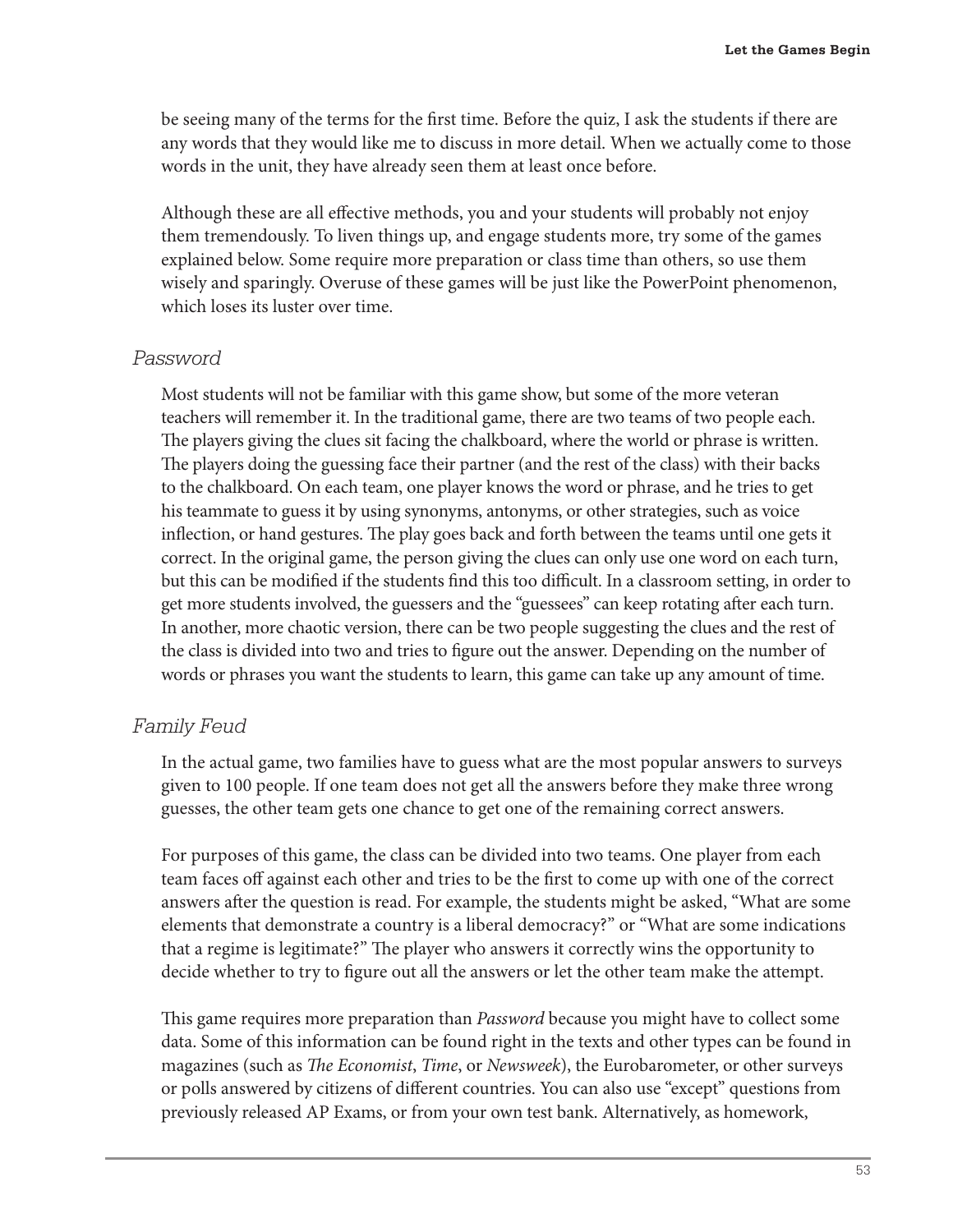be seeing many of the terms for the first time. Before the quiz, I ask the students if there are any words that they would like me to discuss in more detail. When we actually come to those words in the unit, they have already seen them at least once before.

Although these are all effective methods, you and your students will probably not enjoy them tremendously. To liven things up, and engage students more, try some of the games explained below. Some require more preparation or class time than others, so use them wisely and sparingly. Overuse of these games will be just like the PowerPoint phenomenon, which loses its luster over time.

### *Password*

Most students will not be familiar with this game show, but some of the more veteran teachers will remember it. In the traditional game, there are two teams of two people each. The players giving the clues sit facing the chalkboard, where the world or phrase is written. The players doing the guessing face their partner (and the rest of the class) with their backs to the chalkboard. On each team, one player knows the word or phrase, and he tries to get his teammate to guess it by using synonyms, antonyms, or other strategies, such as voice inflection, or hand gestures. The play goes back and forth between the teams until one gets it correct. In the original game, the person giving the clues can only use one word on each turn, but this can be modified if the students find this too difficult. In a classroom setting, in order to get more students involved, the guessers and the "guessees" can keep rotating after each turn. In another, more chaotic version, there can be two people suggesting the clues and the rest of the class is divided into two and tries to figure out the answer. Depending on the number of words or phrases you want the students to learn, this game can take up any amount of time.

### *Family Feud*

In the actual game, two families have to guess what are the most popular answers to surveys given to 100 people. If one team does not get all the answers before they make three wrong guesses, the other team gets one chance to get one of the remaining correct answers.

For purposes of this game, the class can be divided into two teams. One player from each team faces off against each other and tries to be the first to come up with one of the correct answers after the question is read. For example, the students might be asked, "What are some elements that demonstrate a country is a liberal democracy?" or "What are some indications that a regime is legitimate?" The player who answers it correctly wins the opportunity to decide whether to try to figure out all the answers or let the other team make the attempt.

This game requires more preparation than *Password* because you might have to collect some data. Some of this information can be found right in the texts and other types can be found in magazines (such as *The Economist*, *Time*, or *Newsweek*), the Eurobarometer, or other surveys or polls answered by citizens of different countries. You can also use "except" questions from previously released AP Exams, or from your own test bank. Alternatively, as homework,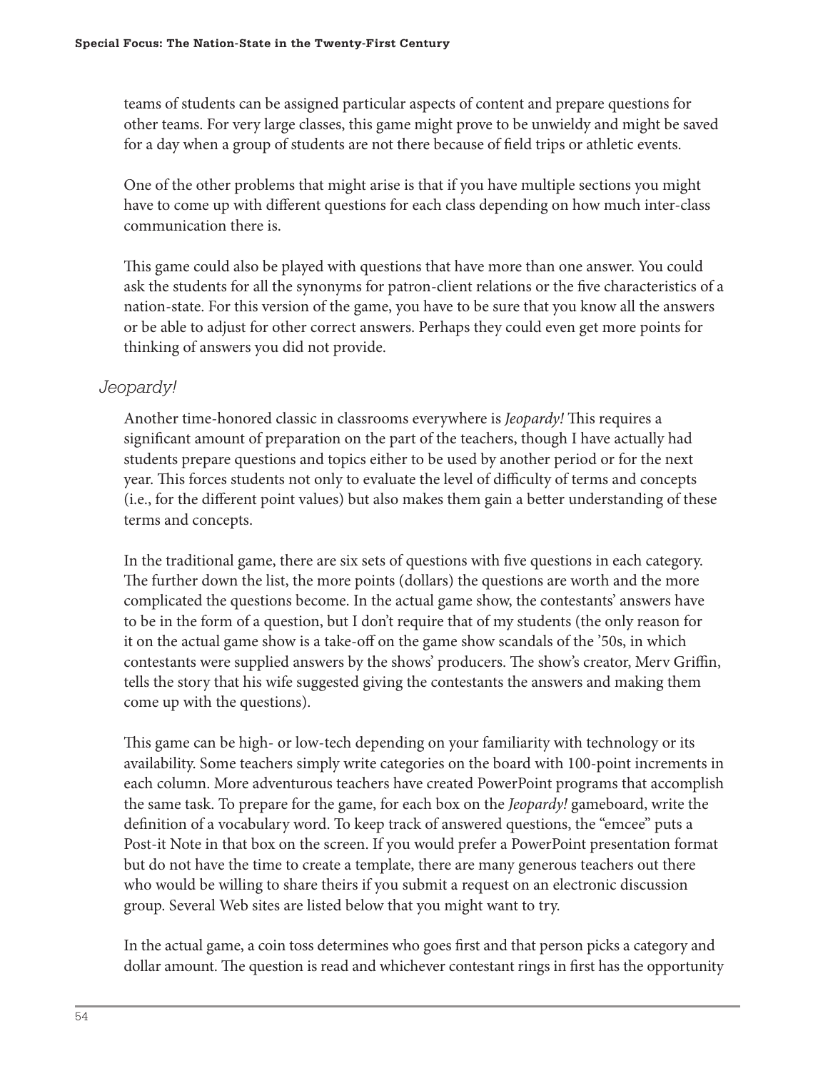teams of students can be assigned particular aspects of content and prepare questions for other teams. For very large classes, this game might prove to be unwieldy and might be saved for a day when a group of students are not there because of field trips or athletic events.

One of the other problems that might arise is that if you have multiple sections you might have to come up with different questions for each class depending on how much inter-class communication there is.

This game could also be played with questions that have more than one answer. You could ask the students for all the synonyms for patron-client relations or the five characteristics of a nation-state. For this version of the game, you have to be sure that you know all the answers or be able to adjust for other correct answers. Perhaps they could even get more points for thinking of answers you did not provide.

### *Jeopardy!*

Another time-honored classic in classrooms everywhere is *Jeopardy!* This requires a significant amount of preparation on the part of the teachers, though I have actually had students prepare questions and topics either to be used by another period or for the next year. This forces students not only to evaluate the level of difficulty of terms and concepts (i.e., for the different point values) but also makes them gain a better understanding of these terms and concepts.

In the traditional game, there are six sets of questions with five questions in each category. The further down the list, the more points (dollars) the questions are worth and the more complicated the questions become. In the actual game show, the contestants' answers have to be in the form of a question, but I don't require that of my students (the only reason for it on the actual game show is a take-off on the game show scandals of the '50s, in which contestants were supplied answers by the shows' producers. The show's creator, Merv Griffin, tells the story that his wife suggested giving the contestants the answers and making them come up with the questions).

This game can be high- or low-tech depending on your familiarity with technology or its availability. Some teachers simply write categories on the board with 100-point increments in each column. More adventurous teachers have created PowerPoint programs that accomplish the same task. To prepare for the game, for each box on the *Jeopardy!* gameboard, write the definition of a vocabulary word. To keep track of answered questions, the "emcee" puts a Post-it Note in that box on the screen. If you would prefer a PowerPoint presentation format but do not have the time to create a template, there are many generous teachers out there who would be willing to share theirs if you submit a request on an electronic discussion group. Several Web sites are listed below that you might want to try.

In the actual game, a coin toss determines who goes first and that person picks a category and dollar amount. The question is read and whichever contestant rings in first has the opportunity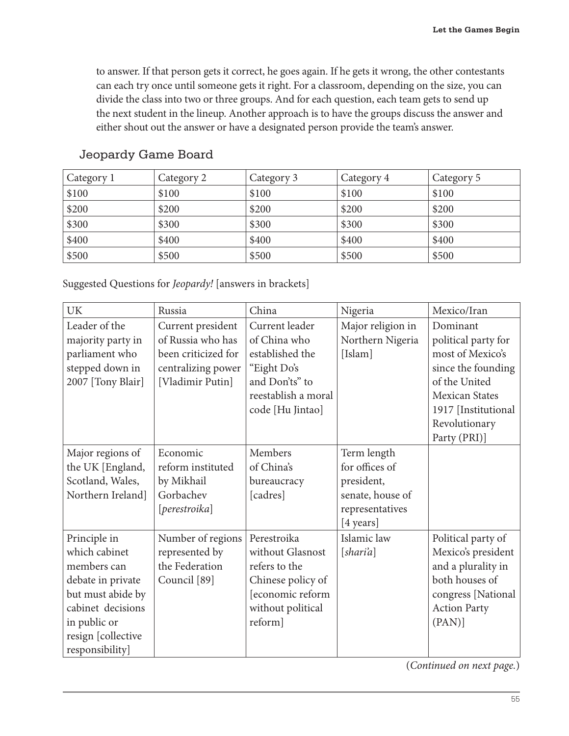to answer. If that person gets it correct, he goes again. If he gets it wrong, the other contestants can each try once until someone gets it right. For a classroom, depending on the size, you can divide the class into two or three groups. And for each question, each team gets to send up the next student in the lineup. Another approach is to have the groups discuss the answer and either shout out the answer or have a designated person provide the team's answer.

## Jeopardy Game Board

| Category 1 | Category 2 | Category 3 | Category 4 | Category 5 |
|---|---|---|---|---|
| $100 | $100 | $100 | $100 | $100 |
| $200 | $200 | $200 | $200 | $200 |
| $300 | $300 | $300 | $300 | $300 |
| $400 | $400 | $400 | $400 | $400 |
| $500 | $500 | $500 | $500 | $500 |

Suggested Questions for *Jeopardy!* [answers in brackets]

| UK | Russia | China | Nigeria | Mexico/Iran |
|---|---|---|---|---|
| Leader of the majority party in parliament who stepped down in 2007 [Tony Blair] | Current president of Russia who has been criticized for centralizing power [Vladimir Putin] | Current leader of China who established the "Eight Do's and Don'ts" to reestablish a moral code [Hu Jintao] | Major religion in Northern Nigeria [Islam] | Dominant political party for most of Mexico's since the founding of the United Mexican States 1917 [Institutional Revolutionary Party (PRI)] |
| Major regions of the UK [England, Scotland, Wales, Northern Ireland] | Economic reform instituted by Mikhail Gorbachev [*perestroika*] | Members of China's bureaucracy [cadres] | Term length for offices of president, senate, house of representatives [4 years] | |
| Principle in which cabinet members can debate in private but must abide by cabinet decisions in public or resign [collective responsibility] | Number of regions represented by the Federation Council [89] | Perestroika without Glasnost refers to the Chinese policy of [economic reform without political reform] | Islamic law [*shari'a*] | Political party of Mexico's president and a plurality in both houses of congress [National Action Party (PAN)] |

(*Continued on next page.*)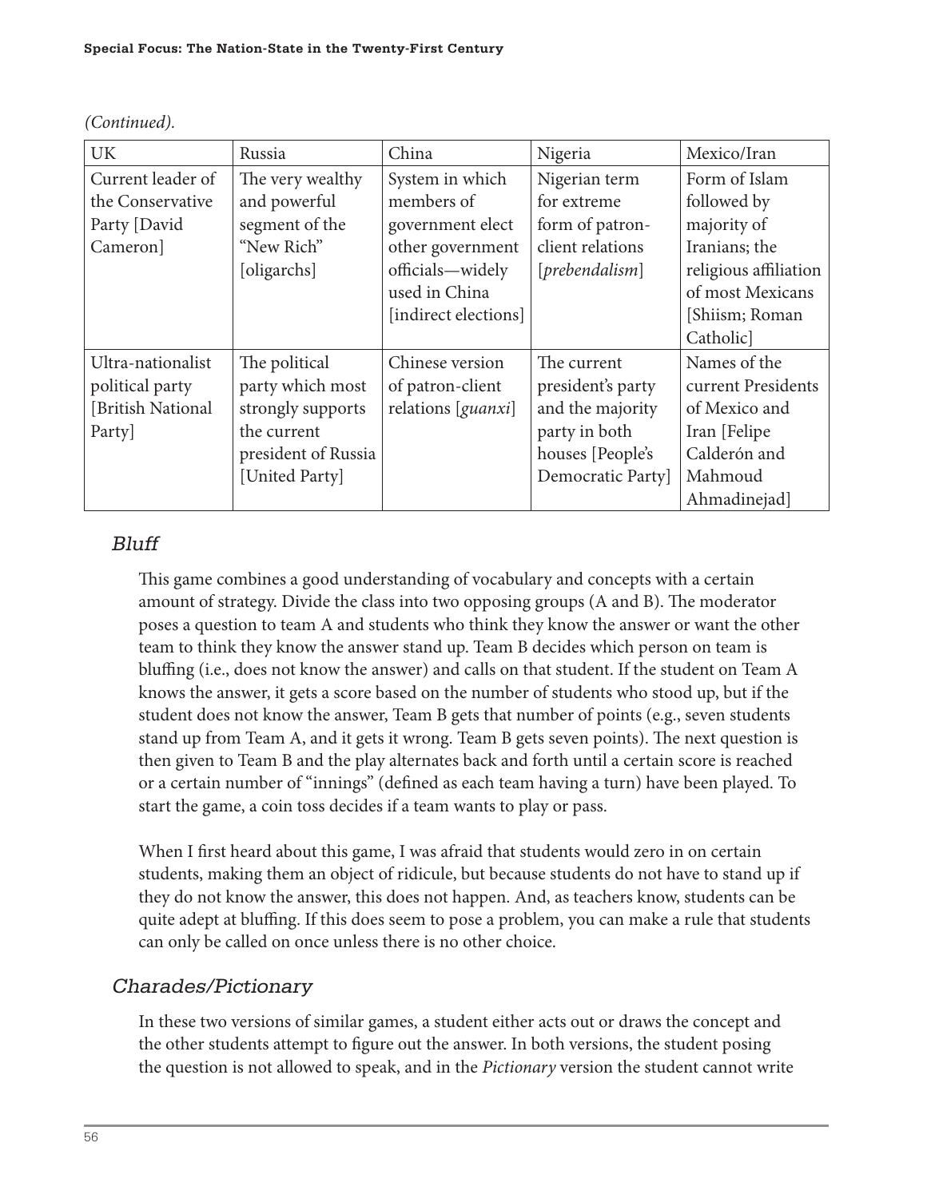*(Continued).*

| UK | Russia | China | Nigeria | Mexico/Iran |
|---|---|---|---|---|
| Current leader of the Conservative Party [David Cameron] | The very wealthy and powerful segment of the "New Rich" [oligarchs] | System in which members of government elect other government officials—widely used in China [indirect elections] | Nigerian term for extreme form of patron-client relations [*prebendalism*] | Form of Islam followed by majority of Iranians; the religious affiliation of most Mexicans [Shiism; Roman Catholic] |
| Ultra-nationalist political party [British National Party] | The political party which most strongly supports the current president of Russia [United Party] | Chinese version of patron-client relations [*guanxi*] | The current president's party and the majority party in both houses [People's Democratic Party] | Names of the current Presidents of Mexico and Iran [Felipe Calderón and Mahmoud Ahmadinejad] |

### *Bluff*

This game combines a good understanding of vocabulary and concepts with a certain amount of strategy. Divide the class into two opposing groups (A and B). The moderator poses a question to team A and students who think they know the answer or want the other team to think they know the answer stand up. Team B decides which person on team is bluffing (i.e., does not know the answer) and calls on that student. If the student on Team A knows the answer, it gets a score based on the number of students who stood up, but if the student does not know the answer, Team B gets that number of points (e.g., seven students stand up from Team A, and it gets it wrong. Team B gets seven points). The next question is then given to Team B and the play alternates back and forth until a certain score is reached or a certain number of "innings" (defined as each team having a turn) have been played. To start the game, a coin toss decides if a team wants to play or pass.

When I first heard about this game, I was afraid that students would zero in on certain students, making them an object of ridicule, but because students do not have to stand up if they do not know the answer, this does not happen. And, as teachers know, students can be quite adept at bluffing. If this does seem to pose a problem, you can make a rule that students can only be called on once unless there is no other choice.

### *Charades/Pictionary*

In these two versions of similar games, a student either acts out or draws the concept and the other students attempt to figure out the answer. In both versions, the student posing the question is not allowed to speak, and in the *Pictionary* version the student cannot write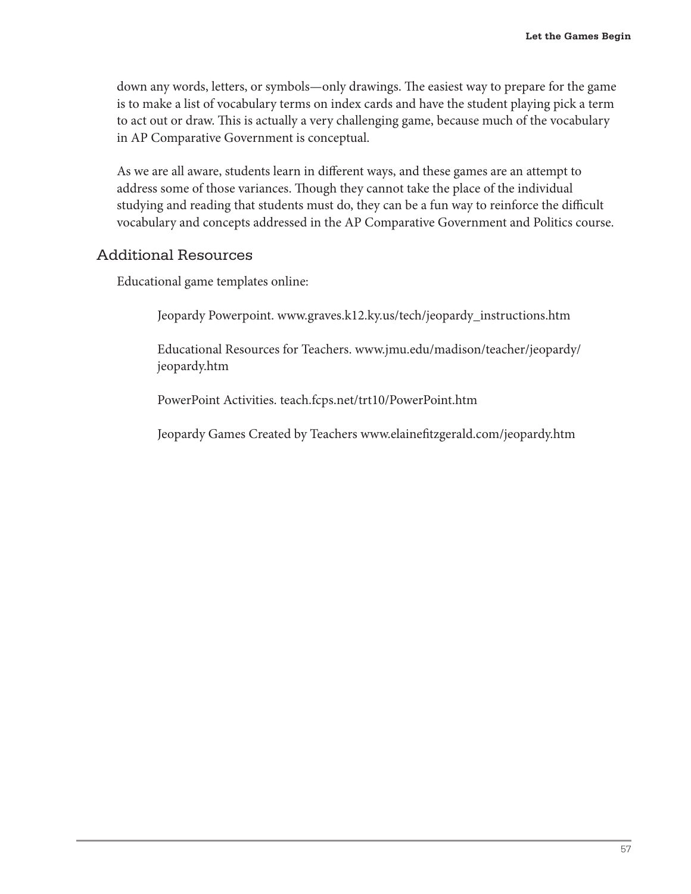down any words, letters, or symbols—only drawings. The easiest way to prepare for the game is to make a list of vocabulary terms on index cards and have the student playing pick a term to act out or draw. This is actually a very challenging game, because much of the vocabulary in AP Comparative Government is conceptual.

As we are all aware, students learn in different ways, and these games are an attempt to address some of those variances. Though they cannot take the place of the individual studying and reading that students must do, they can be a fun way to reinforce the difficult vocabulary and concepts addressed in the AP Comparative Government and Politics course.

## Additional Resources

Educational game templates online:

> Jeopardy Powerpoint. www.graves.k12.ky.us/tech/jeopardy_instructions.htm
>
> Educational Resources for Teachers. www.jmu.edu/madison/teacher/jeopardy/jeopardy.htm
>
> PowerPoint Activities. teach.fcps.net/trt10/PowerPoint.htm
>
> Jeopardy Games Created by Teachers www.elainefitzgerald.com/jeopardy.htm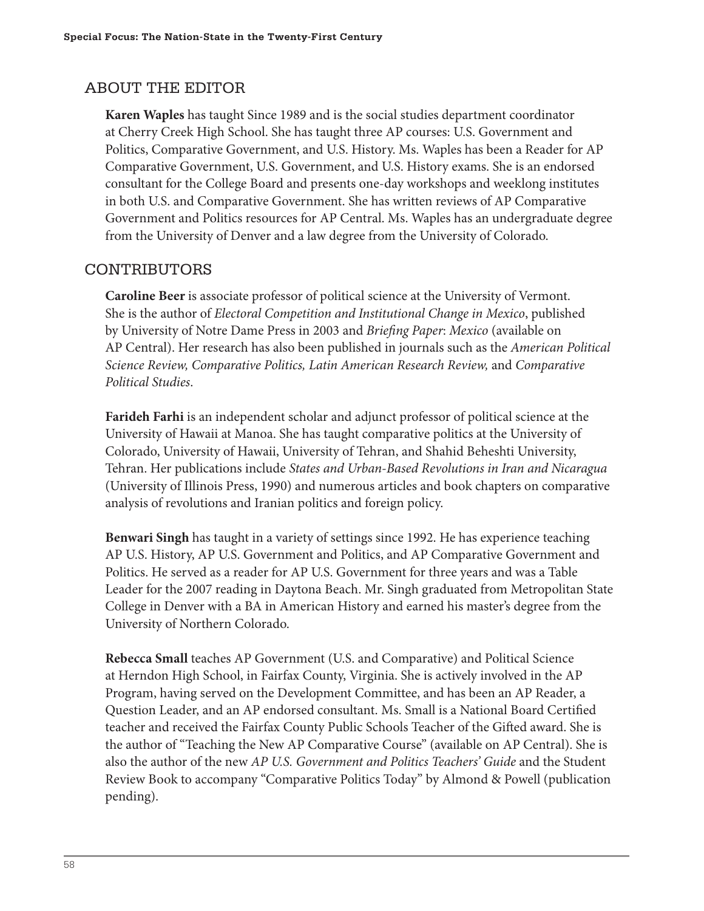## ABOUT THE EDITOR

**Karen Waples** has taught Since 1989 and is the social studies department coordinator at Cherry Creek High School. She has taught three AP courses: U.S. Government and Politics, Comparative Government, and U.S. History. Ms. Waples has been a Reader for AP Comparative Government, U.S. Government, and U.S. History exams. She is an endorsed consultant for the College Board and presents one-day workshops and weeklong institutes in both U.S. and Comparative Government. She has written reviews of AP Comparative Government and Politics resources for AP Central. Ms. Waples has an undergraduate degree from the University of Denver and a law degree from the University of Colorado.

## CONTRIBUTORS

**Caroline Beer** is associate professor of political science at the University of Vermont. She is the author of *Electoral Competition and Institutional Change in Mexico*, published by University of Notre Dame Press in 2003 and *Briefing Paper*: *Mexico* (available on AP Central). Her research has also been published in journals such as the *American Political Science Review, Comparative Politics, Latin American Research Review,* and *Comparative Political Studies*.

**Farideh Farhi** is an independent scholar and adjunct professor of political science at the University of Hawaii at Manoa. She has taught comparative politics at the University of Colorado, University of Hawaii, University of Tehran, and Shahid Beheshti University, Tehran. Her publications include *States and Urban-Based Revolutions in Iran and Nicaragua* (University of Illinois Press, 1990) and numerous articles and book chapters on comparative analysis of revolutions and Iranian politics and foreign policy.

**Benwari Singh** has taught in a variety of settings since 1992. He has experience teaching AP U.S. History, AP U.S. Government and Politics, and AP Comparative Government and Politics. He served as a reader for AP U.S. Government for three years and was a Table Leader for the 2007 reading in Daytona Beach. Mr. Singh graduated from Metropolitan State College in Denver with a BA in American History and earned his master's degree from the University of Northern Colorado.

**Rebecca Small** teaches AP Government (U.S. and Comparative) and Political Science at Herndon High School, in Fairfax County, Virginia. She is actively involved in the AP Program, having served on the Development Committee, and has been an AP Reader, a Question Leader, and an AP endorsed consultant. Ms. Small is a National Board Certified teacher and received the Fairfax County Public Schools Teacher of the Gifted award. She is the author of "Teaching the New AP Comparative Course" (available on AP Central). She is also the author of the new *AP U.S. Government and Politics Teachers' Guide* and the Student Review Book to accompany "Comparative Politics Today" by Almond & Powell (publication pending).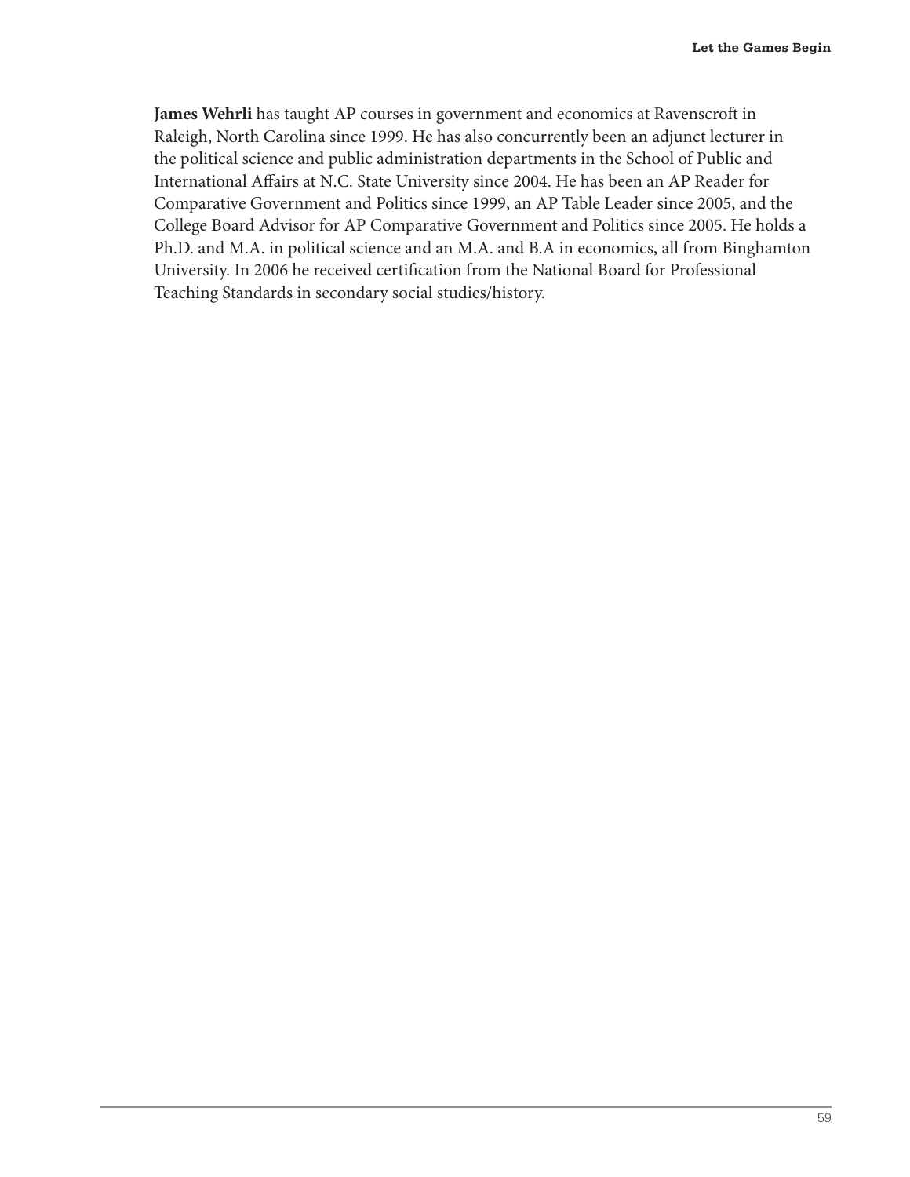**James Wehrli** has taught AP courses in government and economics at Ravenscroft in Raleigh, North Carolina since 1999. He has also concurrently been an adjunct lecturer in the political science and public administration departments in the School of Public and International Affairs at N.C. State University since 2004. He has been an AP Reader for Comparative Government and Politics since 1999, an AP Table Leader since 2005, and the College Board Advisor for AP Comparative Government and Politics since 2005. He holds a Ph.D. and M.A. in political science and an M.A. and B.A in economics, all from Binghamton University. In 2006 he received certification from the National Board for Professional Teaching Standards in secondary social studies/history.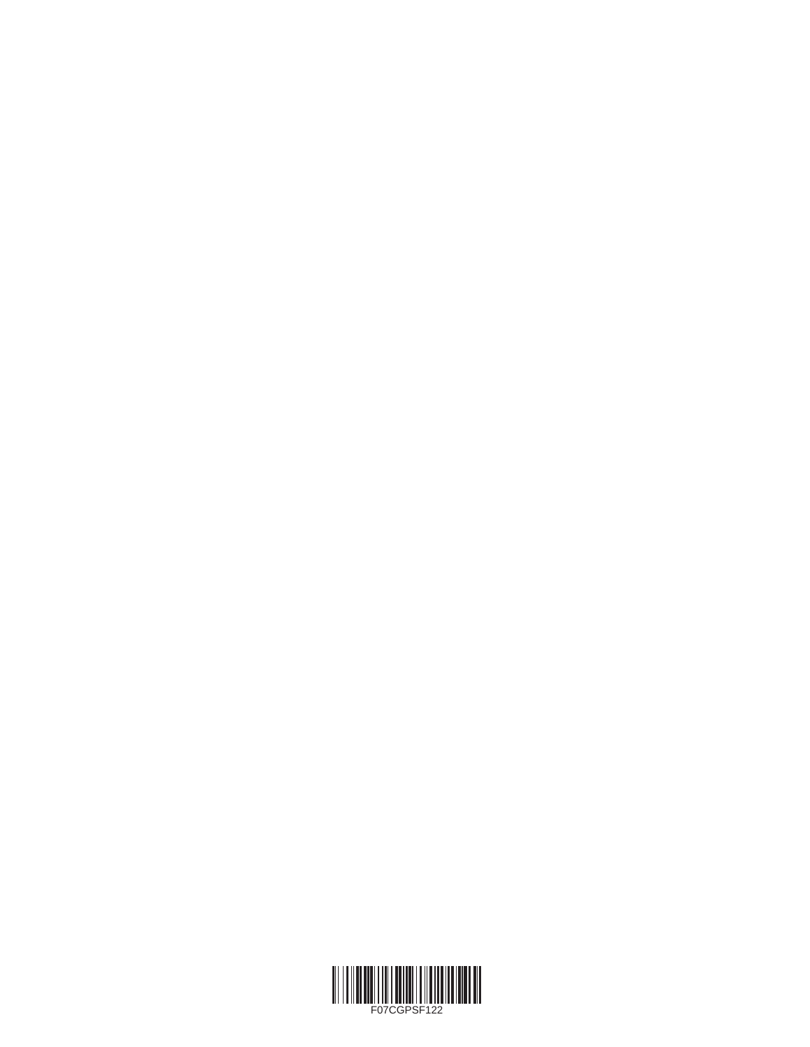F07CGPSF122